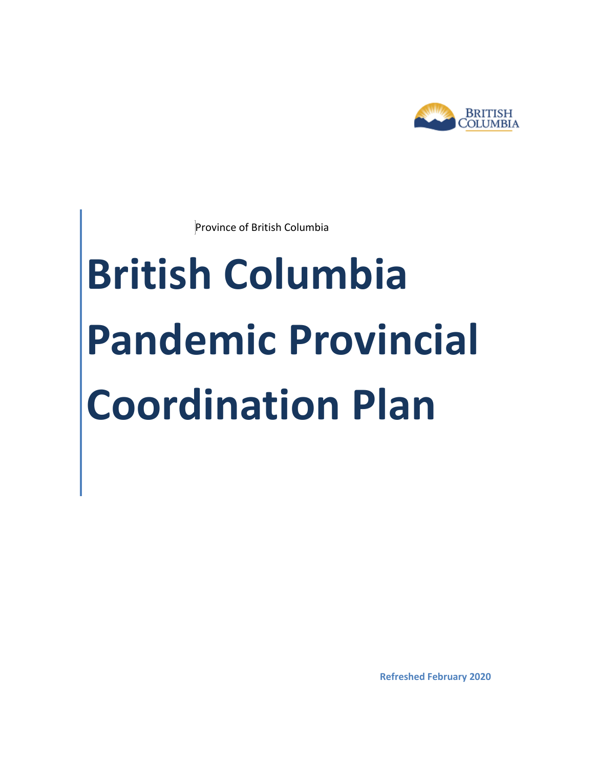Province of British Columbia

# British Columbia Pandemic Provincial Coordination Plan

**Refreshed February 2020**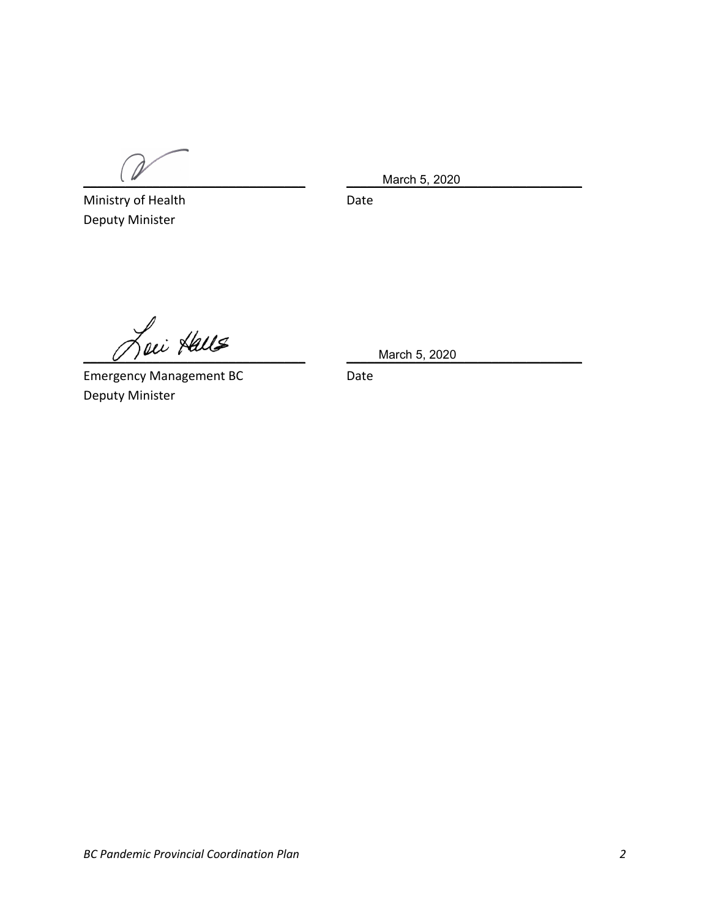| | |
|---|---|
| ______________________________ | March 5, 2020 |
| Ministry of Health | Date |
| Deputy Minister | |

| | |
|---|---|
| ______________________________ | March 5, 2020 |
| Emergency Management BC | Date |
| Deputy Minister | |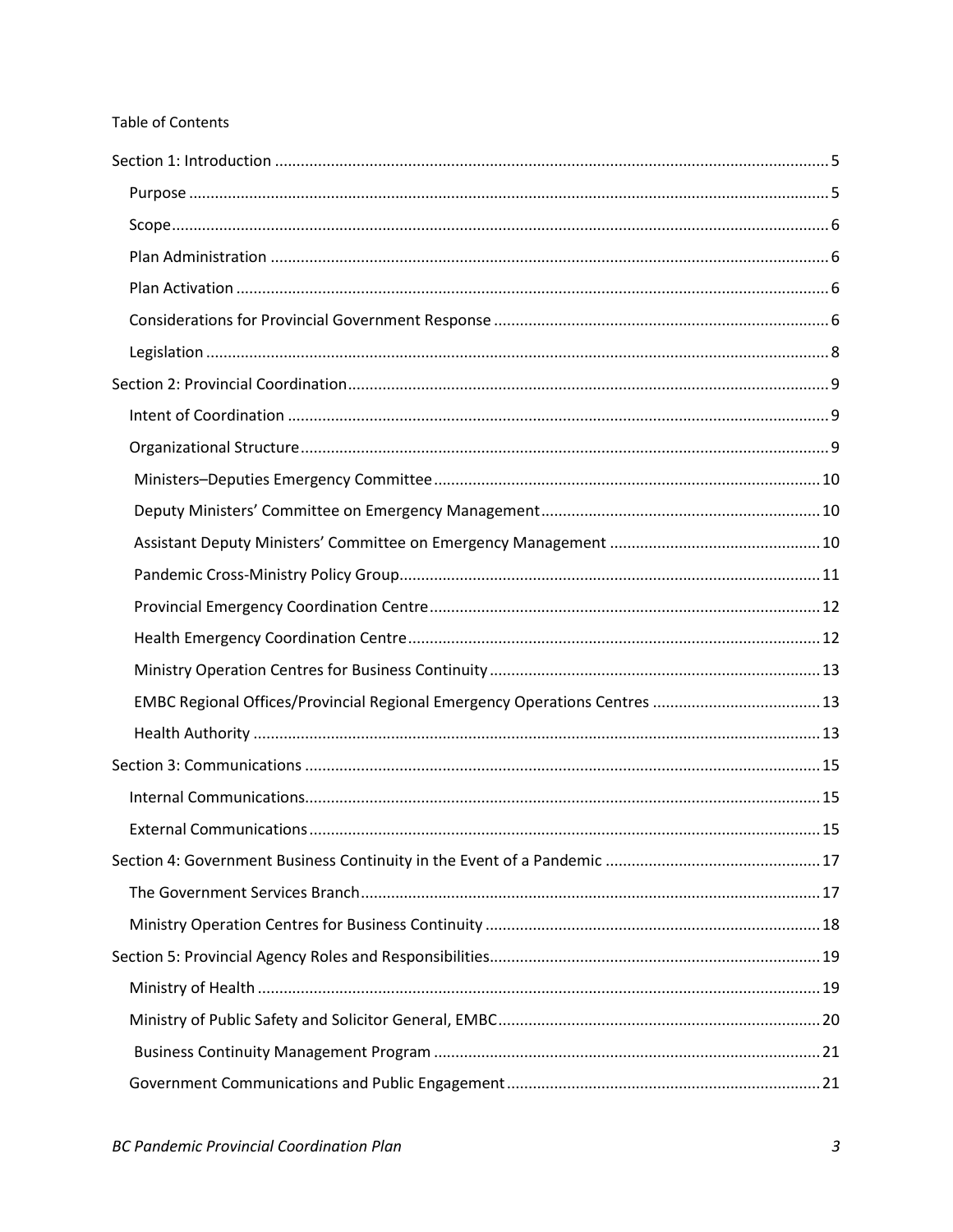Table of Contents

- Section 1: Introduction ..... 5
  - Purpose ..... 5
  - Scope ..... 6
  - Plan Administration ..... 6
  - Plan Activation ..... 6
  - Considerations for Provincial Government Response ..... 6
  - Legislation ..... 8
- Section 2: Provincial Coordination ..... 9
  - Intent of Coordination ..... 9
  - Organizational Structure ..... 9
    - Ministers–Deputies Emergency Committee ..... 10
    - Deputy Ministers' Committee on Emergency Management ..... 10
    - Assistant Deputy Ministers' Committee on Emergency Management ..... 10
    - Pandemic Cross-Ministry Policy Group ..... 11
    - Provincial Emergency Coordination Centre ..... 12
    - Health Emergency Coordination Centre ..... 12
    - Ministry Operation Centres for Business Continuity ..... 13
    - EMBC Regional Offices/Provincial Regional Emergency Operations Centres ..... 13
    - Health Authority ..... 13
- Section 3: Communications ..... 15
  - Internal Communications ..... 15
  - External Communications ..... 15
- Section 4: Government Business Continuity in the Event of a Pandemic ..... 17
  - The Government Services Branch ..... 17
  - Ministry Operation Centres for Business Continuity ..... 18
- Section 5: Provincial Agency Roles and Responsibilities ..... 19
  - Ministry of Health ..... 19
  - Ministry of Public Safety and Solicitor General, EMBC ..... 20
    - Business Continuity Management Program ..... 21
  - Government Communications and Public Engagement ..... 21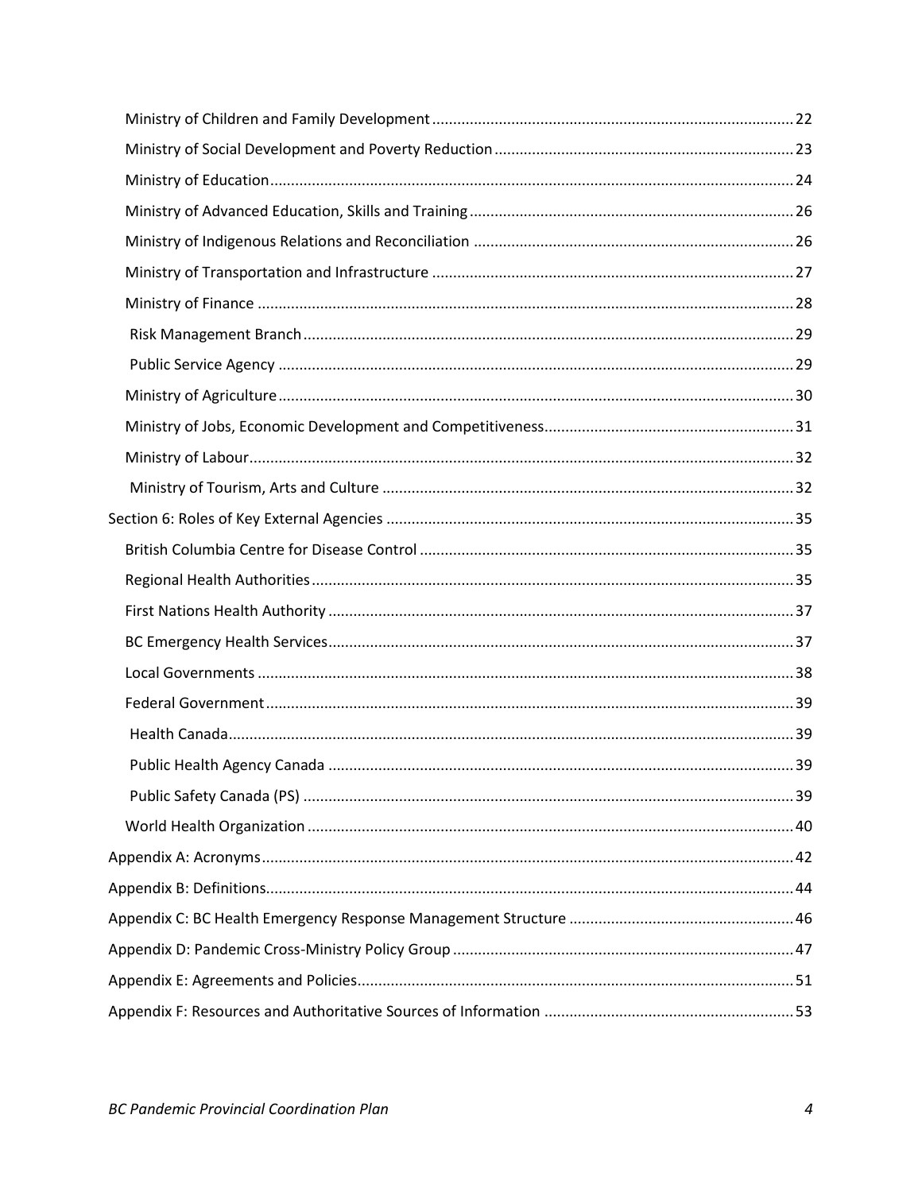Ministry of Children and Family Development ..... 22
Ministry of Social Development and Poverty Reduction ..... 23
Ministry of Education ..... 24
Ministry of Advanced Education, Skills and Training ..... 26
Ministry of Indigenous Relations and Reconciliation ..... 26
Ministry of Transportation and Infrastructure ..... 27
Ministry of Finance ..... 28
Risk Management Branch ..... 29
Public Service Agency ..... 29
Ministry of Agriculture ..... 30
Ministry of Jobs, Economic Development and Competitiveness ..... 31
Ministry of Labour ..... 32
Ministry of Tourism, Arts and Culture ..... 32
Section 6: Roles of Key External Agencies ..... 35
British Columbia Centre for Disease Control ..... 35
Regional Health Authorities ..... 35
First Nations Health Authority ..... 37
BC Emergency Health Services ..... 37
Local Governments ..... 38
Federal Government ..... 39
Health Canada ..... 39
Public Health Agency Canada ..... 39
Public Safety Canada (PS) ..... 39
World Health Organization ..... 40
Appendix A: Acronyms ..... 42
Appendix B: Definitions ..... 44
Appendix C: BC Health Emergency Response Management Structure ..... 46
Appendix D: Pandemic Cross-Ministry Policy Group ..... 47
Appendix E: Agreements and Policies ..... 51
Appendix F: Resources and Authoritative Sources of Information ..... 53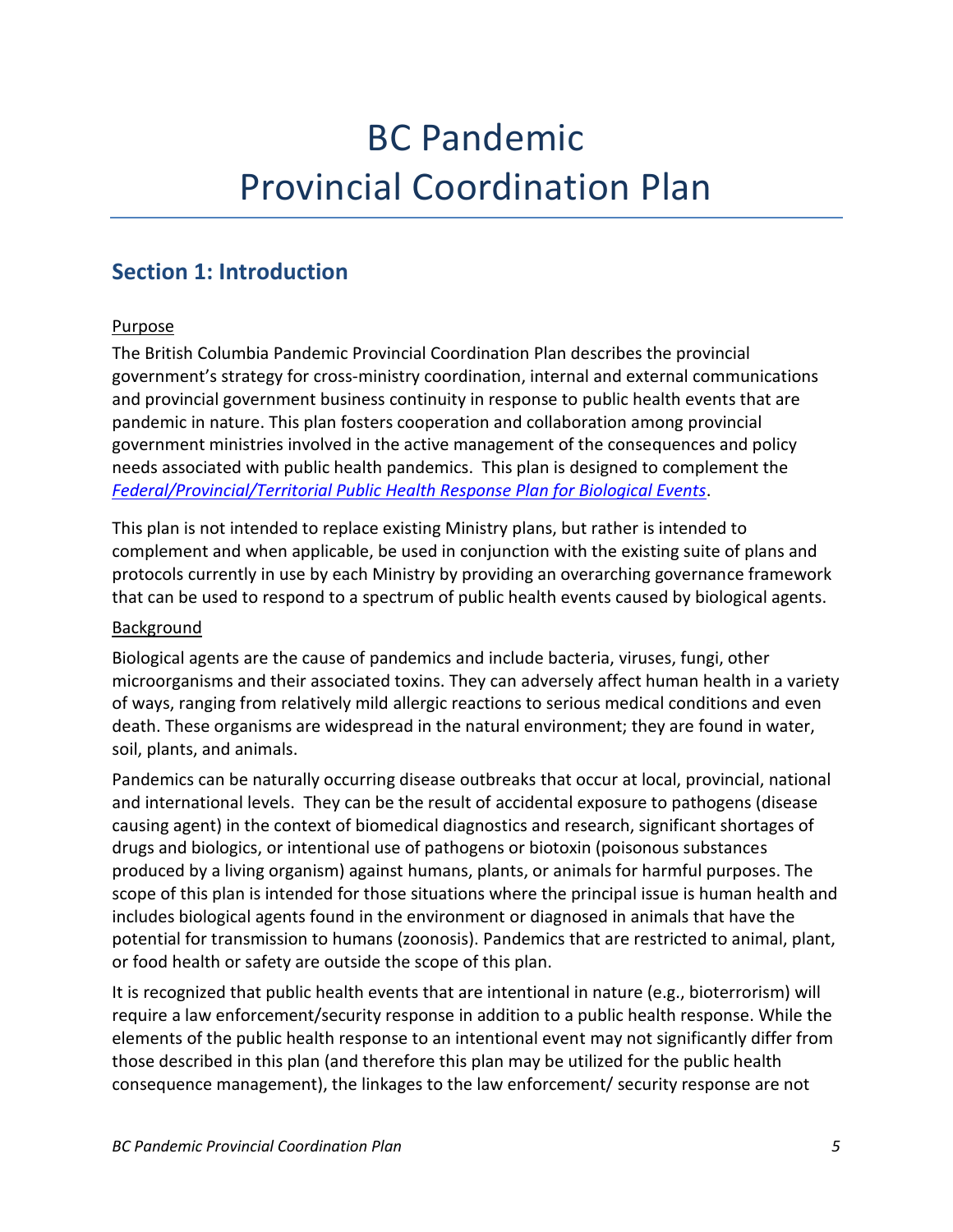# BC Pandemic Provincial Coordination Plan

## Section 1: Introduction

Purpose

The British Columbia Pandemic Provincial Coordination Plan describes the provincial government's strategy for cross-ministry coordination, internal and external communications and provincial government business continuity in response to public health events that are pandemic in nature. This plan fosters cooperation and collaboration among provincial government ministries involved in the active management of the consequences and policy needs associated with public health pandemics. This plan is designed to complement the *Federal/Provincial/Territorial Public Health Response Plan for Biological Events*.

This plan is not intended to replace existing Ministry plans, but rather is intended to complement and when applicable, be used in conjunction with the existing suite of plans and protocols currently in use by each Ministry by providing an overarching governance framework that can be used to respond to a spectrum of public health events caused by biological agents.

Background

Biological agents are the cause of pandemics and include bacteria, viruses, fungi, other microorganisms and their associated toxins. They can adversely affect human health in a variety of ways, ranging from relatively mild allergic reactions to serious medical conditions and even death. These organisms are widespread in the natural environment; they are found in water, soil, plants, and animals.

Pandemics can be naturally occurring disease outbreaks that occur at local, provincial, national and international levels. They can be the result of accidental exposure to pathogens (disease causing agent) in the context of biomedical diagnostics and research, significant shortages of drugs and biologics, or intentional use of pathogens or biotoxin (poisonous substances produced by a living organism) against humans, plants, or animals for harmful purposes. The scope of this plan is intended for those situations where the principal issue is human health and includes biological agents found in the environment or diagnosed in animals that have the potential for transmission to humans (zoonosis). Pandemics that are restricted to animal, plant, or food health or safety are outside the scope of this plan.

It is recognized that public health events that are intentional in nature (e.g., bioterrorism) will require a law enforcement/security response in addition to a public health response. While the elements of the public health response to an intentional event may not significantly differ from those described in this plan (and therefore this plan may be utilized for the public health consequence management), the linkages to the law enforcement/ security response are not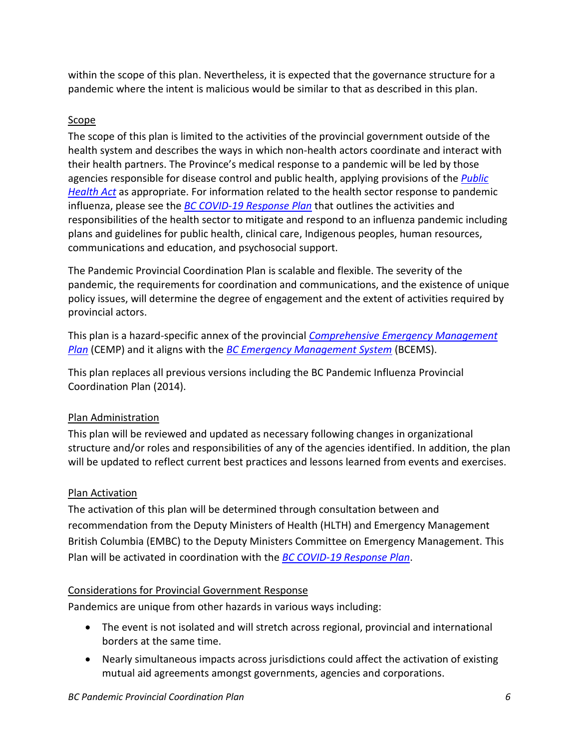within the scope of this plan. Nevertheless, it is expected that the governance structure for a pandemic where the intent is malicious would be similar to that as described in this plan.

### Scope

The scope of this plan is limited to the activities of the provincial government outside of the health system and describes the ways in which non-health actors coordinate and interact with their health partners. The Province's medical response to a pandemic will be led by those agencies responsible for disease control and public health, applying provisions of the *Public Health Act* as appropriate. For information related to the health sector response to pandemic influenza, please see the *BC COVID-19 Response Plan* that outlines the activities and responsibilities of the health sector to mitigate and respond to an influenza pandemic including plans and guidelines for public health, clinical care, Indigenous peoples, human resources, communications and education, and psychosocial support.

The Pandemic Provincial Coordination Plan is scalable and flexible. The severity of the pandemic, the requirements for coordination and communications, and the existence of unique policy issues, will determine the degree of engagement and the extent of activities required by provincial actors.

This plan is a hazard-specific annex of the provincial *Comprehensive Emergency Management Plan* (CEMP) and it aligns with the *BC Emergency Management System* (BCEMS).

This plan replaces all previous versions including the BC Pandemic Influenza Provincial Coordination Plan (2014).

### Plan Administration

This plan will be reviewed and updated as necessary following changes in organizational structure and/or roles and responsibilities of any of the agencies identified. In addition, the plan will be updated to reflect current best practices and lessons learned from events and exercises.

### Plan Activation

The activation of this plan will be determined through consultation between and recommendation from the Deputy Ministers of Health (HLTH) and Emergency Management British Columbia (EMBC) to the Deputy Ministers Committee on Emergency Management. This Plan will be activated in coordination with the *BC COVID-19 Response Plan*.

### Considerations for Provincial Government Response

Pandemics are unique from other hazards in various ways including:

- The event is not isolated and will stretch across regional, provincial and international borders at the same time.
- Nearly simultaneous impacts across jurisdictions could affect the activation of existing mutual aid agreements amongst governments, agencies and corporations.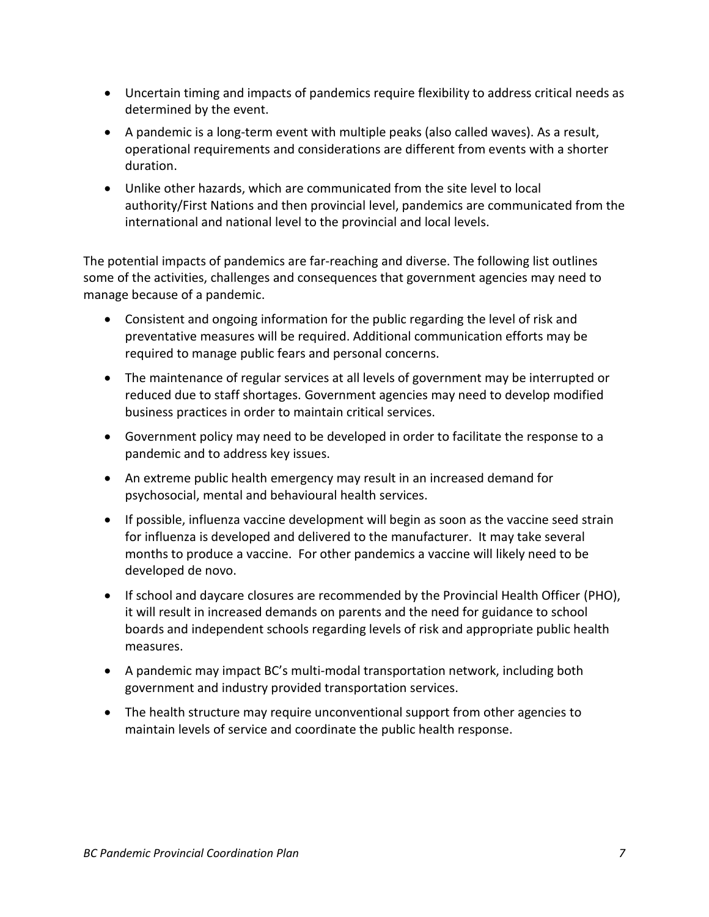- Uncertain timing and impacts of pandemics require flexibility to address critical needs as determined by the event.
- A pandemic is a long-term event with multiple peaks (also called waves). As a result, operational requirements and considerations are different from events with a shorter duration.
- Unlike other hazards, which are communicated from the site level to local authority/First Nations and then provincial level, pandemics are communicated from the international and national level to the provincial and local levels.

The potential impacts of pandemics are far-reaching and diverse. The following list outlines some of the activities, challenges and consequences that government agencies may need to manage because of a pandemic.

- Consistent and ongoing information for the public regarding the level of risk and preventative measures will be required. Additional communication efforts may be required to manage public fears and personal concerns.
- The maintenance of regular services at all levels of government may be interrupted or reduced due to staff shortages. Government agencies may need to develop modified business practices in order to maintain critical services.
- Government policy may need to be developed in order to facilitate the response to a pandemic and to address key issues.
- An extreme public health emergency may result in an increased demand for psychosocial, mental and behavioural health services.
- If possible, influenza vaccine development will begin as soon as the vaccine seed strain for influenza is developed and delivered to the manufacturer. It may take several months to produce a vaccine. For other pandemics a vaccine will likely need to be developed de novo.
- If school and daycare closures are recommended by the Provincial Health Officer (PHO), it will result in increased demands on parents and the need for guidance to school boards and independent schools regarding levels of risk and appropriate public health measures.
- A pandemic may impact BC's multi-modal transportation network, including both government and industry provided transportation services.
- The health structure may require unconventional support from other agencies to maintain levels of service and coordinate the public health response.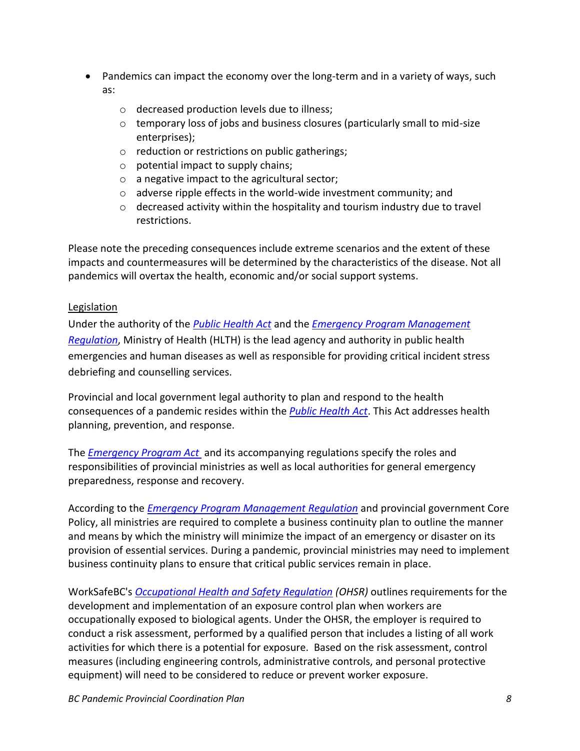- Pandemics can impact the economy over the long-term and in a variety of ways, such as:
  - decreased production levels due to illness;
  - temporary loss of jobs and business closures (particularly small to mid-size enterprises);
  - reduction or restrictions on public gatherings;
  - potential impact to supply chains;
  - a negative impact to the agricultural sector;
  - adverse ripple effects in the world-wide investment community; and
  - decreased activity within the hospitality and tourism industry due to travel restrictions.

Please note the preceding consequences include extreme scenarios and the extent of these impacts and countermeasures will be determined by the characteristics of the disease. Not all pandemics will overtax the health, economic and/or social support systems.

Legislation

Under the authority of the *Public Health Act* and the *Emergency Program Management Regulation*, Ministry of Health (HLTH) is the lead agency and authority in public health emergencies and human diseases as well as responsible for providing critical incident stress debriefing and counselling services.

Provincial and local government legal authority to plan and respond to the health consequences of a pandemic resides within the *Public Health Act*. This Act addresses health planning, prevention, and response.

The *Emergency Program Act* and its accompanying regulations specify the roles and responsibilities of provincial ministries as well as local authorities for general emergency preparedness, response and recovery.

According to the *Emergency Program Management Regulation* and provincial government Core Policy, all ministries are required to complete a business continuity plan to outline the manner and means by which the ministry will minimize the impact of an emergency or disaster on its provision of essential services. During a pandemic, provincial ministries may need to implement business continuity plans to ensure that critical public services remain in place.

WorkSafeBC's *Occupational Health and Safety Regulation (OHSR)* outlines requirements for the development and implementation of an exposure control plan when workers are occupationally exposed to biological agents. Under the OHSR, the employer is required to conduct a risk assessment, performed by a qualified person that includes a listing of all work activities for which there is a potential for exposure. Based on the risk assessment, control measures (including engineering controls, administrative controls, and personal protective equipment) will need to be considered to reduce or prevent worker exposure.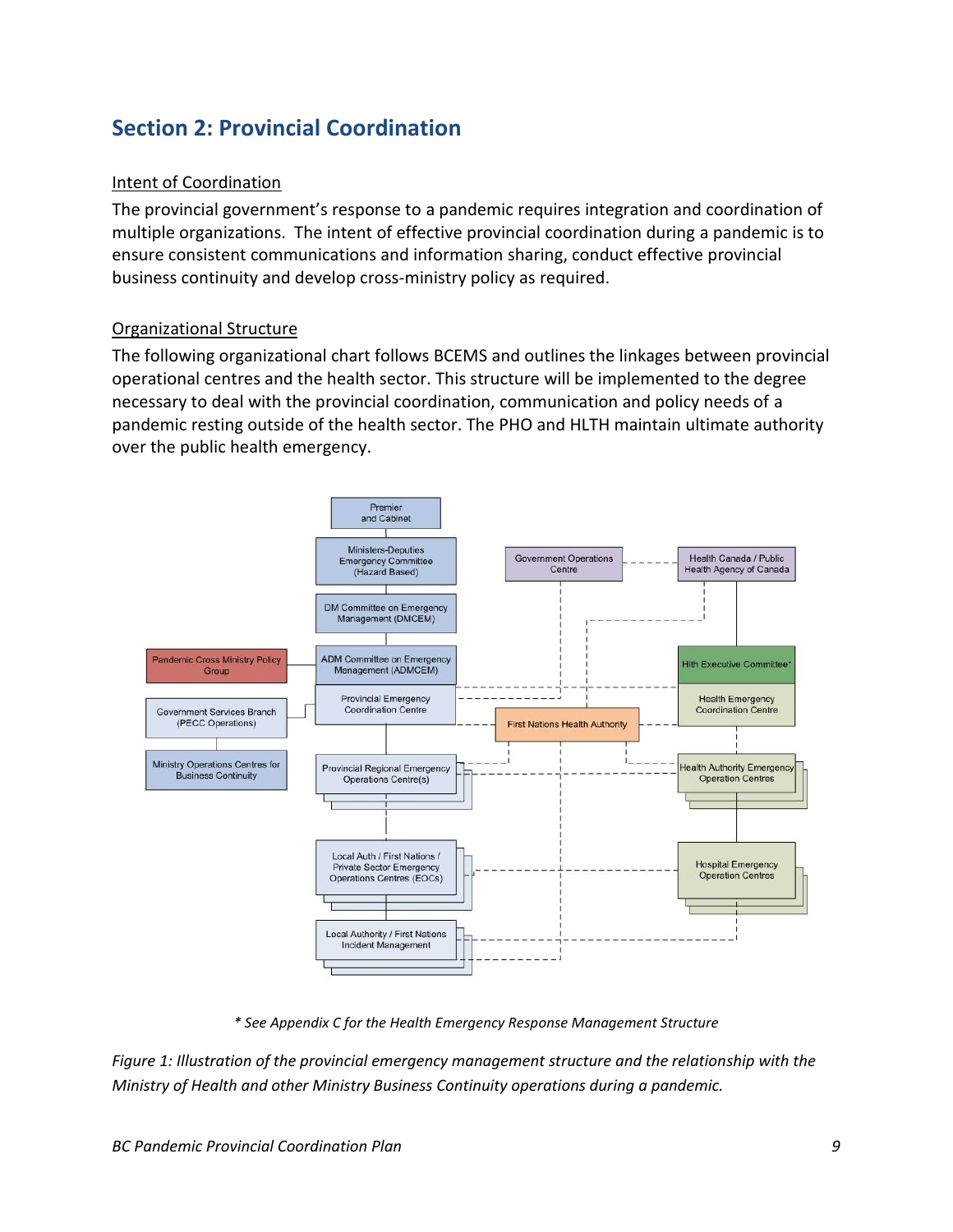## Section 2: Provincial Coordination

Intent of Coordination

The provincial government's response to a pandemic requires integration and coordination of multiple organizations. The intent of effective provincial coordination during a pandemic is to ensure consistent communications and information sharing, conduct effective provincial business continuity and develop cross-ministry policy as required.

Organizational Structure

The following organizational chart follows BCEMS and outlines the linkages between provincial operational centres and the health sector. This structure will be implemented to the degree necessary to deal with the provincial coordination, communication and policy needs of a pandemic resting outside of the health sector. The PHO and HLTH maintain ultimate authority over the public health emergency.

Premier and Cabinet

Ministers-Deputies Emergency Committee (Hazard Based)

DM Committee on Emergency Management (DMCEM)

ADM Committee on Emergency Management (ADMCEM)

Pandemic Cross Ministry Policy Group

Government Services Branch (PECC Operations)

Ministry Operations Centres for Business Continuity

Provincial Emergency Coordination Centre

Provincial Regional Emergency Operations Centre(s)

Local Auth / First Nations / Private Sector Emergency Operations Centres (EOCs)

Local Authority / First Nations Incident Management

Government Operations Centre

Health Canada / Public Health Agency of Canada

Hlth Executive Committee*

Health Emergency Coordination Centre

First Nations Health Authority

Health Authority Emergency Operation Centres

Hospital Emergency Operation Centres

*\* See Appendix C for the Health Emergency Response Management Structure*

*Figure 1: Illustration of the provincial emergency management structure and the relationship with the Ministry of Health and other Ministry Business Continuity operations during a pandemic.*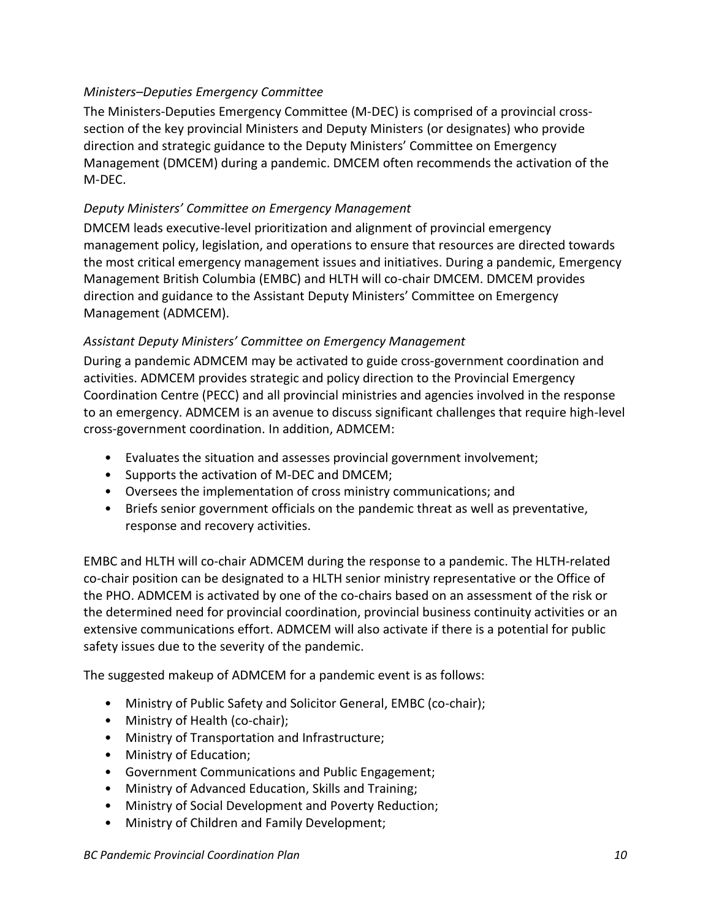### *Ministers–Deputies Emergency Committee*

The Ministers-Deputies Emergency Committee (M-DEC) is comprised of a provincial cross-section of the key provincial Ministers and Deputy Ministers (or designates) who provide direction and strategic guidance to the Deputy Ministers' Committee on Emergency Management (DMCEM) during a pandemic. DMCEM often recommends the activation of the M-DEC.

### *Deputy Ministers' Committee on Emergency Management*

DMCEM leads executive-level prioritization and alignment of provincial emergency management policy, legislation, and operations to ensure that resources are directed towards the most critical emergency management issues and initiatives. During a pandemic, Emergency Management British Columbia (EMBC) and HLTH will co-chair DMCEM. DMCEM provides direction and guidance to the Assistant Deputy Ministers' Committee on Emergency Management (ADMCEM).

### *Assistant Deputy Ministers' Committee on Emergency Management*

During a pandemic ADMCEM may be activated to guide cross-government coordination and activities. ADMCEM provides strategic and policy direction to the Provincial Emergency Coordination Centre (PECC) and all provincial ministries and agencies involved in the response to an emergency. ADMCEM is an avenue to discuss significant challenges that require high-level cross-government coordination. In addition, ADMCEM:

- Evaluates the situation and assesses provincial government involvement;
- Supports the activation of M-DEC and DMCEM;
- Oversees the implementation of cross ministry communications; and
- Briefs senior government officials on the pandemic threat as well as preventative, response and recovery activities.

EMBC and HLTH will co-chair ADMCEM during the response to a pandemic. The HLTH-related co-chair position can be designated to a HLTH senior ministry representative or the Office of the PHO. ADMCEM is activated by one of the co-chairs based on an assessment of the risk or the determined need for provincial coordination, provincial business continuity activities or an extensive communications effort. ADMCEM will also activate if there is a potential for public safety issues due to the severity of the pandemic.

The suggested makeup of ADMCEM for a pandemic event is as follows:

- Ministry of Public Safety and Solicitor General, EMBC (co-chair);
- Ministry of Health (co-chair);
- Ministry of Transportation and Infrastructure;
- Ministry of Education;
- Government Communications and Public Engagement;
- Ministry of Advanced Education, Skills and Training;
- Ministry of Social Development and Poverty Reduction;
- Ministry of Children and Family Development;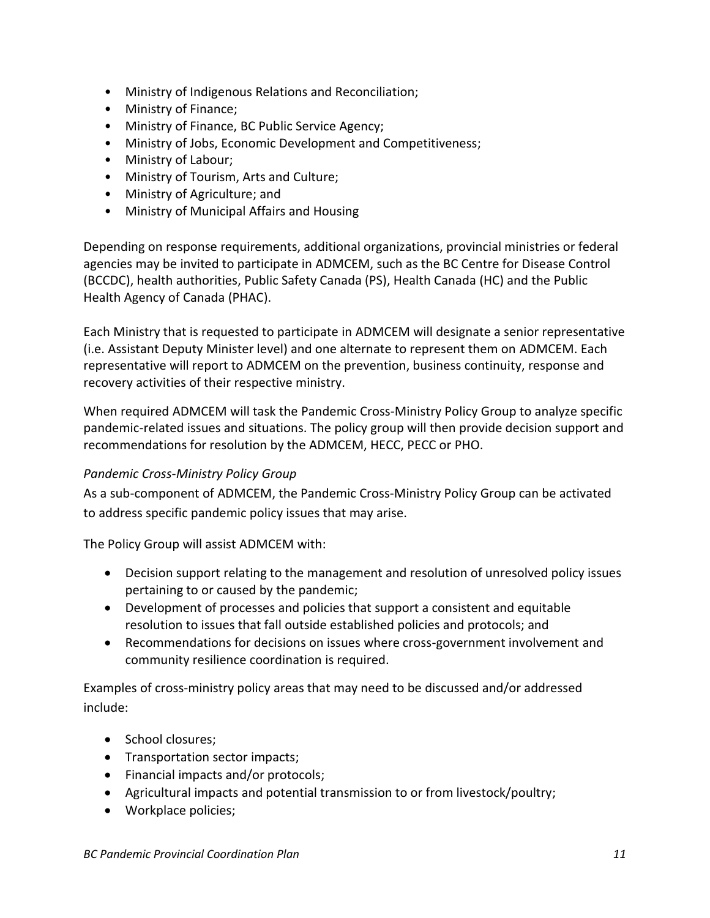- Ministry of Indigenous Relations and Reconciliation;
- Ministry of Finance;
- Ministry of Finance, BC Public Service Agency;
- Ministry of Jobs, Economic Development and Competitiveness;
- Ministry of Labour;
- Ministry of Tourism, Arts and Culture;
- Ministry of Agriculture; and
- Ministry of Municipal Affairs and Housing

Depending on response requirements, additional organizations, provincial ministries or federal agencies may be invited to participate in ADMCEM, such as the BC Centre for Disease Control (BCCDC), health authorities, Public Safety Canada (PS), Health Canada (HC) and the Public Health Agency of Canada (PHAC).

Each Ministry that is requested to participate in ADMCEM will designate a senior representative (i.e. Assistant Deputy Minister level) and one alternate to represent them on ADMCEM. Each representative will report to ADMCEM on the prevention, business continuity, response and recovery activities of their respective ministry.

When required ADMCEM will task the Pandemic Cross-Ministry Policy Group to analyze specific pandemic-related issues and situations. The policy group will then provide decision support and recommendations for resolution by the ADMCEM, HECC, PECC or PHO.

*Pandemic Cross-Ministry Policy Group*

As a sub-component of ADMCEM, the Pandemic Cross-Ministry Policy Group can be activated to address specific pandemic policy issues that may arise.

The Policy Group will assist ADMCEM with:

- Decision support relating to the management and resolution of unresolved policy issues pertaining to or caused by the pandemic;
- Development of processes and policies that support a consistent and equitable resolution to issues that fall outside established policies and protocols; and
- Recommendations for decisions on issues where cross-government involvement and community resilience coordination is required.

Examples of cross-ministry policy areas that may need to be discussed and/or addressed include:

- School closures;
- Transportation sector impacts;
- Financial impacts and/or protocols;
- Agricultural impacts and potential transmission to or from livestock/poultry;
- Workplace policies;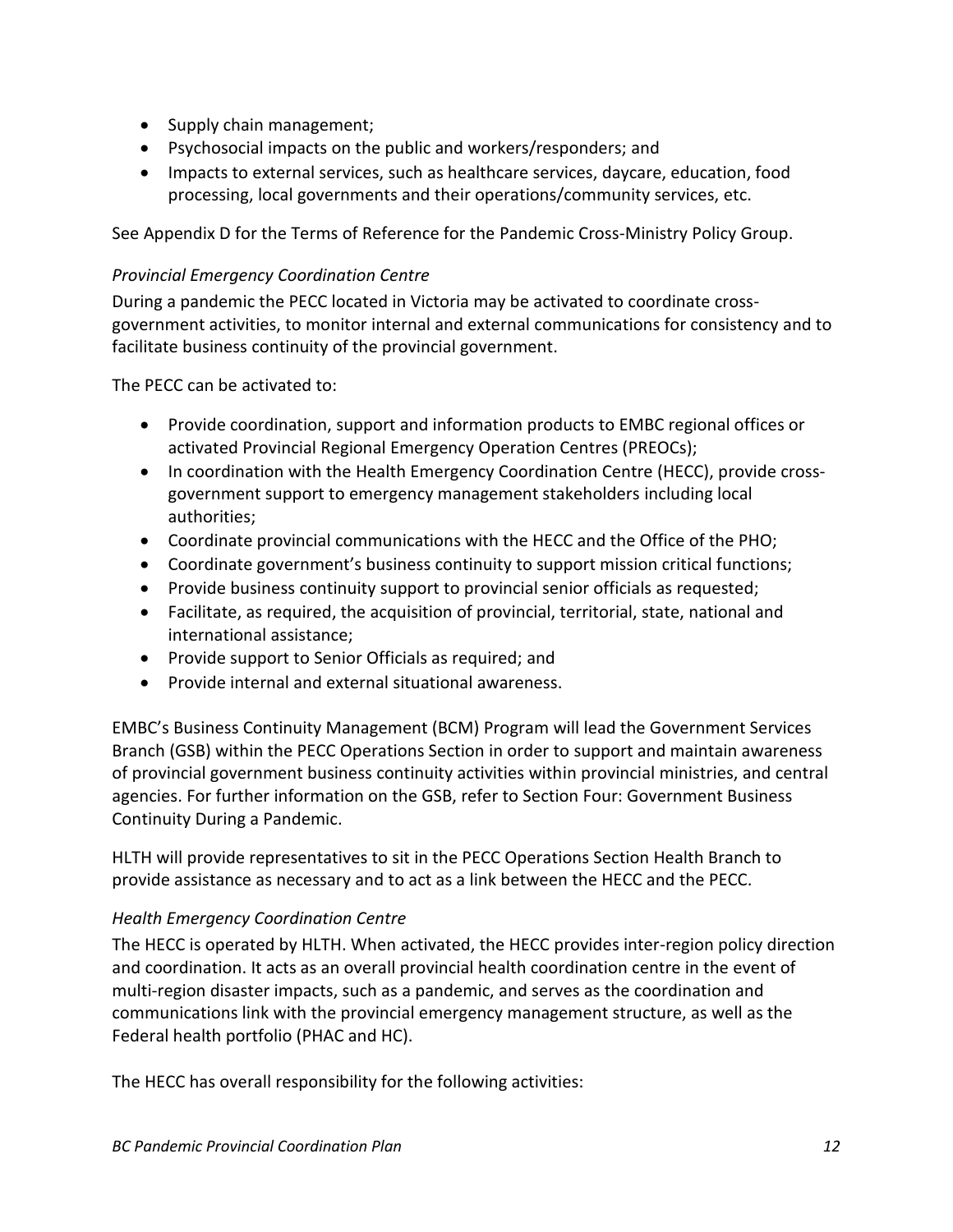- Supply chain management;
- Psychosocial impacts on the public and workers/responders; and
- Impacts to external services, such as healthcare services, daycare, education, food processing, local governments and their operations/community services, etc.

See Appendix D for the Terms of Reference for the Pandemic Cross-Ministry Policy Group.

### *Provincial Emergency Coordination Centre*

During a pandemic the PECC located in Victoria may be activated to coordinate cross-government activities, to monitor internal and external communications for consistency and to facilitate business continuity of the provincial government.

The PECC can be activated to:

- Provide coordination, support and information products to EMBC regional offices or activated Provincial Regional Emergency Operation Centres (PREOCs);
- In coordination with the Health Emergency Coordination Centre (HECC), provide cross-government support to emergency management stakeholders including local authorities;
- Coordinate provincial communications with the HECC and the Office of the PHO;
- Coordinate government's business continuity to support mission critical functions;
- Provide business continuity support to provincial senior officials as requested;
- Facilitate, as required, the acquisition of provincial, territorial, state, national and international assistance;
- Provide support to Senior Officials as required; and
- Provide internal and external situational awareness.

EMBC's Business Continuity Management (BCM) Program will lead the Government Services Branch (GSB) within the PECC Operations Section in order to support and maintain awareness of provincial government business continuity activities within provincial ministries, and central agencies. For further information on the GSB, refer to Section Four: Government Business Continuity During a Pandemic.

HLTH will provide representatives to sit in the PECC Operations Section Health Branch to provide assistance as necessary and to act as a link between the HECC and the PECC.

### *Health Emergency Coordination Centre*

The HECC is operated by HLTH. When activated, the HECC provides inter-region policy direction and coordination. It acts as an overall provincial health coordination centre in the event of multi-region disaster impacts, such as a pandemic, and serves as the coordination and communications link with the provincial emergency management structure, as well as the Federal health portfolio (PHAC and HC).

The HECC has overall responsibility for the following activities: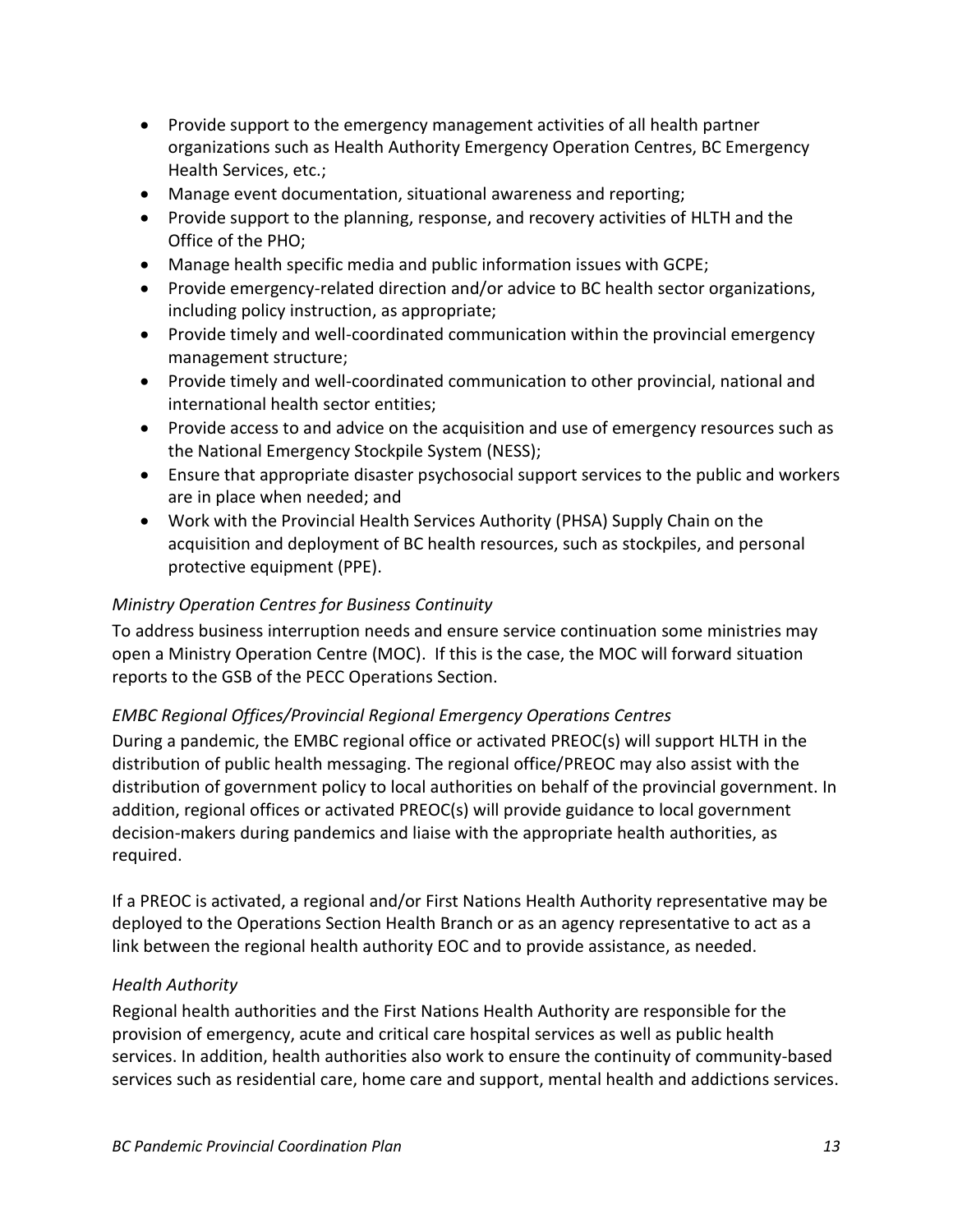- Provide support to the emergency management activities of all health partner organizations such as Health Authority Emergency Operation Centres, BC Emergency Health Services, etc.;
- Manage event documentation, situational awareness and reporting;
- Provide support to the planning, response, and recovery activities of HLTH and the Office of the PHO;
- Manage health specific media and public information issues with GCPE;
- Provide emergency-related direction and/or advice to BC health sector organizations, including policy instruction, as appropriate;
- Provide timely and well-coordinated communication within the provincial emergency management structure;
- Provide timely and well-coordinated communication to other provincial, national and international health sector entities;
- Provide access to and advice on the acquisition and use of emergency resources such as the National Emergency Stockpile System (NESS);
- Ensure that appropriate disaster psychosocial support services to the public and workers are in place when needed; and
- Work with the Provincial Health Services Authority (PHSA) Supply Chain on the acquisition and deployment of BC health resources, such as stockpiles, and personal protective equipment (PPE).

*Ministry Operation Centres for Business Continuity*

To address business interruption needs and ensure service continuation some ministries may open a Ministry Operation Centre (MOC). If this is the case, the MOC will forward situation reports to the GSB of the PECC Operations Section.

*EMBC Regional Offices/Provincial Regional Emergency Operations Centres*

During a pandemic, the EMBC regional office or activated PREOC(s) will support HLTH in the distribution of public health messaging. The regional office/PREOC may also assist with the distribution of government policy to local authorities on behalf of the provincial government. In addition, regional offices or activated PREOC(s) will provide guidance to local government decision-makers during pandemics and liaise with the appropriate health authorities, as required.

If a PREOC is activated, a regional and/or First Nations Health Authority representative may be deployed to the Operations Section Health Branch or as an agency representative to act as a link between the regional health authority EOC and to provide assistance, as needed.

*Health Authority*

Regional health authorities and the First Nations Health Authority are responsible for the provision of emergency, acute and critical care hospital services as well as public health services. In addition, health authorities also work to ensure the continuity of community-based services such as residential care, home care and support, mental health and addictions services.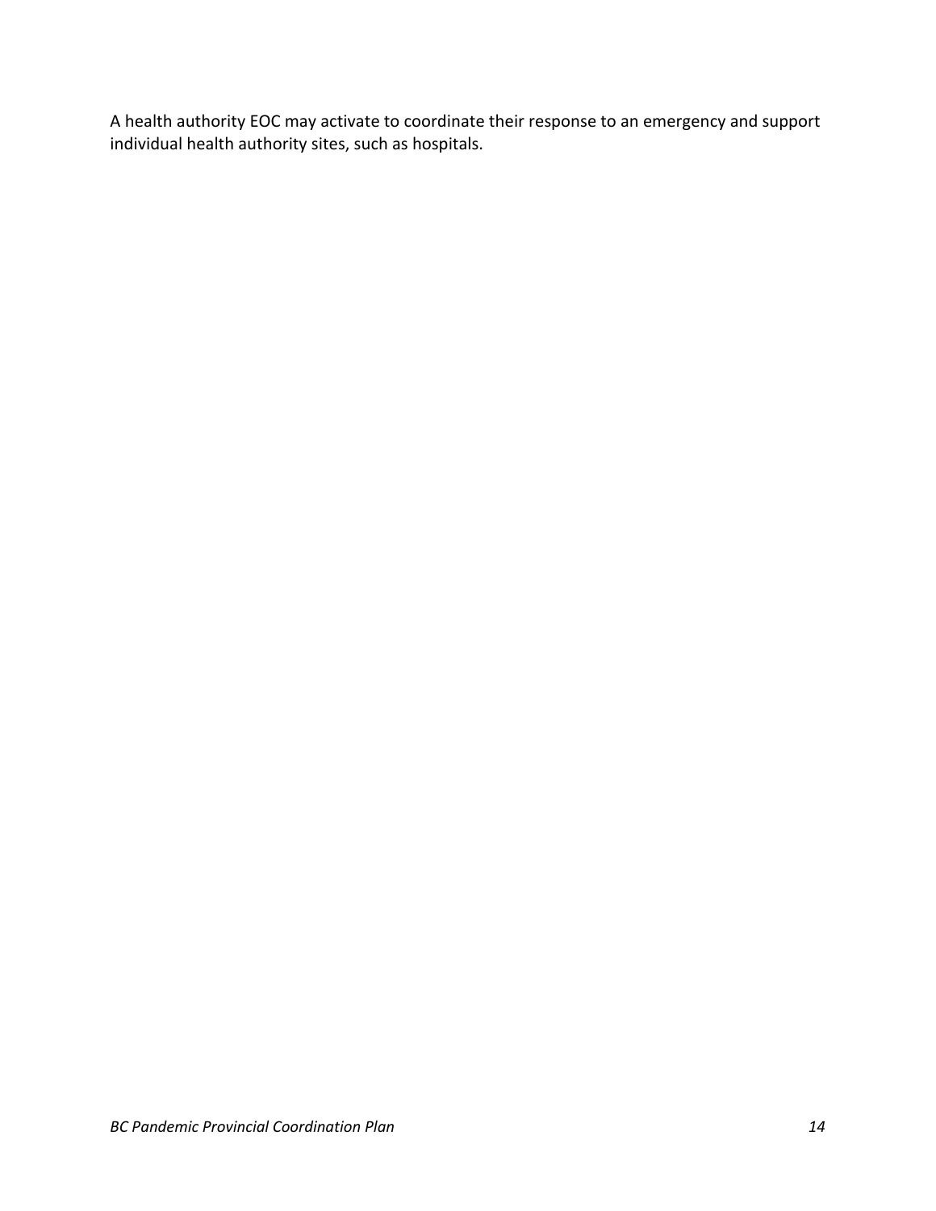A health authority EOC may activate to coordinate their response to an emergency and support individual health authority sites, such as hospitals.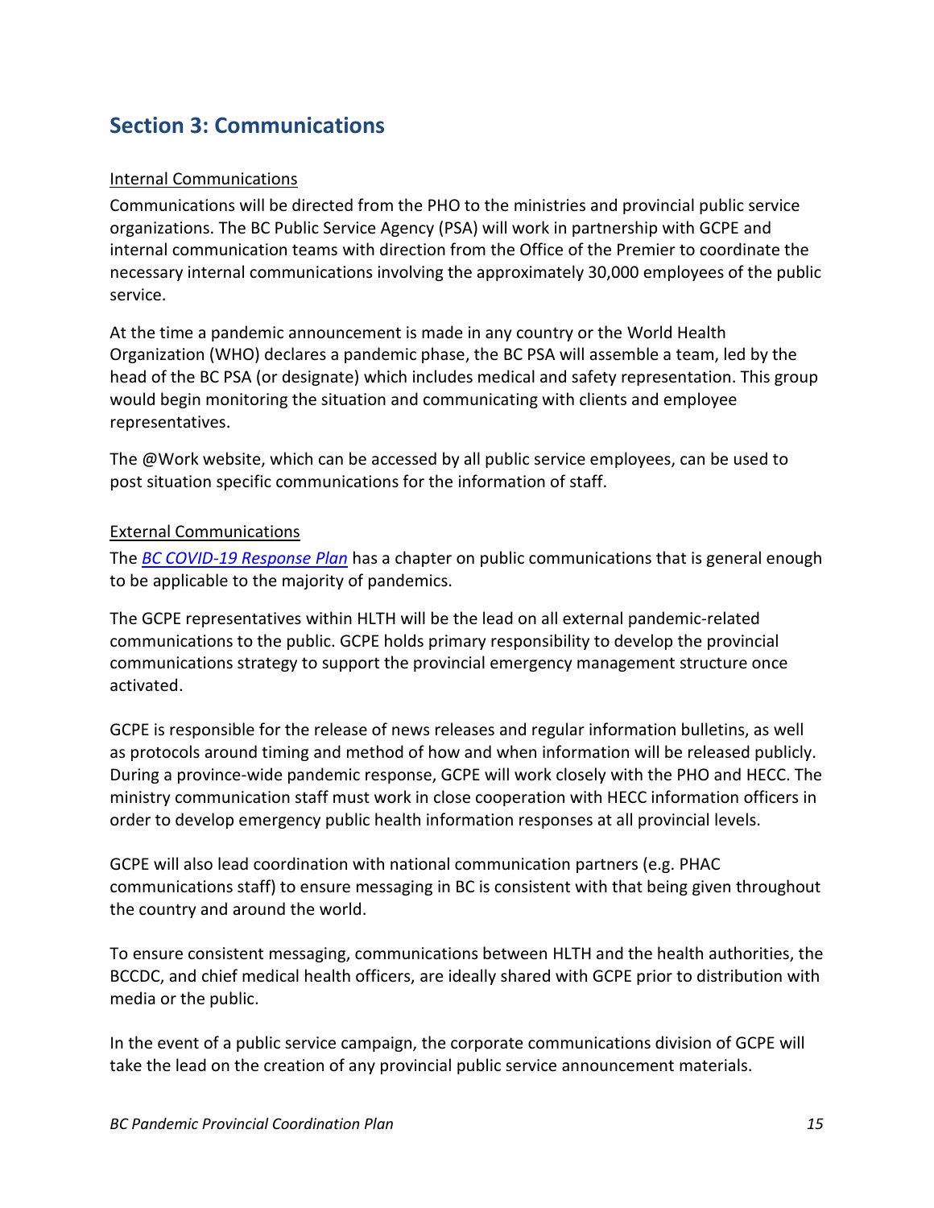## Section 3: Communications

Internal Communications

Communications will be directed from the PHO to the ministries and provincial public service organizations. The BC Public Service Agency (PSA) will work in partnership with GCPE and internal communication teams with direction from the Office of the Premier to coordinate the necessary internal communications involving the approximately 30,000 employees of the public service.

At the time a pandemic announcement is made in any country or the World Health Organization (WHO) declares a pandemic phase, the BC PSA will assemble a team, led by the head of the BC PSA (or designate) which includes medical and safety representation. This group would begin monitoring the situation and communicating with clients and employee representatives.

The @Work website, which can be accessed by all public service employees, can be used to post situation specific communications for the information of staff.

External Communications

The *BC COVID-19 Response Plan* has a chapter on public communications that is general enough to be applicable to the majority of pandemics.

The GCPE representatives within HLTH will be the lead on all external pandemic-related communications to the public. GCPE holds primary responsibility to develop the provincial communications strategy to support the provincial emergency management structure once activated.

GCPE is responsible for the release of news releases and regular information bulletins, as well as protocols around timing and method of how and when information will be released publicly. During a province-wide pandemic response, GCPE will work closely with the PHO and HECC. The ministry communication staff must work in close cooperation with HECC information officers in order to develop emergency public health information responses at all provincial levels.

GCPE will also lead coordination with national communication partners (e.g. PHAC communications staff) to ensure messaging in BC is consistent with that being given throughout the country and around the world.

To ensure consistent messaging, communications between HLTH and the health authorities, the BCCDC, and chief medical health officers, are ideally shared with GCPE prior to distribution with media or the public.

In the event of a public service campaign, the corporate communications division of GCPE will take the lead on the creation of any provincial public service announcement materials.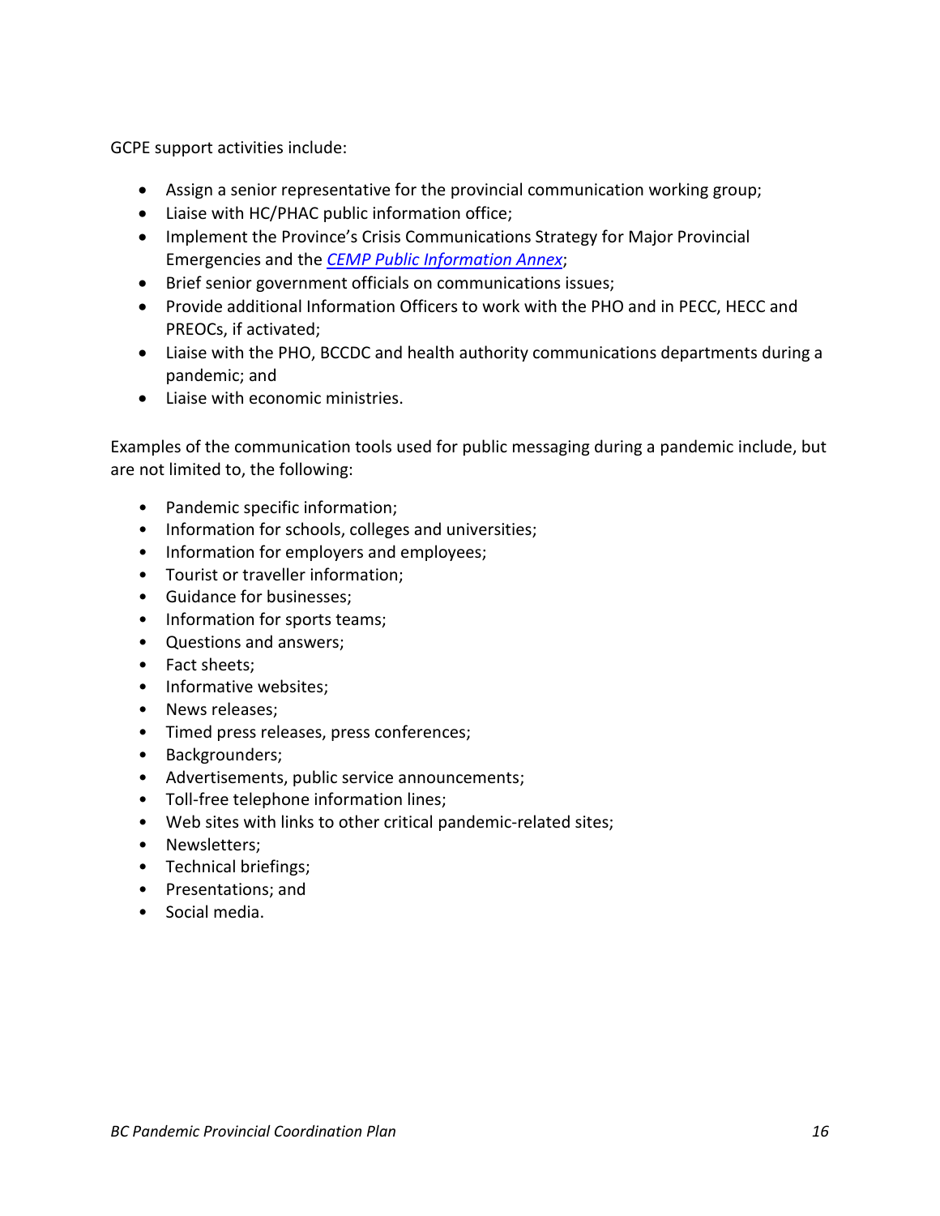GCPE support activities include:

- Assign a senior representative for the provincial communication working group;
- Liaise with HC/PHAC public information office;
- Implement the Province's Crisis Communications Strategy for Major Provincial Emergencies and the *CEMP Public Information Annex*;
- Brief senior government officials on communications issues;
- Provide additional Information Officers to work with the PHO and in PECC, HECC and PREOCs, if activated;
- Liaise with the PHO, BCCDC and health authority communications departments during a pandemic; and
- Liaise with economic ministries.

Examples of the communication tools used for public messaging during a pandemic include, but are not limited to, the following:

- Pandemic specific information;
- Information for schools, colleges and universities;
- Information for employers and employees;
- Tourist or traveller information;
- Guidance for businesses;
- Information for sports teams;
- Questions and answers;
- Fact sheets;
- Informative websites;
- News releases;
- Timed press releases, press conferences;
- Backgrounders;
- Advertisements, public service announcements;
- Toll-free telephone information lines;
- Web sites with links to other critical pandemic-related sites;
- Newsletters;
- Technical briefings;
- Presentations; and
- Social media.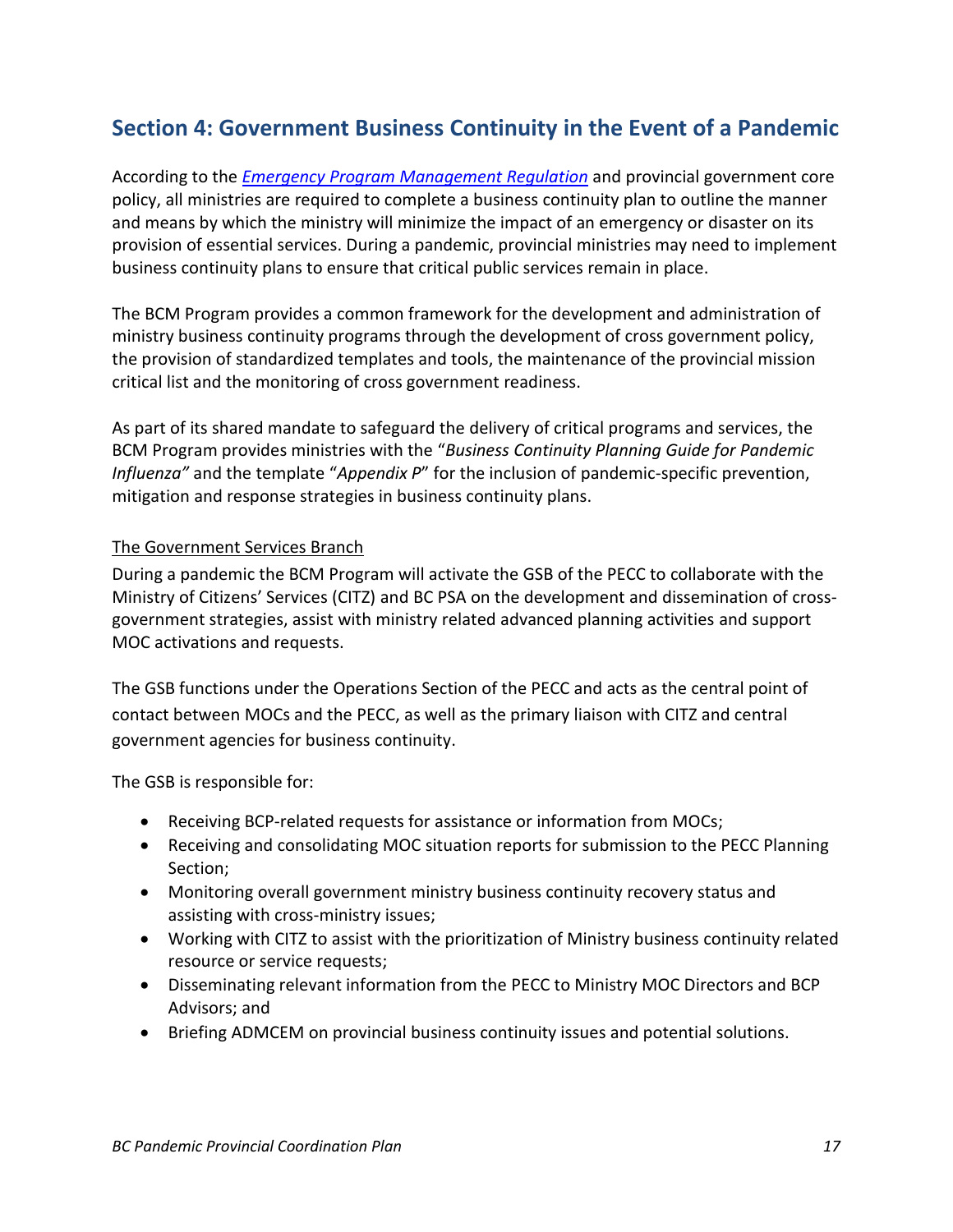## Section 4: Government Business Continuity in the Event of a Pandemic

According to the [*Emergency Program Management Regulation*]() and provincial government core policy, all ministries are required to complete a business continuity plan to outline the manner and means by which the ministry will minimize the impact of an emergency or disaster on its provision of essential services. During a pandemic, provincial ministries may need to implement business continuity plans to ensure that critical public services remain in place.

The BCM Program provides a common framework for the development and administration of ministry business continuity programs through the development of cross government policy, the provision of standardized templates and tools, the maintenance of the provincial mission critical list and the monitoring of cross government readiness.

As part of its shared mandate to safeguard the delivery of critical programs and services, the BCM Program provides ministries with the "*Business Continuity Planning Guide for Pandemic Influenza"* and the template "*Appendix P*" for the inclusion of pandemic-specific prevention, mitigation and response strategies in business continuity plans.

<u>The Government Services Branch</u>

During a pandemic the BCM Program will activate the GSB of the PECC to collaborate with the Ministry of Citizens' Services (CITZ) and BC PSA on the development and dissemination of cross-government strategies, assist with ministry related advanced planning activities and support MOC activations and requests.

The GSB functions under the Operations Section of the PECC and acts as the central point of contact between MOCs and the PECC, as well as the primary liaison with CITZ and central government agencies for business continuity.

The GSB is responsible for:

- Receiving BCP-related requests for assistance or information from MOCs;
- Receiving and consolidating MOC situation reports for submission to the PECC Planning Section;
- Monitoring overall government ministry business continuity recovery status and assisting with cross-ministry issues;
- Working with CITZ to assist with the prioritization of Ministry business continuity related resource or service requests;
- Disseminating relevant information from the PECC to Ministry MOC Directors and BCP Advisors; and
- Briefing ADMCEM on provincial business continuity issues and potential solutions.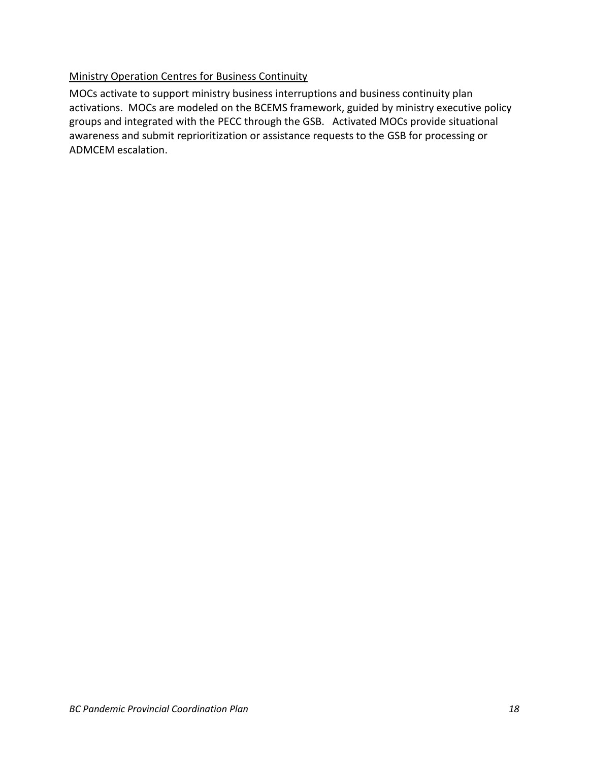### Ministry Operation Centres for Business Continuity

MOCs activate to support ministry business interruptions and business continuity plan activations. MOCs are modeled on the BCEMS framework, guided by ministry executive policy groups and integrated with the PECC through the GSB. Activated MOCs provide situational awareness and submit reprioritization or assistance requests to the GSB for processing or ADMCEM escalation.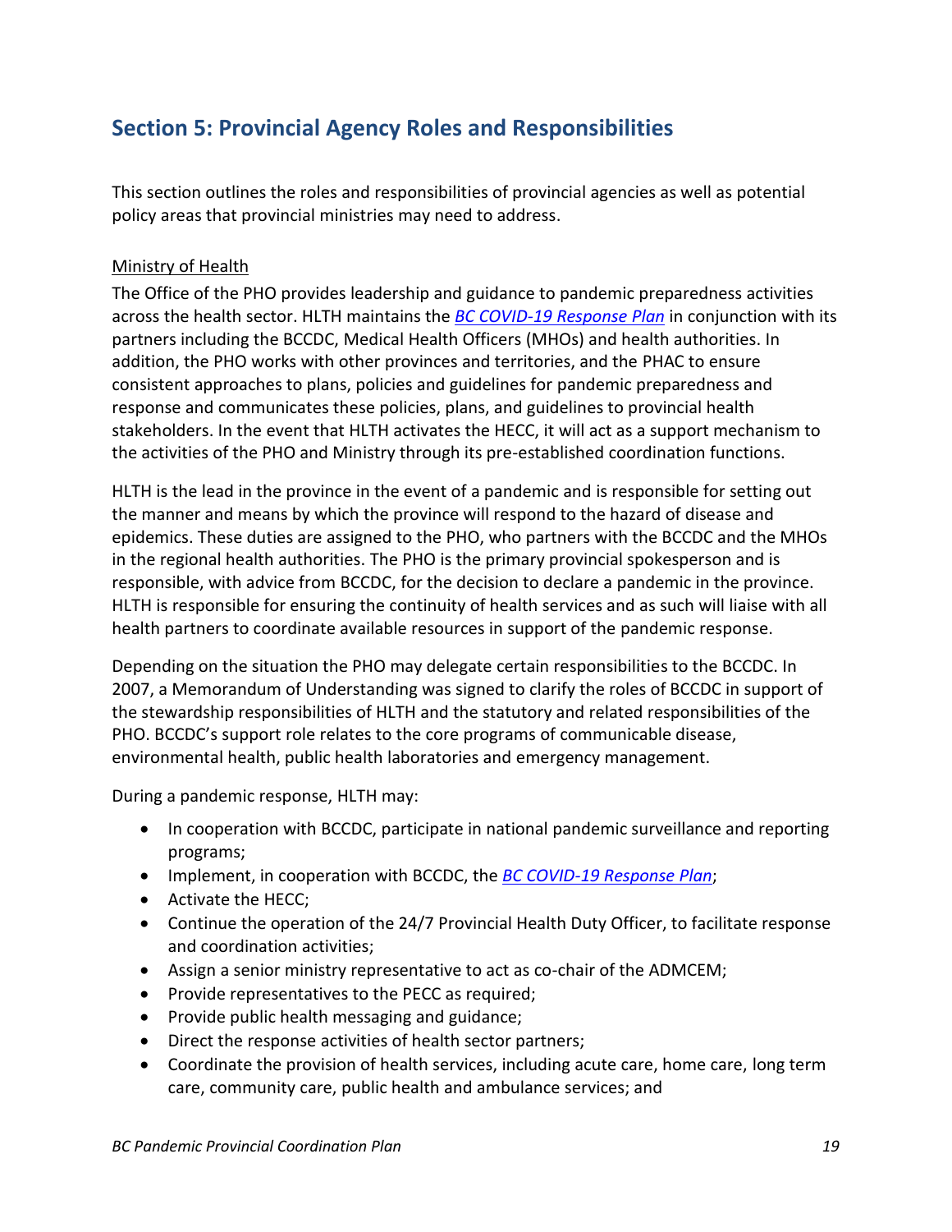## Section 5: Provincial Agency Roles and Responsibilities

This section outlines the roles and responsibilities of provincial agencies as well as potential policy areas that provincial ministries may need to address.

Ministry of Health

The Office of the PHO provides leadership and guidance to pandemic preparedness activities across the health sector. HLTH maintains the *BC COVID-19 Response Plan* in conjunction with its partners including the BCCDC, Medical Health Officers (MHOs) and health authorities. In addition, the PHO works with other provinces and territories, and the PHAC to ensure consistent approaches to plans, policies and guidelines for pandemic preparedness and response and communicates these policies, plans, and guidelines to provincial health stakeholders. In the event that HLTH activates the HECC, it will act as a support mechanism to the activities of the PHO and Ministry through its pre-established coordination functions.

HLTH is the lead in the province in the event of a pandemic and is responsible for setting out the manner and means by which the province will respond to the hazard of disease and epidemics. These duties are assigned to the PHO, who partners with the BCCDC and the MHOs in the regional health authorities. The PHO is the primary provincial spokesperson and is responsible, with advice from BCCDC, for the decision to declare a pandemic in the province. HLTH is responsible for ensuring the continuity of health services and as such will liaise with all health partners to coordinate available resources in support of the pandemic response.

Depending on the situation the PHO may delegate certain responsibilities to the BCCDC. In 2007, a Memorandum of Understanding was signed to clarify the roles of BCCDC in support of the stewardship responsibilities of HLTH and the statutory and related responsibilities of the PHO. BCCDC's support role relates to the core programs of communicable disease, environmental health, public health laboratories and emergency management.

During a pandemic response, HLTH may:

- In cooperation with BCCDC, participate in national pandemic surveillance and reporting programs;
- Implement, in cooperation with BCCDC, the *BC COVID-19 Response Plan*;
- Activate the HECC;
- Continue the operation of the 24/7 Provincial Health Duty Officer, to facilitate response and coordination activities;
- Assign a senior ministry representative to act as co-chair of the ADMCEM;
- Provide representatives to the PECC as required;
- Provide public health messaging and guidance;
- Direct the response activities of health sector partners;
- Coordinate the provision of health services, including acute care, home care, long term care, community care, public health and ambulance services; and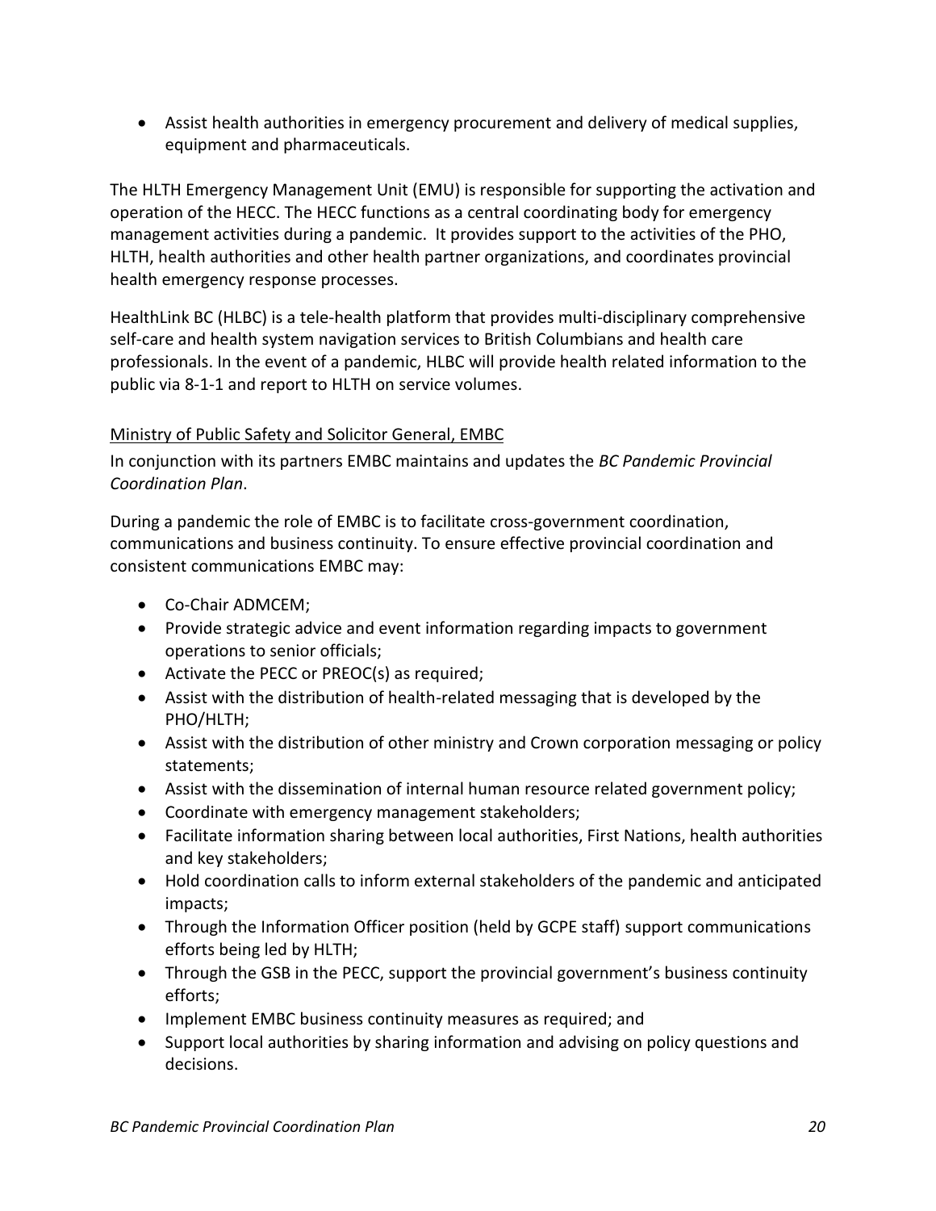- Assist health authorities in emergency procurement and delivery of medical supplies, equipment and pharmaceuticals.

The HLTH Emergency Management Unit (EMU) is responsible for supporting the activation and operation of the HECC. The HECC functions as a central coordinating body for emergency management activities during a pandemic. It provides support to the activities of the PHO, HLTH, health authorities and other health partner organizations, and coordinates provincial health emergency response processes.

HealthLink BC (HLBC) is a tele-health platform that provides multi-disciplinary comprehensive self-care and health system navigation services to British Columbians and health care professionals. In the event of a pandemic, HLBC will provide health related information to the public via 8-1-1 and report to HLTH on service volumes.

Ministry of Public Safety and Solicitor General, EMBC

In conjunction with its partners EMBC maintains and updates the *BC Pandemic Provincial Coordination Plan*.

During a pandemic the role of EMBC is to facilitate cross-government coordination, communications and business continuity. To ensure effective provincial coordination and consistent communications EMBC may:

- Co-Chair ADMCEM;
- Provide strategic advice and event information regarding impacts to government operations to senior officials;
- Activate the PECC or PREOC(s) as required;
- Assist with the distribution of health-related messaging that is developed by the PHO/HLTH;
- Assist with the distribution of other ministry and Crown corporation messaging or policy statements;
- Assist with the dissemination of internal human resource related government policy;
- Coordinate with emergency management stakeholders;
- Facilitate information sharing between local authorities, First Nations, health authorities and key stakeholders;
- Hold coordination calls to inform external stakeholders of the pandemic and anticipated impacts;
- Through the Information Officer position (held by GCPE staff) support communications efforts being led by HLTH;
- Through the GSB in the PECC, support the provincial government's business continuity efforts;
- Implement EMBC business continuity measures as required; and
- Support local authorities by sharing information and advising on policy questions and decisions.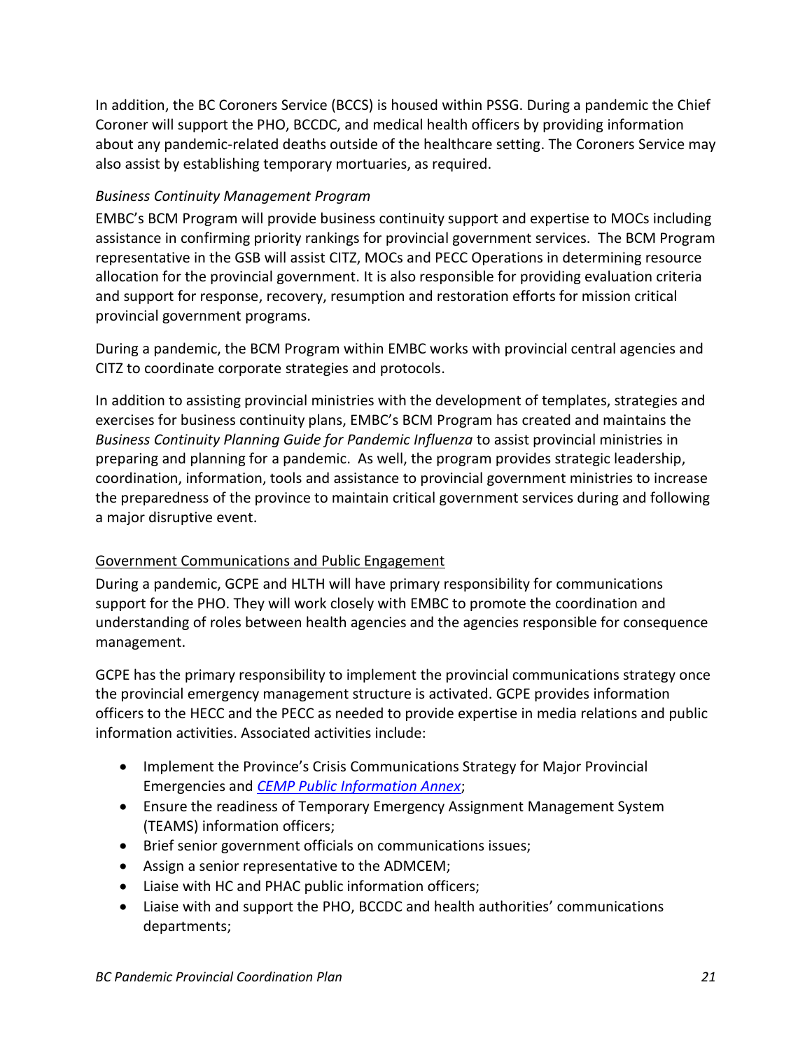In addition, the BC Coroners Service (BCCS) is housed within PSSG. During a pandemic the Chief Coroner will support the PHO, BCCDC, and medical health officers by providing information about any pandemic-related deaths outside of the healthcare setting. The Coroners Service may also assist by establishing temporary mortuaries, as required.

*Business Continuity Management Program*

EMBC's BCM Program will provide business continuity support and expertise to MOCs including assistance in confirming priority rankings for provincial government services. The BCM Program representative in the GSB will assist CITZ, MOCs and PECC Operations in determining resource allocation for the provincial government. It is also responsible for providing evaluation criteria and support for response, recovery, resumption and restoration efforts for mission critical provincial government programs.

During a pandemic, the BCM Program within EMBC works with provincial central agencies and CITZ to coordinate corporate strategies and protocols.

In addition to assisting provincial ministries with the development of templates, strategies and exercises for business continuity plans, EMBC's BCM Program has created and maintains the *Business Continuity Planning Guide for Pandemic Influenza* to assist provincial ministries in preparing and planning for a pandemic. As well, the program provides strategic leadership, coordination, information, tools and assistance to provincial government ministries to increase the preparedness of the province to maintain critical government services during and following a major disruptive event.

<u>Government Communications and Public Engagement</u>

During a pandemic, GCPE and HLTH will have primary responsibility for communications support for the PHO. They will work closely with EMBC to promote the coordination and understanding of roles between health agencies and the agencies responsible for consequence management.

GCPE has the primary responsibility to implement the provincial communications strategy once the provincial emergency management structure is activated. GCPE provides information officers to the HECC and the PECC as needed to provide expertise in media relations and public information activities. Associated activities include:

- Implement the Province's Crisis Communications Strategy for Major Provincial Emergencies and *CEMP Public Information Annex*;
- Ensure the readiness of Temporary Emergency Assignment Management System (TEAMS) information officers;
- Brief senior government officials on communications issues;
- Assign a senior representative to the ADMCEM;
- Liaise with HC and PHAC public information officers;
- Liaise with and support the PHO, BCCDC and health authorities' communications departments;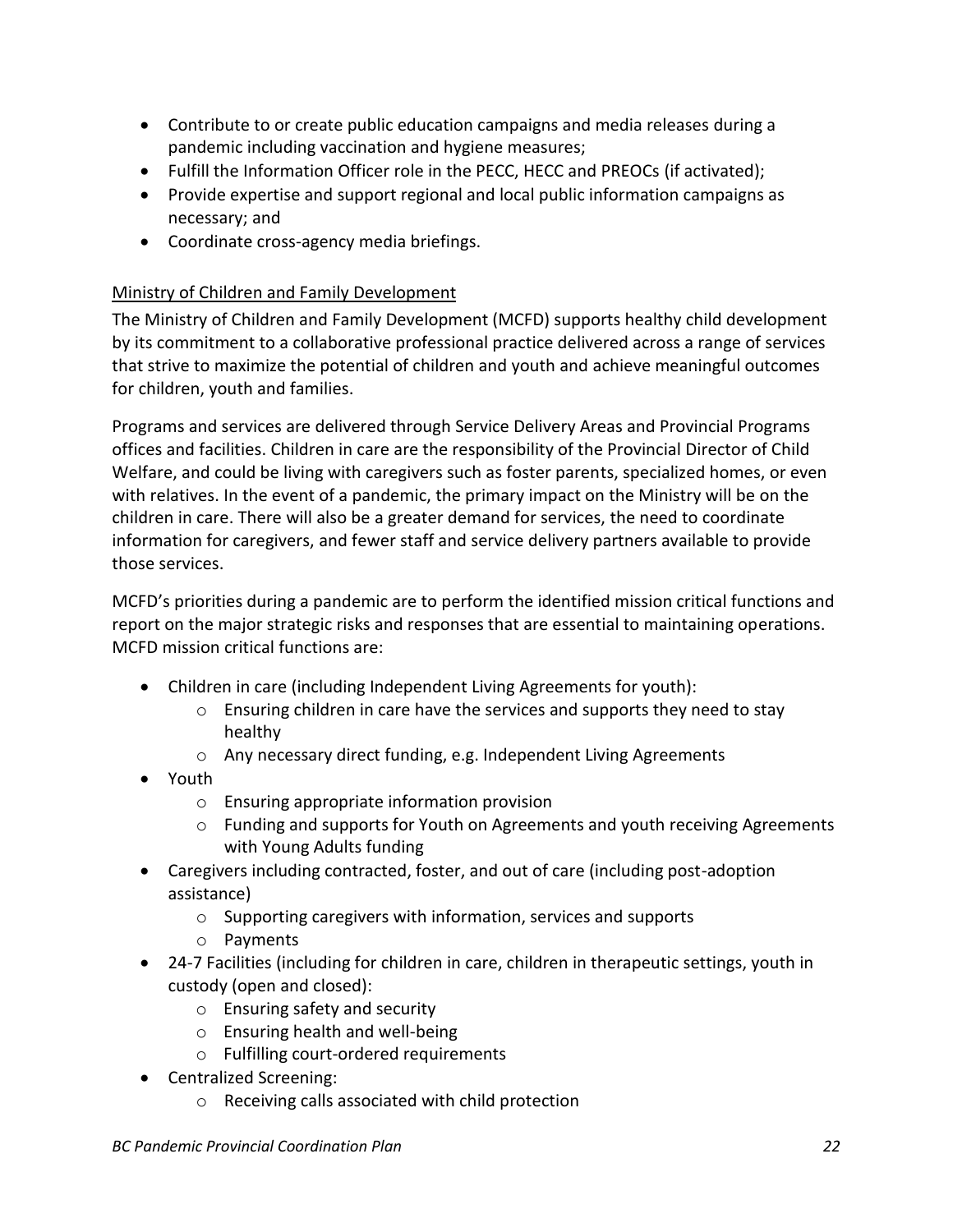- Contribute to or create public education campaigns and media releases during a pandemic including vaccination and hygiene measures;
- Fulfill the Information Officer role in the PECC, HECC and PREOCs (if activated);
- Provide expertise and support regional and local public information campaigns as necessary; and
- Coordinate cross-agency media briefings.

<u>Ministry of Children and Family Development</u>

The Ministry of Children and Family Development (MCFD) supports healthy child development by its commitment to a collaborative professional practice delivered across a range of services that strive to maximize the potential of children and youth and achieve meaningful outcomes for children, youth and families.

Programs and services are delivered through Service Delivery Areas and Provincial Programs offices and facilities. Children in care are the responsibility of the Provincial Director of Child Welfare, and could be living with caregivers such as foster parents, specialized homes, or even with relatives. In the event of a pandemic, the primary impact on the Ministry will be on the children in care. There will also be a greater demand for services, the need to coordinate information for caregivers, and fewer staff and service delivery partners available to provide those services.

MCFD's priorities during a pandemic are to perform the identified mission critical functions and report on the major strategic risks and responses that are essential to maintaining operations. MCFD mission critical functions are:

- Children in care (including Independent Living Agreements for youth):
  - Ensuring children in care have the services and supports they need to stay healthy
  - Any necessary direct funding, e.g. Independent Living Agreements
- Youth
  - Ensuring appropriate information provision
  - Funding and supports for Youth on Agreements and youth receiving Agreements with Young Adults funding
- Caregivers including contracted, foster, and out of care (including post-adoption assistance)
  - Supporting caregivers with information, services and supports
  - Payments
- 24-7 Facilities (including for children in care, children in therapeutic settings, youth in custody (open and closed):
  - Ensuring safety and security
  - Ensuring health and well-being
  - Fulfilling court-ordered requirements
- Centralized Screening:
  - Receiving calls associated with child protection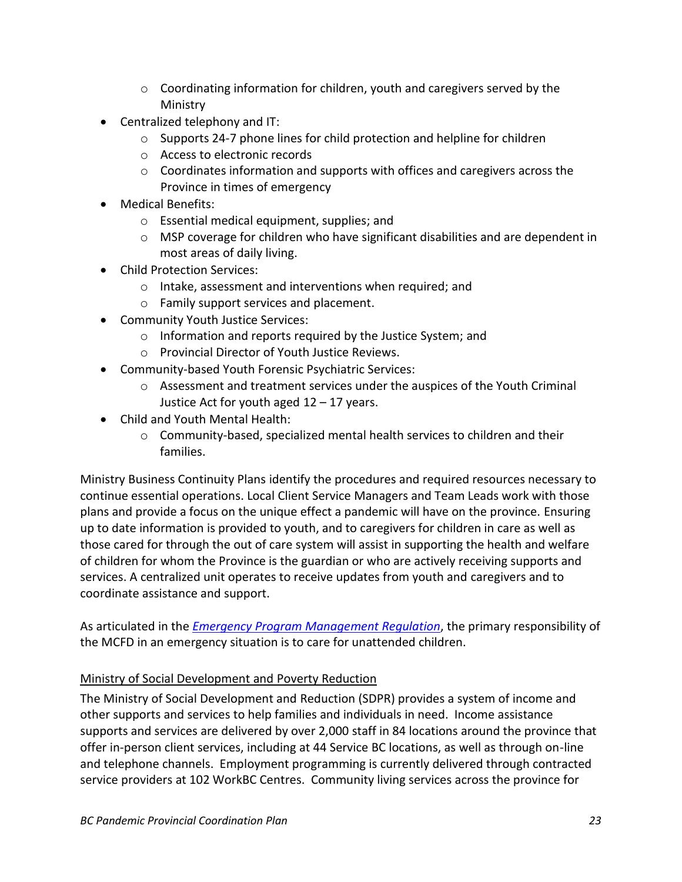- Coordinating information for children, youth and caregivers served by the Ministry
- Centralized telephony and IT:
    - Supports 24-7 phone lines for child protection and helpline for children
    - Access to electronic records
    - Coordinates information and supports with offices and caregivers across the Province in times of emergency
- Medical Benefits:
    - Essential medical equipment, supplies; and
    - MSP coverage for children who have significant disabilities and are dependent in most areas of daily living.
- Child Protection Services:
    - Intake, assessment and interventions when required; and
    - Family support services and placement.
- Community Youth Justice Services:
    - Information and reports required by the Justice System; and
    - Provincial Director of Youth Justice Reviews.
- Community-based Youth Forensic Psychiatric Services:
    - Assessment and treatment services under the auspices of the Youth Criminal Justice Act for youth aged 12 – 17 years.
- Child and Youth Mental Health:
    - Community-based, specialized mental health services to children and their families.

Ministry Business Continuity Plans identify the procedures and required resources necessary to continue essential operations. Local Client Service Managers and Team Leads work with those plans and provide a focus on the unique effect a pandemic will have on the province. Ensuring up to date information is provided to youth, and to caregivers for children in care as well as those cared for through the out of care system will assist in supporting the health and welfare of children for whom the Province is the guardian or who are actively receiving supports and services. A centralized unit operates to receive updates from youth and caregivers and to coordinate assistance and support.

As articulated in the *Emergency Program Management Regulation*, the primary responsibility of the MCFD in an emergency situation is to care for unattended children.

Ministry of Social Development and Poverty Reduction

The Ministry of Social Development and Reduction (SDPR) provides a system of income and other supports and services to help families and individuals in need. Income assistance supports and services are delivered by over 2,000 staff in 84 locations around the province that offer in-person client services, including at 44 Service BC locations, as well as through on-line and telephone channels. Employment programming is currently delivered through contracted service providers at 102 WorkBC Centres. Community living services across the province for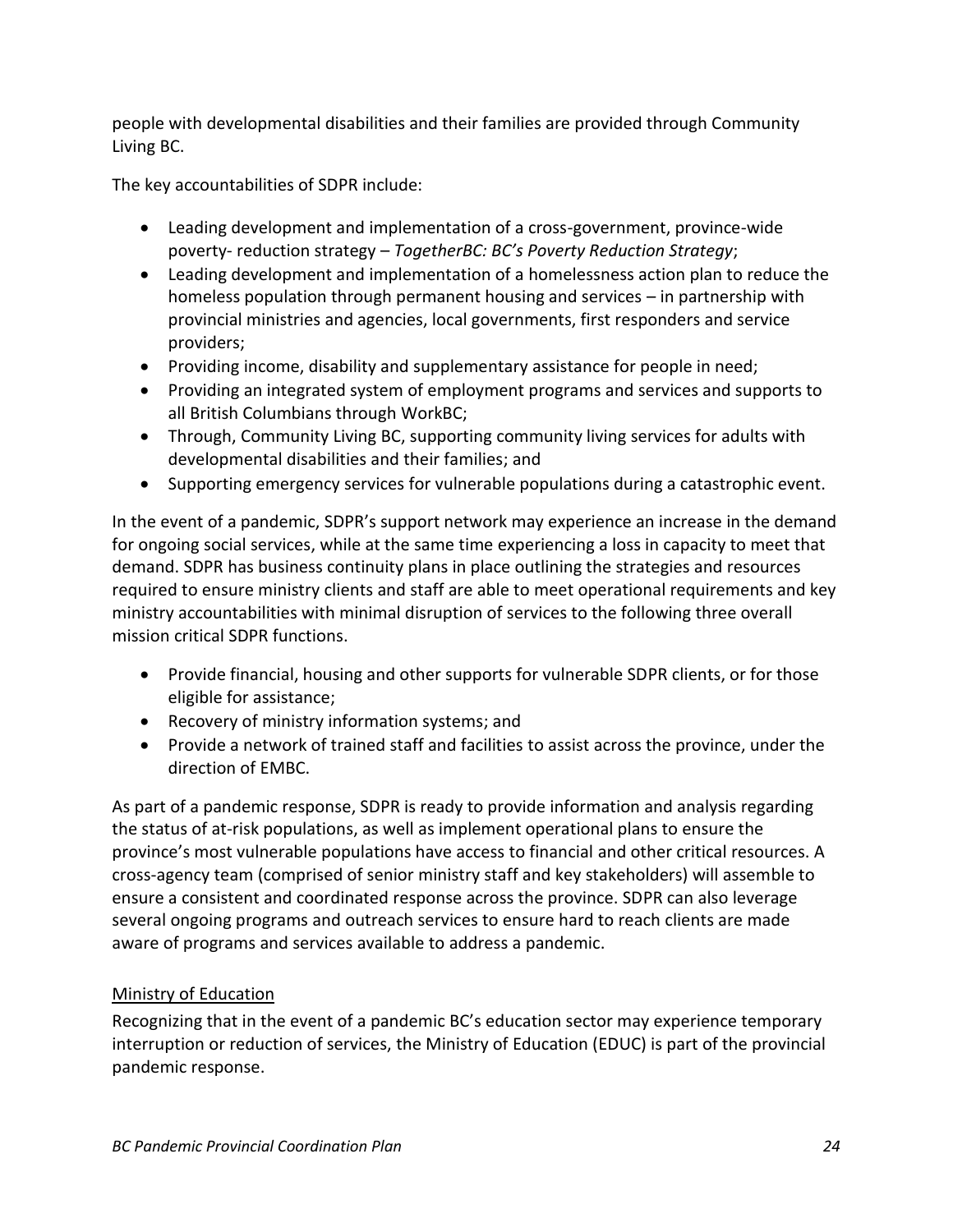people with developmental disabilities and their families are provided through Community Living BC.

The key accountabilities of SDPR include:

- Leading development and implementation of a cross-government, province-wide poverty- reduction strategy – *TogetherBC: BC's Poverty Reduction Strategy*;
- Leading development and implementation of a homelessness action plan to reduce the homeless population through permanent housing and services – in partnership with provincial ministries and agencies, local governments, first responders and service providers;
- Providing income, disability and supplementary assistance for people in need;
- Providing an integrated system of employment programs and services and supports to all British Columbians through WorkBC;
- Through, Community Living BC, supporting community living services for adults with developmental disabilities and their families; and
- Supporting emergency services for vulnerable populations during a catastrophic event.

In the event of a pandemic, SDPR's support network may experience an increase in the demand for ongoing social services, while at the same time experiencing a loss in capacity to meet that demand. SDPR has business continuity plans in place outlining the strategies and resources required to ensure ministry clients and staff are able to meet operational requirements and key ministry accountabilities with minimal disruption of services to the following three overall mission critical SDPR functions.

- Provide financial, housing and other supports for vulnerable SDPR clients, or for those eligible for assistance;
- Recovery of ministry information systems; and
- Provide a network of trained staff and facilities to assist across the province, under the direction of EMBC.

As part of a pandemic response, SDPR is ready to provide information and analysis regarding the status of at-risk populations, as well as implement operational plans to ensure the province's most vulnerable populations have access to financial and other critical resources. A cross-agency team (comprised of senior ministry staff and key stakeholders) will assemble to ensure a consistent and coordinated response across the province. SDPR can also leverage several ongoing programs and outreach services to ensure hard to reach clients are made aware of programs and services available to address a pandemic.

#### Ministry of Education

Recognizing that in the event of a pandemic BC's education sector may experience temporary interruption or reduction of services, the Ministry of Education (EDUC) is part of the provincial pandemic response.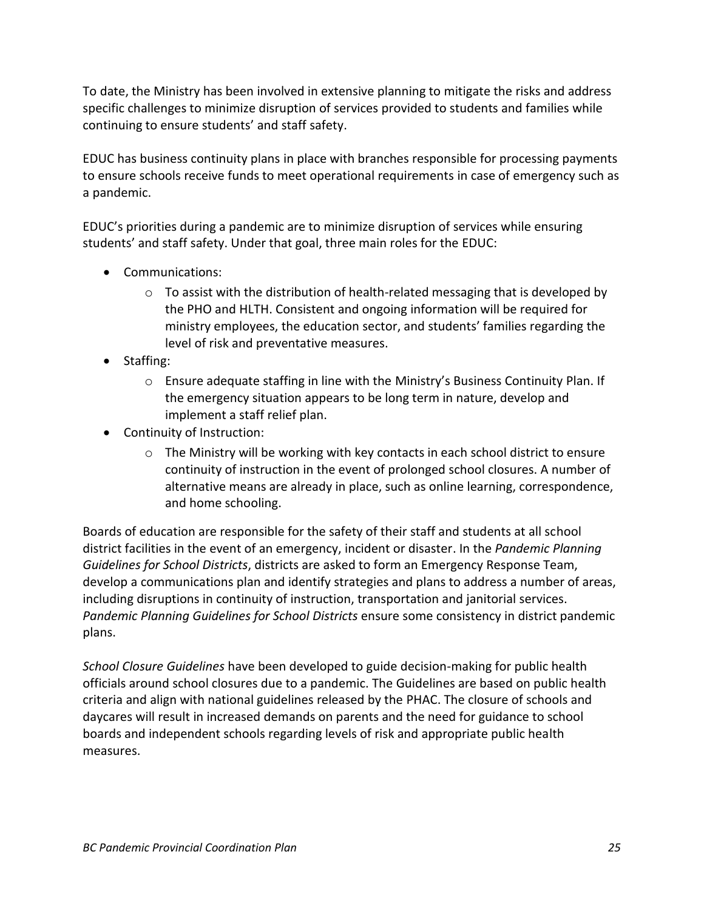To date, the Ministry has been involved in extensive planning to mitigate the risks and address specific challenges to minimize disruption of services provided to students and families while continuing to ensure students' and staff safety.

EDUC has business continuity plans in place with branches responsible for processing payments to ensure schools receive funds to meet operational requirements in case of emergency such as a pandemic.

EDUC's priorities during a pandemic are to minimize disruption of services while ensuring students' and staff safety. Under that goal, three main roles for the EDUC:

- Communications:
  - To assist with the distribution of health-related messaging that is developed by the PHO and HLTH. Consistent and ongoing information will be required for ministry employees, the education sector, and students' families regarding the level of risk and preventative measures.
- Staffing:
  - Ensure adequate staffing in line with the Ministry's Business Continuity Plan. If the emergency situation appears to be long term in nature, develop and implement a staff relief plan.
- Continuity of Instruction:
  - The Ministry will be working with key contacts in each school district to ensure continuity of instruction in the event of prolonged school closures. A number of alternative means are already in place, such as online learning, correspondence, and home schooling.

Boards of education are responsible for the safety of their staff and students at all school district facilities in the event of an emergency, incident or disaster. In the *Pandemic Planning Guidelines for School Districts*, districts are asked to form an Emergency Response Team, develop a communications plan and identify strategies and plans to address a number of areas, including disruptions in continuity of instruction, transportation and janitorial services. *Pandemic Planning Guidelines for School Districts* ensure some consistency in district pandemic plans.

*School Closure Guidelines* have been developed to guide decision-making for public health officials around school closures due to a pandemic. The Guidelines are based on public health criteria and align with national guidelines released by the PHAC. The closure of schools and daycares will result in increased demands on parents and the need for guidance to school boards and independent schools regarding levels of risk and appropriate public health measures.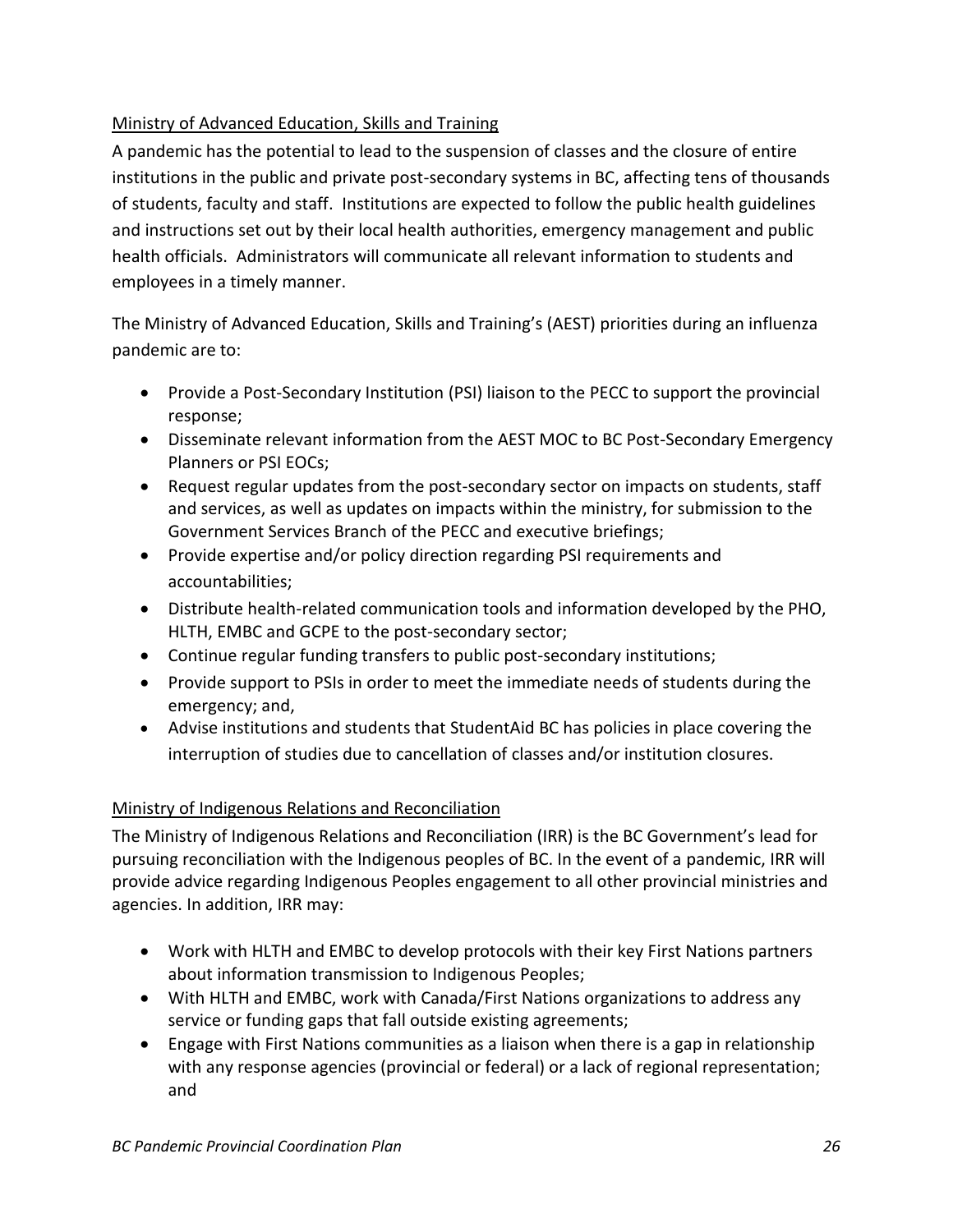Ministry of Advanced Education, Skills and Training

A pandemic has the potential to lead to the suspension of classes and the closure of entire institutions in the public and private post-secondary systems in BC, affecting tens of thousands of students, faculty and staff. Institutions are expected to follow the public health guidelines and instructions set out by their local health authorities, emergency management and public health officials. Administrators will communicate all relevant information to students and employees in a timely manner.

The Ministry of Advanced Education, Skills and Training's (AEST) priorities during an influenza pandemic are to:

- Provide a Post-Secondary Institution (PSI) liaison to the PECC to support the provincial response;
- Disseminate relevant information from the AEST MOC to BC Post-Secondary Emergency Planners or PSI EOCs;
- Request regular updates from the post-secondary sector on impacts on students, staff and services, as well as updates on impacts within the ministry, for submission to the Government Services Branch of the PECC and executive briefings;
- Provide expertise and/or policy direction regarding PSI requirements and accountabilities;
- Distribute health-related communication tools and information developed by the PHO, HLTH, EMBC and GCPE to the post-secondary sector;
- Continue regular funding transfers to public post-secondary institutions;
- Provide support to PSIs in order to meet the immediate needs of students during the emergency; and,
- Advise institutions and students that StudentAid BC has policies in place covering the interruption of studies due to cancellation of classes and/or institution closures.

Ministry of Indigenous Relations and Reconciliation

The Ministry of Indigenous Relations and Reconciliation (IRR) is the BC Government's lead for pursuing reconciliation with the Indigenous peoples of BC. In the event of a pandemic, IRR will provide advice regarding Indigenous Peoples engagement to all other provincial ministries and agencies. In addition, IRR may:

- Work with HLTH and EMBC to develop protocols with their key First Nations partners about information transmission to Indigenous Peoples;
- With HLTH and EMBC, work with Canada/First Nations organizations to address any service or funding gaps that fall outside existing agreements;
- Engage with First Nations communities as a liaison when there is a gap in relationship with any response agencies (provincial or federal) or a lack of regional representation; and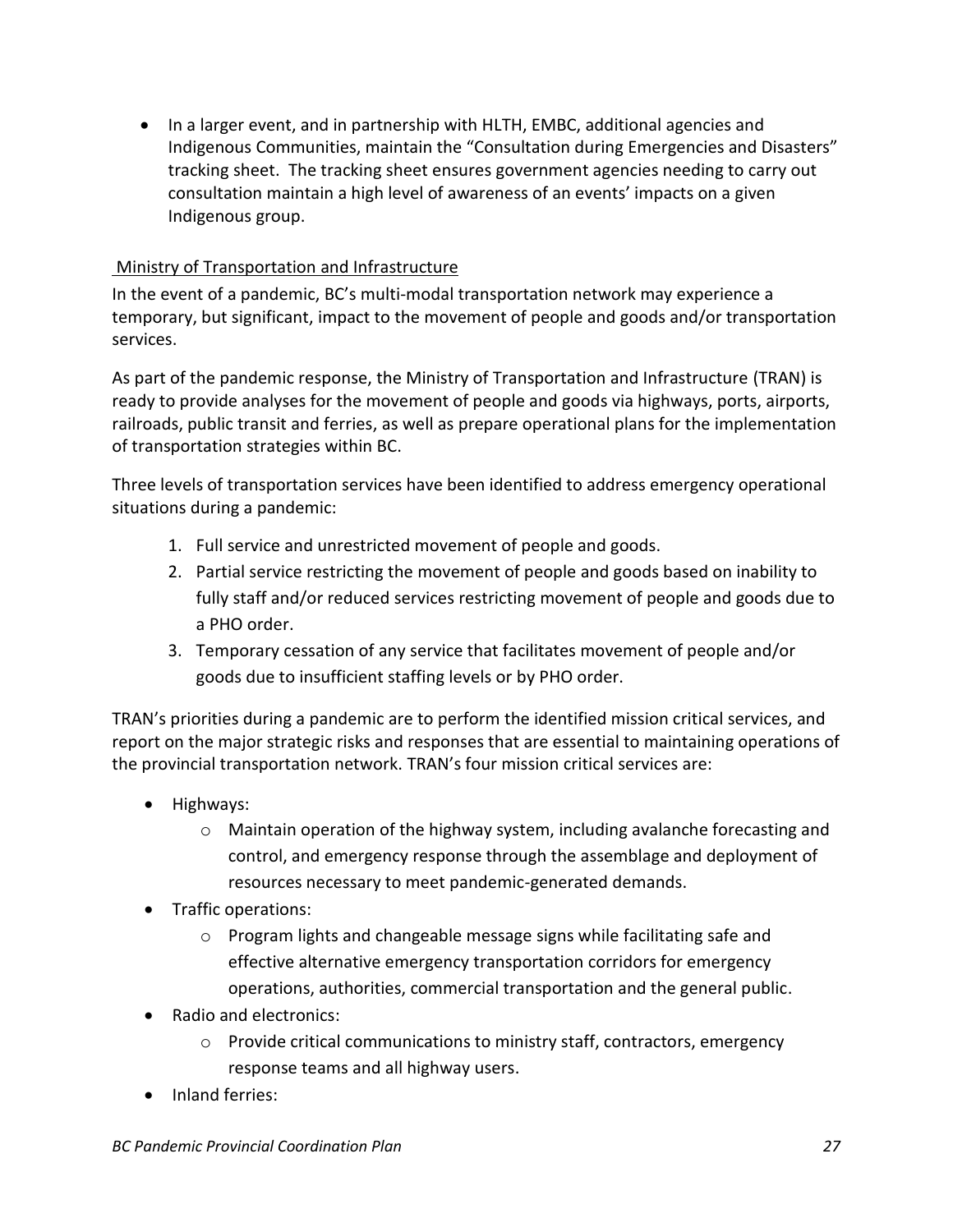- In a larger event, and in partnership with HLTH, EMBC, additional agencies and Indigenous Communities, maintain the "Consultation during Emergencies and Disasters" tracking sheet. The tracking sheet ensures government agencies needing to carry out consultation maintain a high level of awareness of an events' impacts on a given Indigenous group.

### Ministry of Transportation and Infrastructure

In the event of a pandemic, BC's multi-modal transportation network may experience a temporary, but significant, impact to the movement of people and goods and/or transportation services.

As part of the pandemic response, the Ministry of Transportation and Infrastructure (TRAN) is ready to provide analyses for the movement of people and goods via highways, ports, airports, railroads, public transit and ferries, as well as prepare operational plans for the implementation of transportation strategies within BC.

Three levels of transportation services have been identified to address emergency operational situations during a pandemic:

1. Full service and unrestricted movement of people and goods.
2. Partial service restricting the movement of people and goods based on inability to fully staff and/or reduced services restricting movement of people and goods due to a PHO order.
3. Temporary cessation of any service that facilitates movement of people and/or goods due to insufficient staffing levels or by PHO order.

TRAN's priorities during a pandemic are to perform the identified mission critical services, and report on the major strategic risks and responses that are essential to maintaining operations of the provincial transportation network. TRAN's four mission critical services are:

- Highways:
  - Maintain operation of the highway system, including avalanche forecasting and control, and emergency response through the assemblage and deployment of resources necessary to meet pandemic-generated demands.
- Traffic operations:
  - Program lights and changeable message signs while facilitating safe and effective alternative emergency transportation corridors for emergency operations, authorities, commercial transportation and the general public.
- Radio and electronics:
  - Provide critical communications to ministry staff, contractors, emergency response teams and all highway users.
- Inland ferries: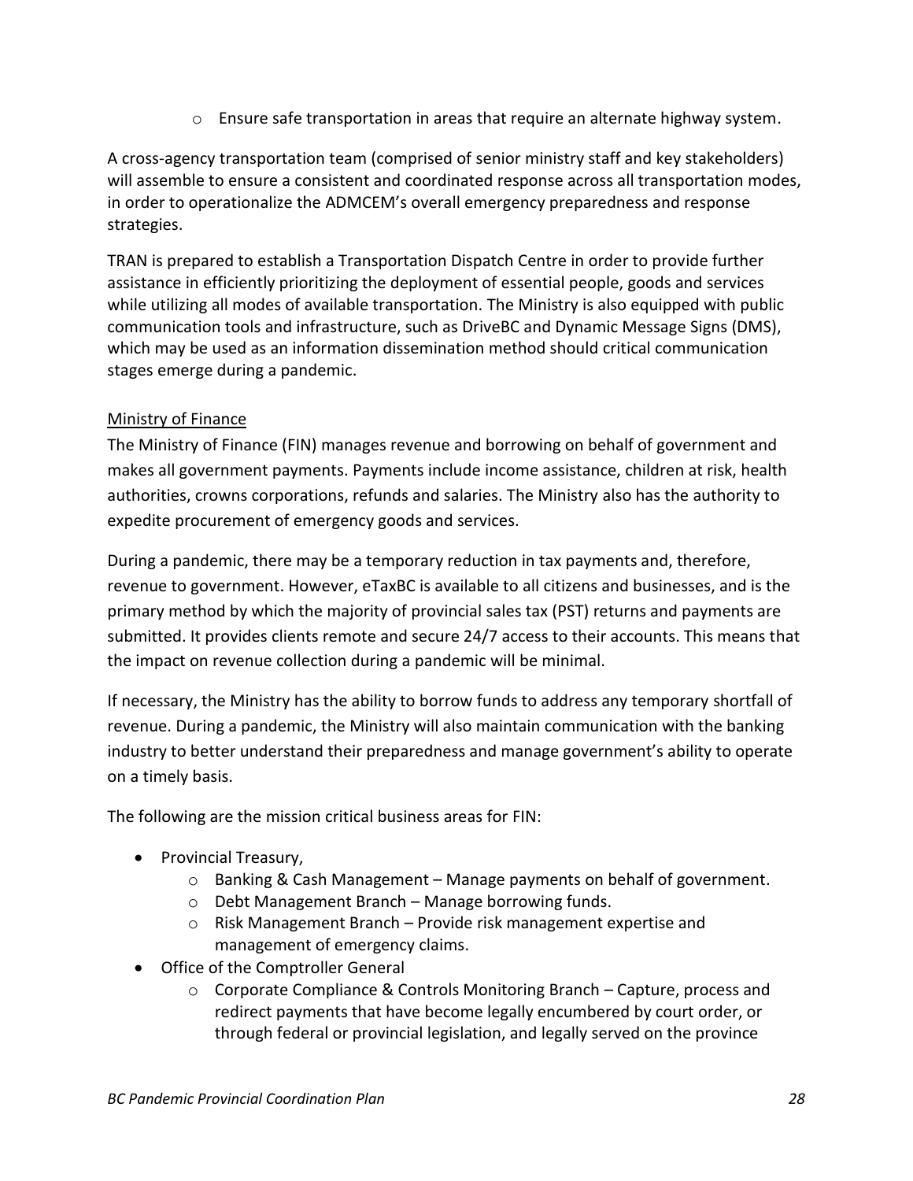- Ensure safe transportation in areas that require an alternate highway system.

A cross-agency transportation team (comprised of senior ministry staff and key stakeholders) will assemble to ensure a consistent and coordinated response across all transportation modes, in order to operationalize the ADMCEM's overall emergency preparedness and response strategies.

TRAN is prepared to establish a Transportation Dispatch Centre in order to provide further assistance in efficiently prioritizing the deployment of essential people, goods and services while utilizing all modes of available transportation. The Ministry is also equipped with public communication tools and infrastructure, such as DriveBC and Dynamic Message Signs (DMS), which may be used as an information dissemination method should critical communication stages emerge during a pandemic.

<u>Ministry of Finance</u>

The Ministry of Finance (FIN) manages revenue and borrowing on behalf of government and makes all government payments. Payments include income assistance, children at risk, health authorities, crowns corporations, refunds and salaries. The Ministry also has the authority to expedite procurement of emergency goods and services.

During a pandemic, there may be a temporary reduction in tax payments and, therefore, revenue to government. However, eTaxBC is available to all citizens and businesses, and is the primary method by which the majority of provincial sales tax (PST) returns and payments are submitted. It provides clients remote and secure 24/7 access to their accounts. This means that the impact on revenue collection during a pandemic will be minimal.

If necessary, the Ministry has the ability to borrow funds to address any temporary shortfall of revenue. During a pandemic, the Ministry will also maintain communication with the banking industry to better understand their preparedness and manage government's ability to operate on a timely basis.

The following are the mission critical business areas for FIN:

- Provincial Treasury,
  - Banking & Cash Management – Manage payments on behalf of government.
  - Debt Management Branch – Manage borrowing funds.
  - Risk Management Branch – Provide risk management expertise and management of emergency claims.
- Office of the Comptroller General
  - Corporate Compliance & Controls Monitoring Branch – Capture, process and redirect payments that have become legally encumbered by court order, or through federal or provincial legislation, and legally served on the province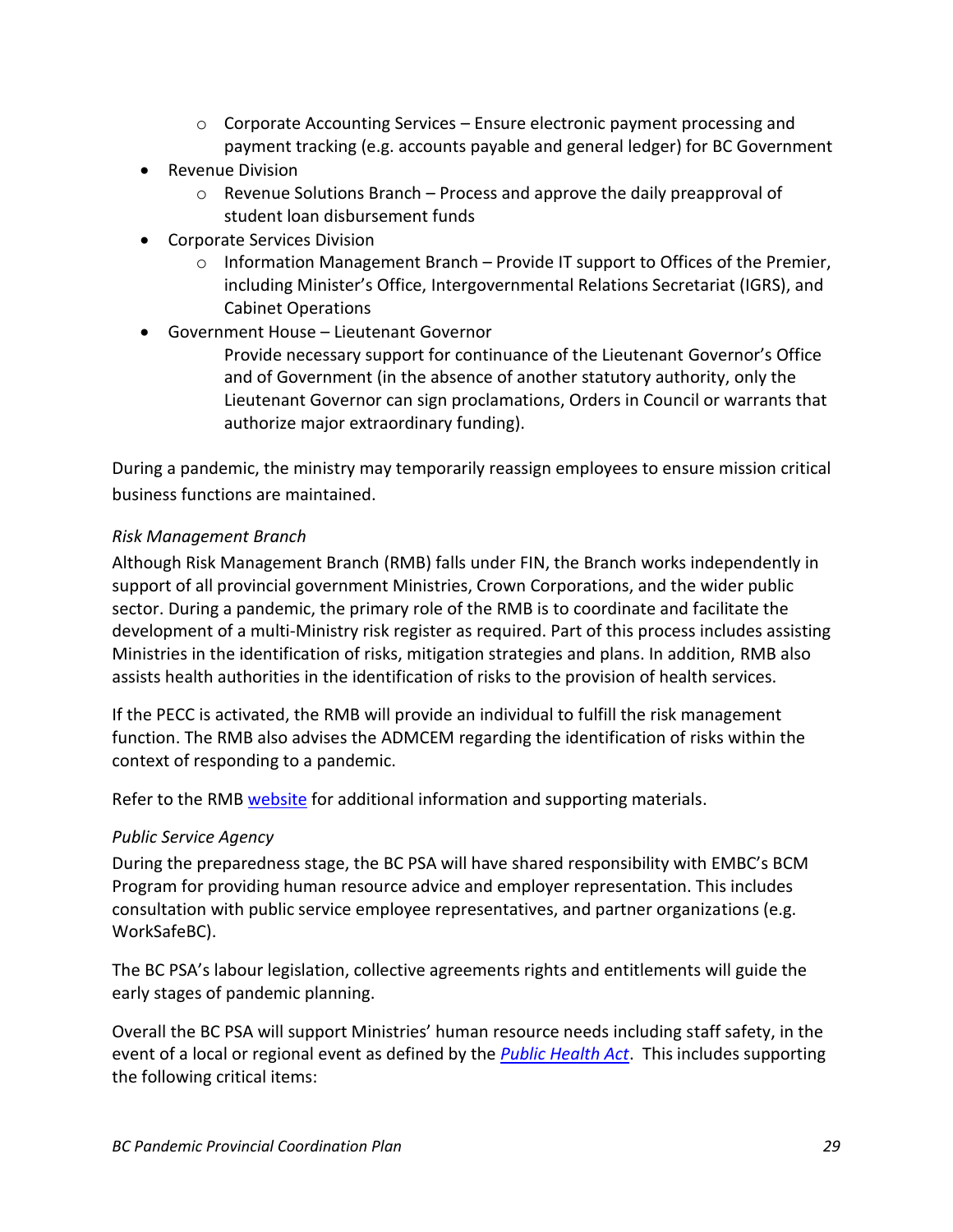- Corporate Accounting Services – Ensure electronic payment processing and payment tracking (e.g. accounts payable and general ledger) for BC Government
- Revenue Division
    - Revenue Solutions Branch – Process and approve the daily preapproval of student loan disbursement funds
- Corporate Services Division
    - Information Management Branch – Provide IT support to Offices of the Premier, including Minister's Office, Intergovernmental Relations Secretariat (IGRS), and Cabinet Operations
- Government House – Lieutenant Governor

  Provide necessary support for continuance of the Lieutenant Governor's Office and of Government (in the absence of another statutory authority, only the Lieutenant Governor can sign proclamations, Orders in Council or warrants that authorize major extraordinary funding).

During a pandemic, the ministry may temporarily reassign employees to ensure mission critical business functions are maintained.

*Risk Management Branch*

Although Risk Management Branch (RMB) falls under FIN, the Branch works independently in support of all provincial government Ministries, Crown Corporations, and the wider public sector. During a pandemic, the primary role of the RMB is to coordinate and facilitate the development of a multi-Ministry risk register as required. Part of this process includes assisting Ministries in the identification of risks, mitigation strategies and plans. In addition, RMB also assists health authorities in the identification of risks to the provision of health services.

If the PECC is activated, the RMB will provide an individual to fulfill the risk management function. The RMB also advises the ADMCEM regarding the identification of risks within the context of responding to a pandemic.

Refer to the RMB website for additional information and supporting materials.

*Public Service Agency*

During the preparedness stage, the BC PSA will have shared responsibility with EMBC's BCM Program for providing human resource advice and employer representation. This includes consultation with public service employee representatives, and partner organizations (e.g. WorkSafeBC).

The BC PSA's labour legislation, collective agreements rights and entitlements will guide the early stages of pandemic planning.

Overall the BC PSA will support Ministries' human resource needs including staff safety, in the event of a local or regional event as defined by the *Public Health Act*. This includes supporting the following critical items: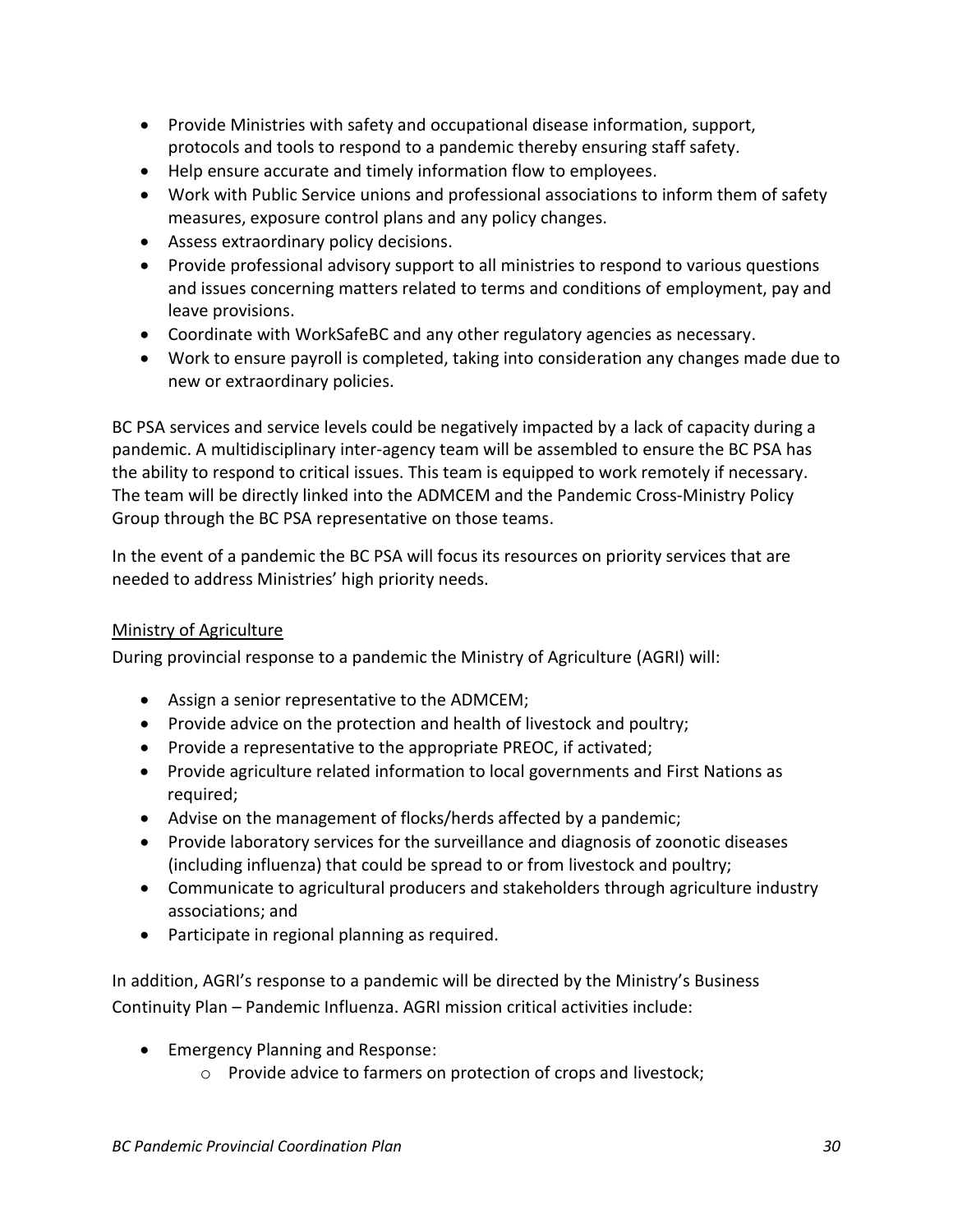- Provide Ministries with safety and occupational disease information, support, protocols and tools to respond to a pandemic thereby ensuring staff safety.
- Help ensure accurate and timely information flow to employees.
- Work with Public Service unions and professional associations to inform them of safety measures, exposure control plans and any policy changes.
- Assess extraordinary policy decisions.
- Provide professional advisory support to all ministries to respond to various questions and issues concerning matters related to terms and conditions of employment, pay and leave provisions.
- Coordinate with WorkSafeBC and any other regulatory agencies as necessary.
- Work to ensure payroll is completed, taking into consideration any changes made due to new or extraordinary policies.

BC PSA services and service levels could be negatively impacted by a lack of capacity during a pandemic. A multidisciplinary inter-agency team will be assembled to ensure the BC PSA has the ability to respond to critical issues. This team is equipped to work remotely if necessary. The team will be directly linked into the ADMCEM and the Pandemic Cross-Ministry Policy Group through the BC PSA representative on those teams.

In the event of a pandemic the BC PSA will focus its resources on priority services that are needed to address Ministries' high priority needs.

<u>Ministry of Agriculture</u>

During provincial response to a pandemic the Ministry of Agriculture (AGRI) will:

- Assign a senior representative to the ADMCEM;
- Provide advice on the protection and health of livestock and poultry;
- Provide a representative to the appropriate PREOC, if activated;
- Provide agriculture related information to local governments and First Nations as required;
- Advise on the management of flocks/herds affected by a pandemic;
- Provide laboratory services for the surveillance and diagnosis of zoonotic diseases (including influenza) that could be spread to or from livestock and poultry;
- Communicate to agricultural producers and stakeholders through agriculture industry associations; and
- Participate in regional planning as required.

In addition, AGRI's response to a pandemic will be directed by the Ministry's Business Continuity Plan – Pandemic Influenza. AGRI mission critical activities include:

- Emergency Planning and Response:
  - Provide advice to farmers on protection of crops and livestock;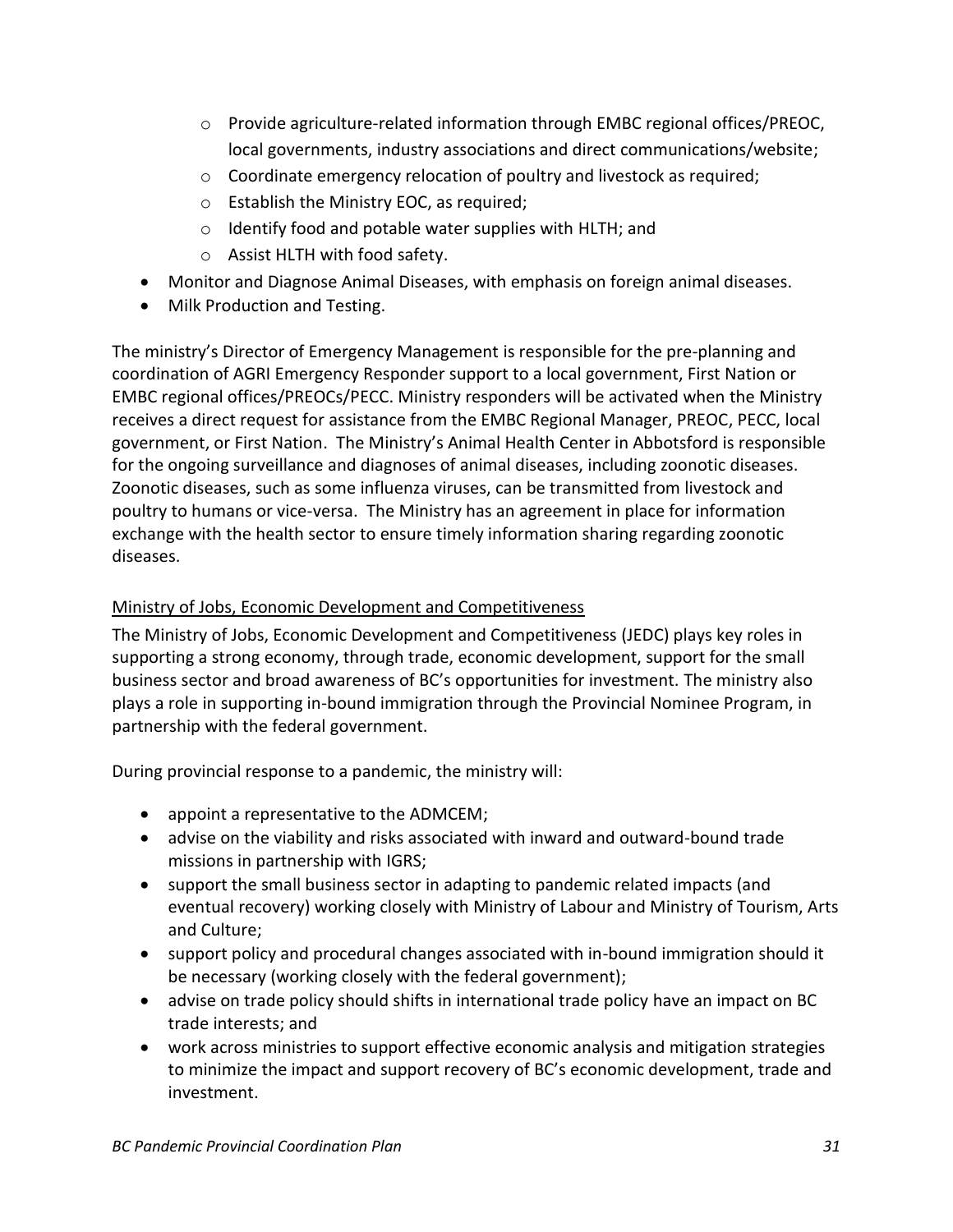- Provide agriculture-related information through EMBC regional offices/PREOC, local governments, industry associations and direct communications/website;
  - Coordinate emergency relocation of poultry and livestock as required;
  - Establish the Ministry EOC, as required;
  - Identify food and potable water supplies with HLTH; and
  - Assist HLTH with food safety.
- Monitor and Diagnose Animal Diseases, with emphasis on foreign animal diseases.
- Milk Production and Testing.

The ministry's Director of Emergency Management is responsible for the pre-planning and coordination of AGRI Emergency Responder support to a local government, First Nation or EMBC regional offices/PREOCs/PECC. Ministry responders will be activated when the Ministry receives a direct request for assistance from the EMBC Regional Manager, PREOC, PECC, local government, or First Nation. The Ministry's Animal Health Center in Abbotsford is responsible for the ongoing surveillance and diagnoses of animal diseases, including zoonotic diseases. Zoonotic diseases, such as some influenza viruses, can be transmitted from livestock and poultry to humans or vice-versa. The Ministry has an agreement in place for information exchange with the health sector to ensure timely information sharing regarding zoonotic diseases.

Ministry of Jobs, Economic Development and Competitiveness

The Ministry of Jobs, Economic Development and Competitiveness (JEDC) plays key roles in supporting a strong economy, through trade, economic development, support for the small business sector and broad awareness of BC's opportunities for investment. The ministry also plays a role in supporting in-bound immigration through the Provincial Nominee Program, in partnership with the federal government.

During provincial response to a pandemic, the ministry will:

- appoint a representative to the ADMCEM;
- advise on the viability and risks associated with inward and outward-bound trade missions in partnership with IGRS;
- support the small business sector in adapting to pandemic related impacts (and eventual recovery) working closely with Ministry of Labour and Ministry of Tourism, Arts and Culture;
- support policy and procedural changes associated with in-bound immigration should it be necessary (working closely with the federal government);
- advise on trade policy should shifts in international trade policy have an impact on BC trade interests; and
- work across ministries to support effective economic analysis and mitigation strategies to minimize the impact and support recovery of BC's economic development, trade and investment.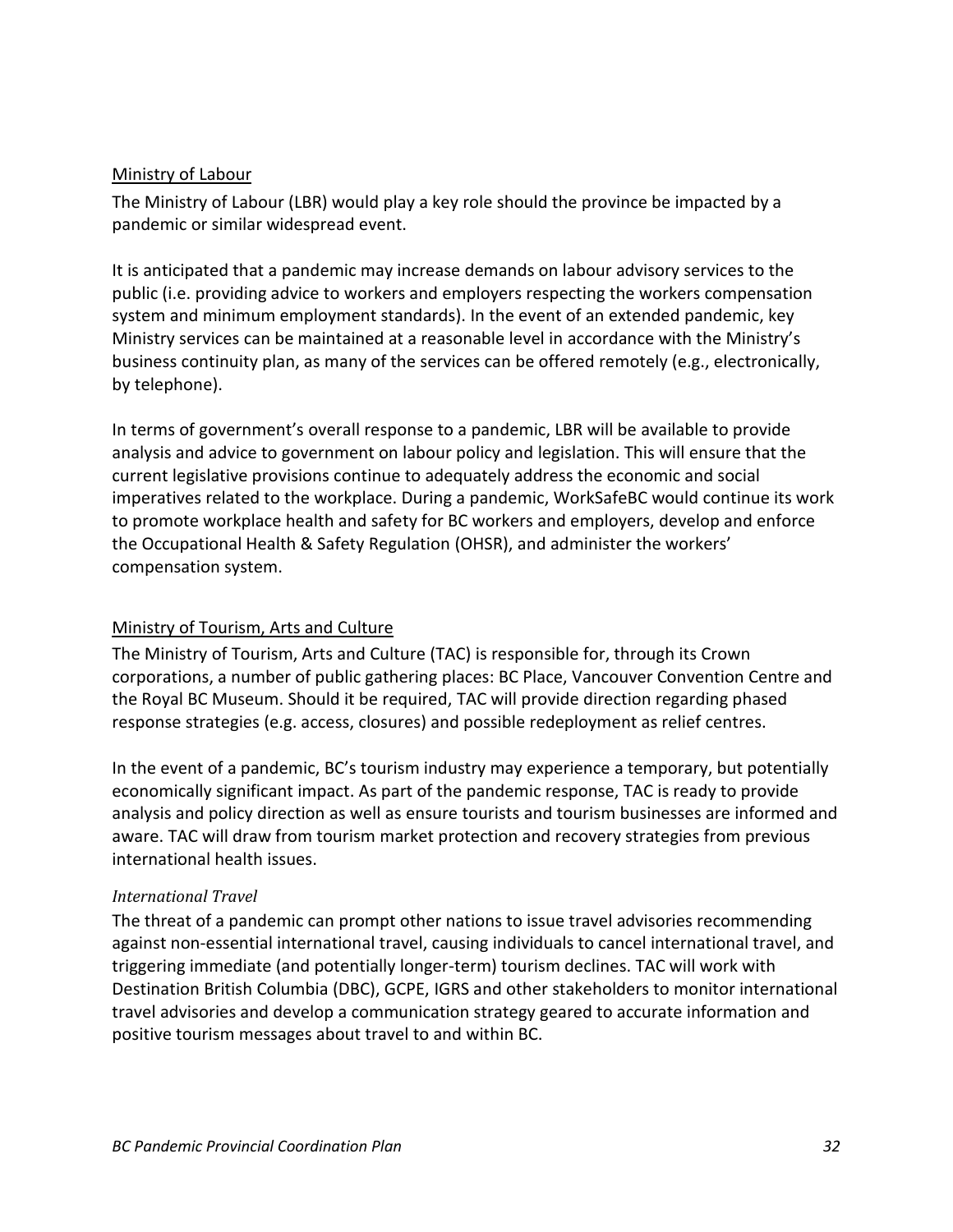### Ministry of Labour

The Ministry of Labour (LBR) would play a key role should the province be impacted by a pandemic or similar widespread event.

It is anticipated that a pandemic may increase demands on labour advisory services to the public (i.e. providing advice to workers and employers respecting the workers compensation system and minimum employment standards). In the event of an extended pandemic, key Ministry services can be maintained at a reasonable level in accordance with the Ministry's business continuity plan, as many of the services can be offered remotely (e.g., electronically, by telephone).

In terms of government's overall response to a pandemic, LBR will be available to provide analysis and advice to government on labour policy and legislation. This will ensure that the current legislative provisions continue to adequately address the economic and social imperatives related to the workplace. During a pandemic, WorkSafeBC would continue its work to promote workplace health and safety for BC workers and employers, develop and enforce the Occupational Health & Safety Regulation (OHSR), and administer the workers' compensation system.

### Ministry of Tourism, Arts and Culture

The Ministry of Tourism, Arts and Culture (TAC) is responsible for, through its Crown corporations, a number of public gathering places: BC Place, Vancouver Convention Centre and the Royal BC Museum. Should it be required, TAC will provide direction regarding phased response strategies (e.g. access, closures) and possible redeployment as relief centres.

In the event of a pandemic, BC's tourism industry may experience a temporary, but potentially economically significant impact. As part of the pandemic response, TAC is ready to provide analysis and policy direction as well as ensure tourists and tourism businesses are informed and aware. TAC will draw from tourism market protection and recovery strategies from previous international health issues.

#### *International Travel*

The threat of a pandemic can prompt other nations to issue travel advisories recommending against non-essential international travel, causing individuals to cancel international travel, and triggering immediate (and potentially longer-term) tourism declines. TAC will work with Destination British Columbia (DBC), GCPE, IGRS and other stakeholders to monitor international travel advisories and develop a communication strategy geared to accurate information and positive tourism messages about travel to and within BC.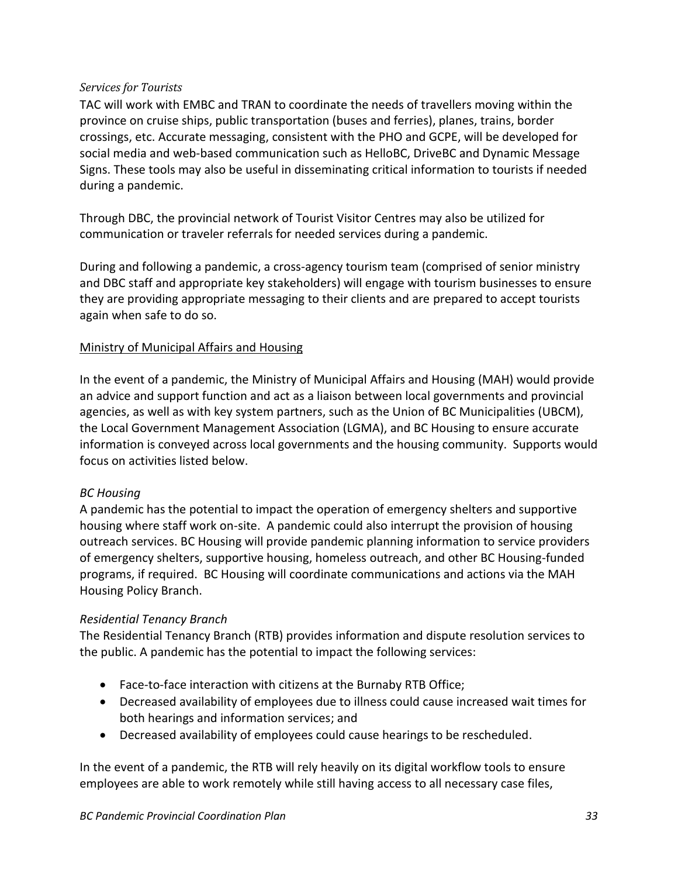*Services for Tourists*

TAC will work with EMBC and TRAN to coordinate the needs of travellers moving within the province on cruise ships, public transportation (buses and ferries), planes, trains, border crossings, etc. Accurate messaging, consistent with the PHO and GCPE, will be developed for social media and web-based communication such as HelloBC, DriveBC and Dynamic Message Signs. These tools may also be useful in disseminating critical information to tourists if needed during a pandemic.

Through DBC, the provincial network of Tourist Visitor Centres may also be utilized for communication or traveler referrals for needed services during a pandemic.

During and following a pandemic, a cross-agency tourism team (comprised of senior ministry and DBC staff and appropriate key stakeholders) will engage with tourism businesses to ensure they are providing appropriate messaging to their clients and are prepared to accept tourists again when safe to do so.

<u>Ministry of Municipal Affairs and Housing</u>

In the event of a pandemic, the Ministry of Municipal Affairs and Housing (MAH) would provide an advice and support function and act as a liaison between local governments and provincial agencies, as well as with key system partners, such as the Union of BC Municipalities (UBCM), the Local Government Management Association (LGMA), and BC Housing to ensure accurate information is conveyed across local governments and the housing community. Supports would focus on activities listed below.

*BC Housing*

A pandemic has the potential to impact the operation of emergency shelters and supportive housing where staff work on-site. A pandemic could also interrupt the provision of housing outreach services. BC Housing will provide pandemic planning information to service providers of emergency shelters, supportive housing, homeless outreach, and other BC Housing-funded programs, if required. BC Housing will coordinate communications and actions via the MAH Housing Policy Branch.

*Residential Tenancy Branch*

The Residential Tenancy Branch (RTB) provides information and dispute resolution services to the public. A pandemic has the potential to impact the following services:

- Face-to-face interaction with citizens at the Burnaby RTB Office;
- Decreased availability of employees due to illness could cause increased wait times for both hearings and information services; and
- Decreased availability of employees could cause hearings to be rescheduled.

In the event of a pandemic, the RTB will rely heavily on its digital workflow tools to ensure employees are able to work remotely while still having access to all necessary case files,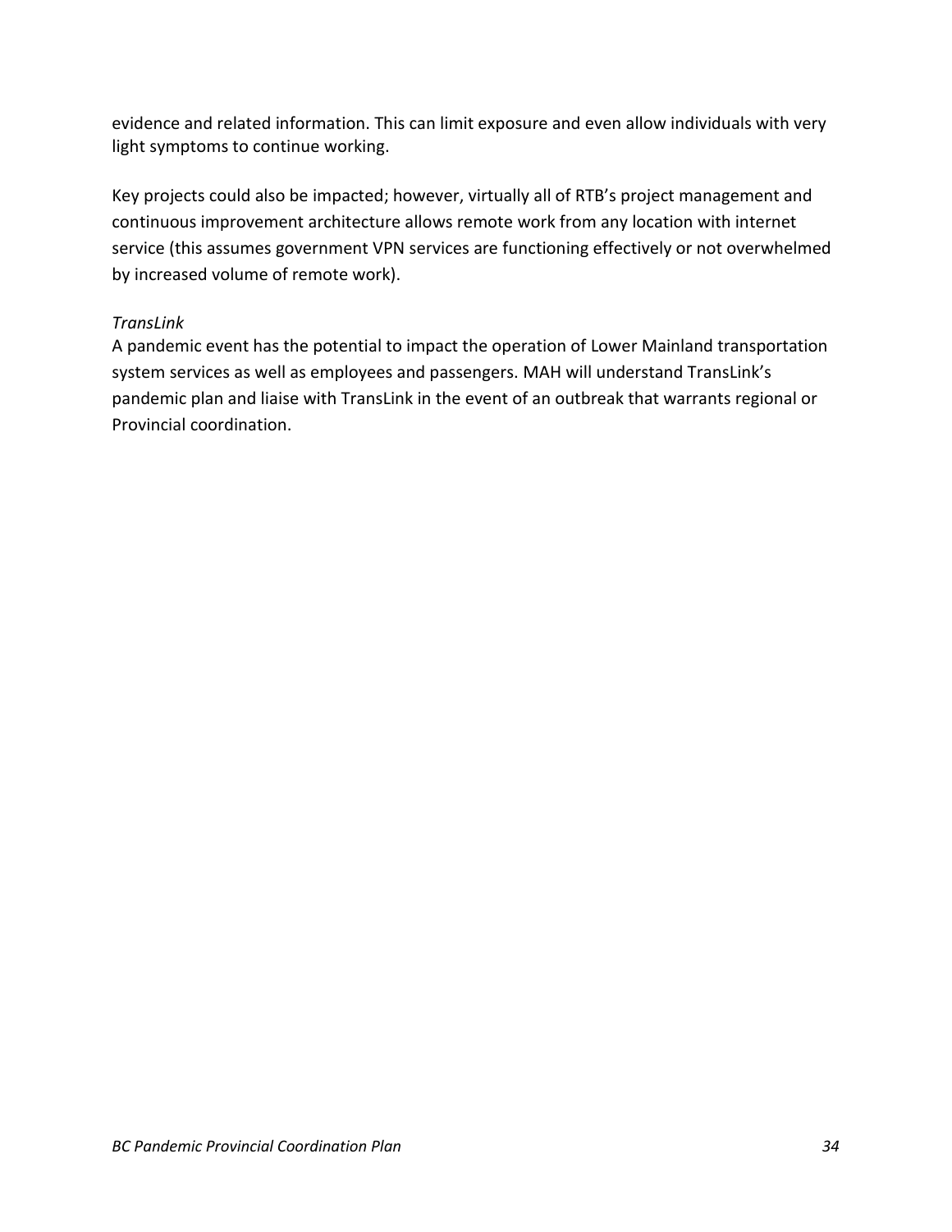evidence and related information. This can limit exposure and even allow individuals with very light symptoms to continue working.

Key projects could also be impacted; however, virtually all of RTB's project management and continuous improvement architecture allows remote work from any location with internet service (this assumes government VPN services are functioning effectively or not overwhelmed by increased volume of remote work).

*TransLink*

A pandemic event has the potential to impact the operation of Lower Mainland transportation system services as well as employees and passengers. MAH will understand TransLink's pandemic plan and liaise with TransLink in the event of an outbreak that warrants regional or Provincial coordination.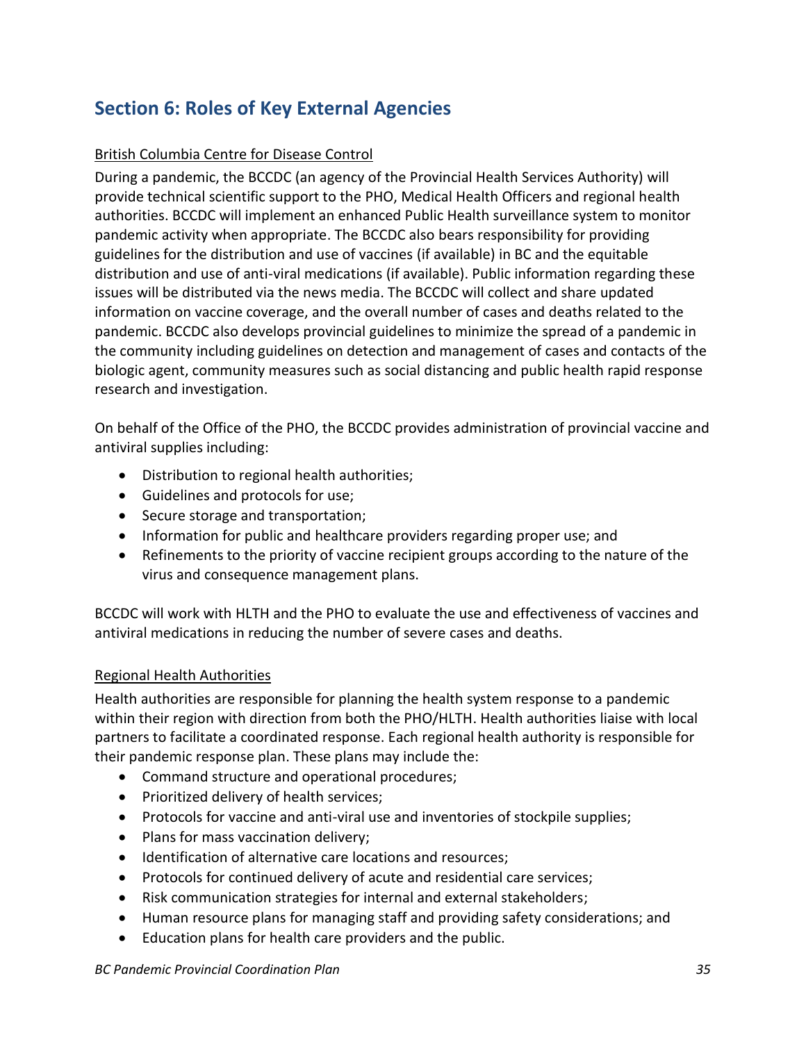## Section 6: Roles of Key External Agencies

British Columbia Centre for Disease Control

During a pandemic, the BCCDC (an agency of the Provincial Health Services Authority) will provide technical scientific support to the PHO, Medical Health Officers and regional health authorities. BCCDC will implement an enhanced Public Health surveillance system to monitor pandemic activity when appropriate. The BCCDC also bears responsibility for providing guidelines for the distribution and use of vaccines (if available) in BC and the equitable distribution and use of anti-viral medications (if available). Public information regarding these issues will be distributed via the news media. The BCCDC will collect and share updated information on vaccine coverage, and the overall number of cases and deaths related to the pandemic. BCCDC also develops provincial guidelines to minimize the spread of a pandemic in the community including guidelines on detection and management of cases and contacts of the biologic agent, community measures such as social distancing and public health rapid response research and investigation.

On behalf of the Office of the PHO, the BCCDC provides administration of provincial vaccine and antiviral supplies including:

- Distribution to regional health authorities;
- Guidelines and protocols for use;
- Secure storage and transportation;
- Information for public and healthcare providers regarding proper use; and
- Refinements to the priority of vaccine recipient groups according to the nature of the virus and consequence management plans.

BCCDC will work with HLTH and the PHO to evaluate the use and effectiveness of vaccines and antiviral medications in reducing the number of severe cases and deaths.

Regional Health Authorities

Health authorities are responsible for planning the health system response to a pandemic within their region with direction from both the PHO/HLTH. Health authorities liaise with local partners to facilitate a coordinated response. Each regional health authority is responsible for their pandemic response plan. These plans may include the:

- Command structure and operational procedures;
- Prioritized delivery of health services;
- Protocols for vaccine and anti-viral use and inventories of stockpile supplies;
- Plans for mass vaccination delivery;
- Identification of alternative care locations and resources;
- Protocols for continued delivery of acute and residential care services;
- Risk communication strategies for internal and external stakeholders;
- Human resource plans for managing staff and providing safety considerations; and
- Education plans for health care providers and the public.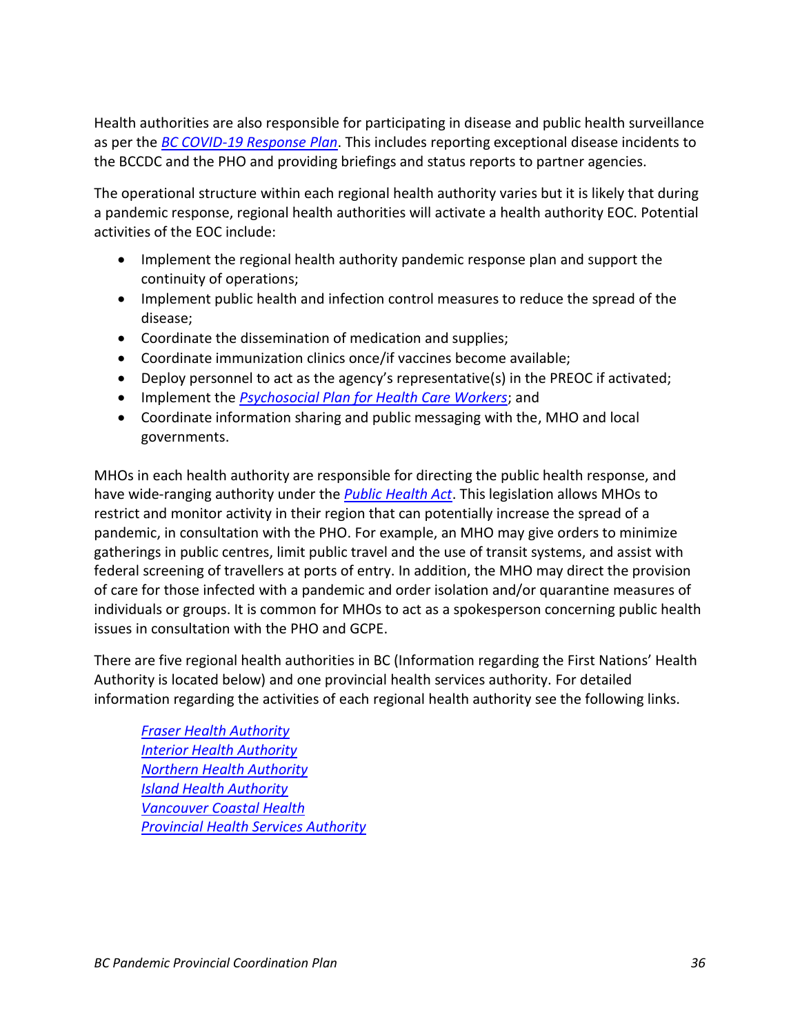Health authorities are also responsible for participating in disease and public health surveillance as per the *BC COVID-19 Response Plan*. This includes reporting exceptional disease incidents to the BCCDC and the PHO and providing briefings and status reports to partner agencies.

The operational structure within each regional health authority varies but it is likely that during a pandemic response, regional health authorities will activate a health authority EOC. Potential activities of the EOC include:

- Implement the regional health authority pandemic response plan and support the continuity of operations;
- Implement public health and infection control measures to reduce the spread of the disease;
- Coordinate the dissemination of medication and supplies;
- Coordinate immunization clinics once/if vaccines become available;
- Deploy personnel to act as the agency's representative(s) in the PREOC if activated;
- Implement the *Psychosocial Plan for Health Care Workers*; and
- Coordinate information sharing and public messaging with the, MHO and local governments.

MHOs in each health authority are responsible for directing the public health response, and have wide-ranging authority under the *Public Health Act*. This legislation allows MHOs to restrict and monitor activity in their region that can potentially increase the spread of a pandemic, in consultation with the PHO. For example, an MHO may give orders to minimize gatherings in public centres, limit public travel and the use of transit systems, and assist with federal screening of travellers at ports of entry. In addition, the MHO may direct the provision of care for those infected with a pandemic and order isolation and/or quarantine measures of individuals or groups. It is common for MHOs to act as a spokesperson concerning public health issues in consultation with the PHO and GCPE.

There are five regional health authorities in BC (Information regarding the First Nations' Health Authority is located below) and one provincial health services authority. For detailed information regarding the activities of each regional health authority see the following links.

*Fraser Health Authority*
*Interior Health Authority*
*Northern Health Authority*
*Island Health Authority*
*Vancouver Coastal Health*
*Provincial Health Services Authority*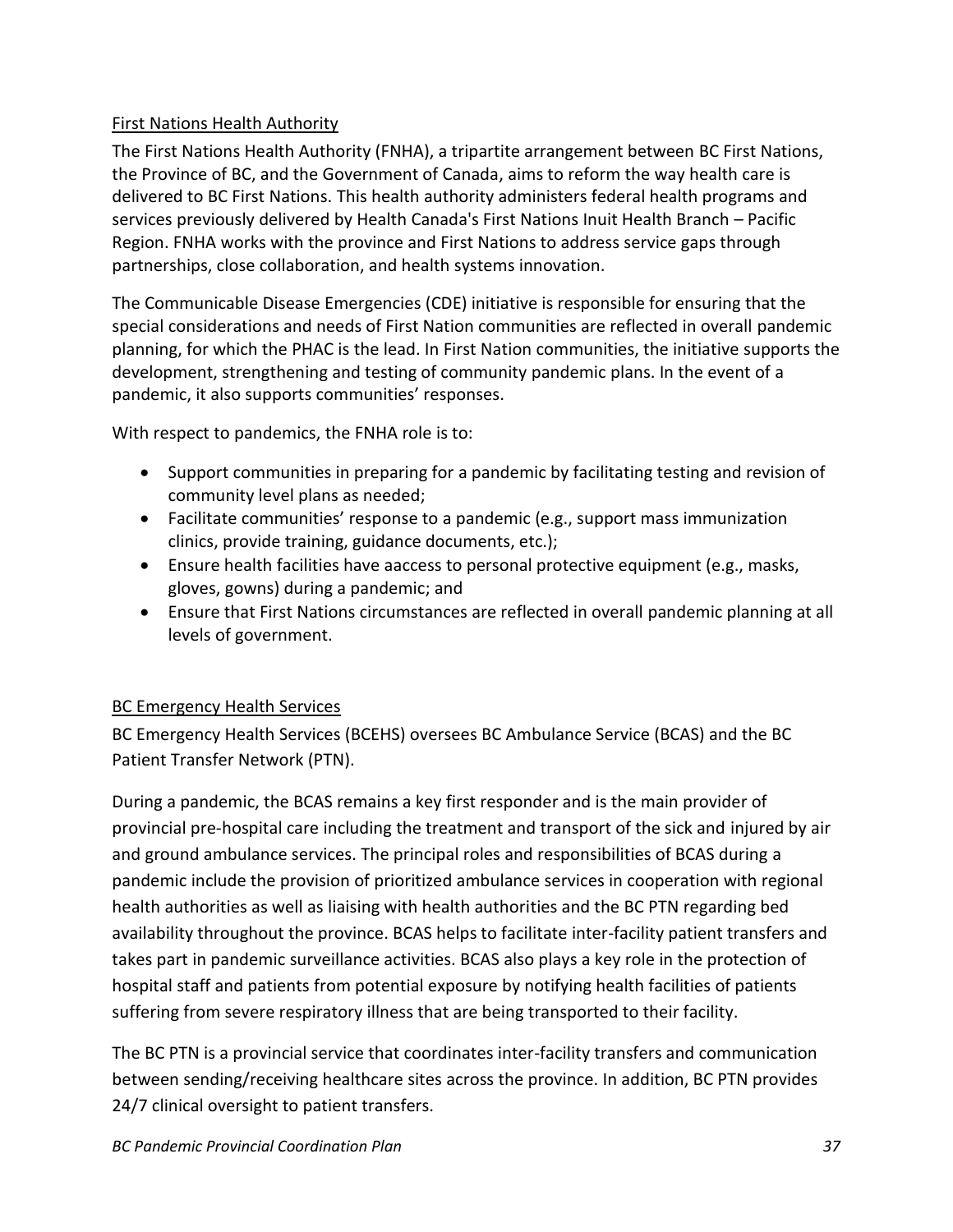### First Nations Health Authority

The First Nations Health Authority (FNHA), a tripartite arrangement between BC First Nations, the Province of BC, and the Government of Canada, aims to reform the way health care is delivered to BC First Nations. This health authority administers federal health programs and services previously delivered by Health Canada's First Nations Inuit Health Branch – Pacific Region. FNHA works with the province and First Nations to address service gaps through partnerships, close collaboration, and health systems innovation.

The Communicable Disease Emergencies (CDE) initiative is responsible for ensuring that the special considerations and needs of First Nation communities are reflected in overall pandemic planning, for which the PHAC is the lead. In First Nation communities, the initiative supports the development, strengthening and testing of community pandemic plans. In the event of a pandemic, it also supports communities' responses.

With respect to pandemics, the FNHA role is to:

- Support communities in preparing for a pandemic by facilitating testing and revision of community level plans as needed;
- Facilitate communities' response to a pandemic (e.g., support mass immunization clinics, provide training, guidance documents, etc.);
- Ensure health facilities have aaccess to personal protective equipment (e.g., masks, gloves, gowns) during a pandemic; and
- Ensure that First Nations circumstances are reflected in overall pandemic planning at all levels of government.

### BC Emergency Health Services

BC Emergency Health Services (BCEHS) oversees BC Ambulance Service (BCAS) and the BC Patient Transfer Network (PTN).

During a pandemic, the BCAS remains a key first responder and is the main provider of provincial pre-hospital care including the treatment and transport of the sick and injured by air and ground ambulance services. The principal roles and responsibilities of BCAS during a pandemic include the provision of prioritized ambulance services in cooperation with regional health authorities as well as liaising with health authorities and the BC PTN regarding bed availability throughout the province. BCAS helps to facilitate inter-facility patient transfers and takes part in pandemic surveillance activities. BCAS also plays a key role in the protection of hospital staff and patients from potential exposure by notifying health facilities of patients suffering from severe respiratory illness that are being transported to their facility.

The BC PTN is a provincial service that coordinates inter-facility transfers and communication between sending/receiving healthcare sites across the province. In addition, BC PTN provides 24/7 clinical oversight to patient transfers.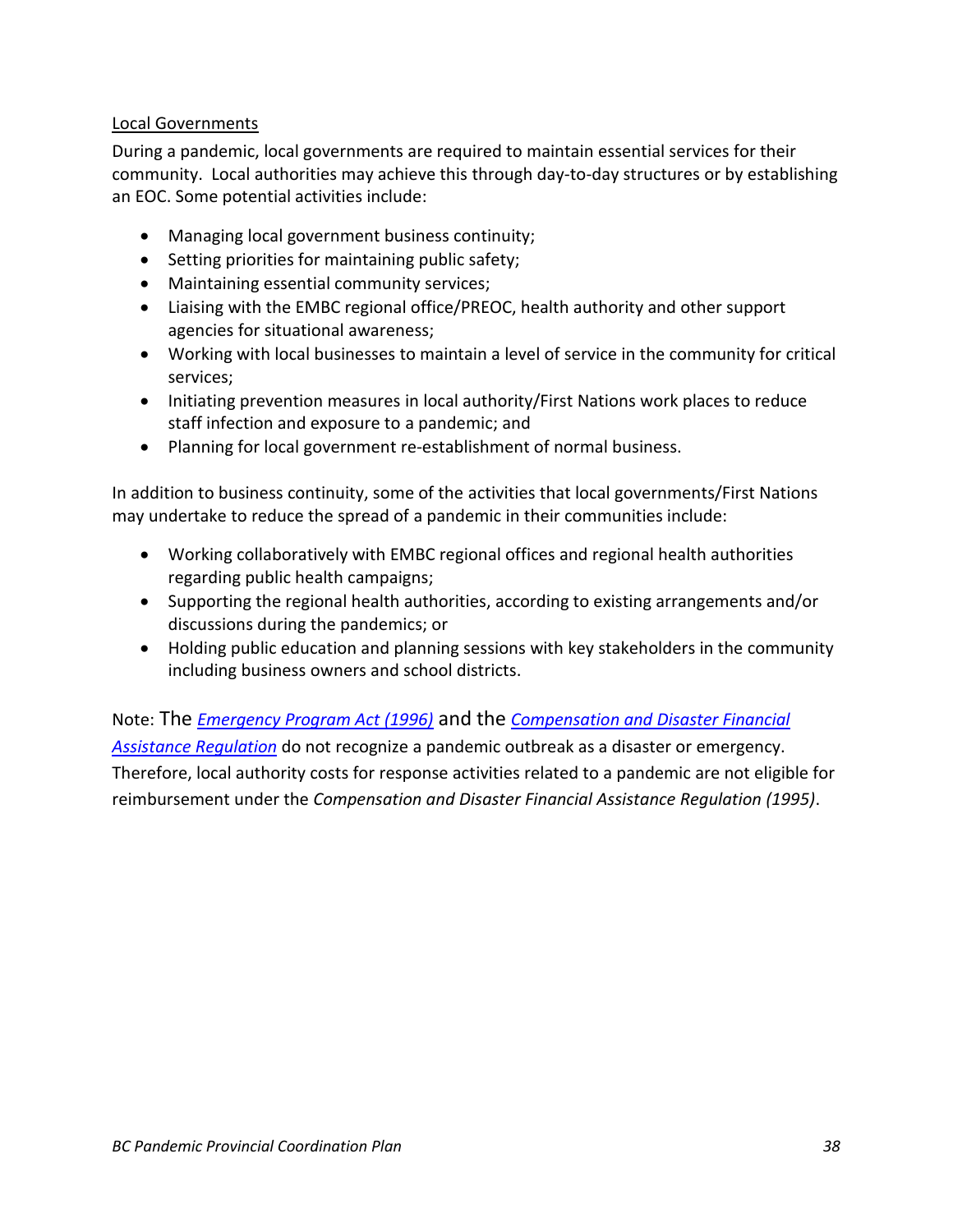Local Governments

During a pandemic, local governments are required to maintain essential services for their community. Local authorities may achieve this through day-to-day structures or by establishing an EOC. Some potential activities include:

- Managing local government business continuity;
- Setting priorities for maintaining public safety;
- Maintaining essential community services;
- Liaising with the EMBC regional office/PREOC, health authority and other support agencies for situational awareness;
- Working with local businesses to maintain a level of service in the community for critical services;
- Initiating prevention measures in local authority/First Nations work places to reduce staff infection and exposure to a pandemic; and
- Planning for local government re-establishment of normal business.

In addition to business continuity, some of the activities that local governments/First Nations may undertake to reduce the spread of a pandemic in their communities include:

- Working collaboratively with EMBC regional offices and regional health authorities regarding public health campaigns;
- Supporting the regional health authorities, according to existing arrangements and/or discussions during the pandemics; or
- Holding public education and planning sessions with key stakeholders in the community including business owners and school districts.

Note: The *Emergency Program Act (1996)* and the *Compensation and Disaster Financial Assistance Regulation* do not recognize a pandemic outbreak as a disaster or emergency. Therefore, local authority costs for response activities related to a pandemic are not eligible for reimbursement under the *Compensation and Disaster Financial Assistance Regulation (1995)*.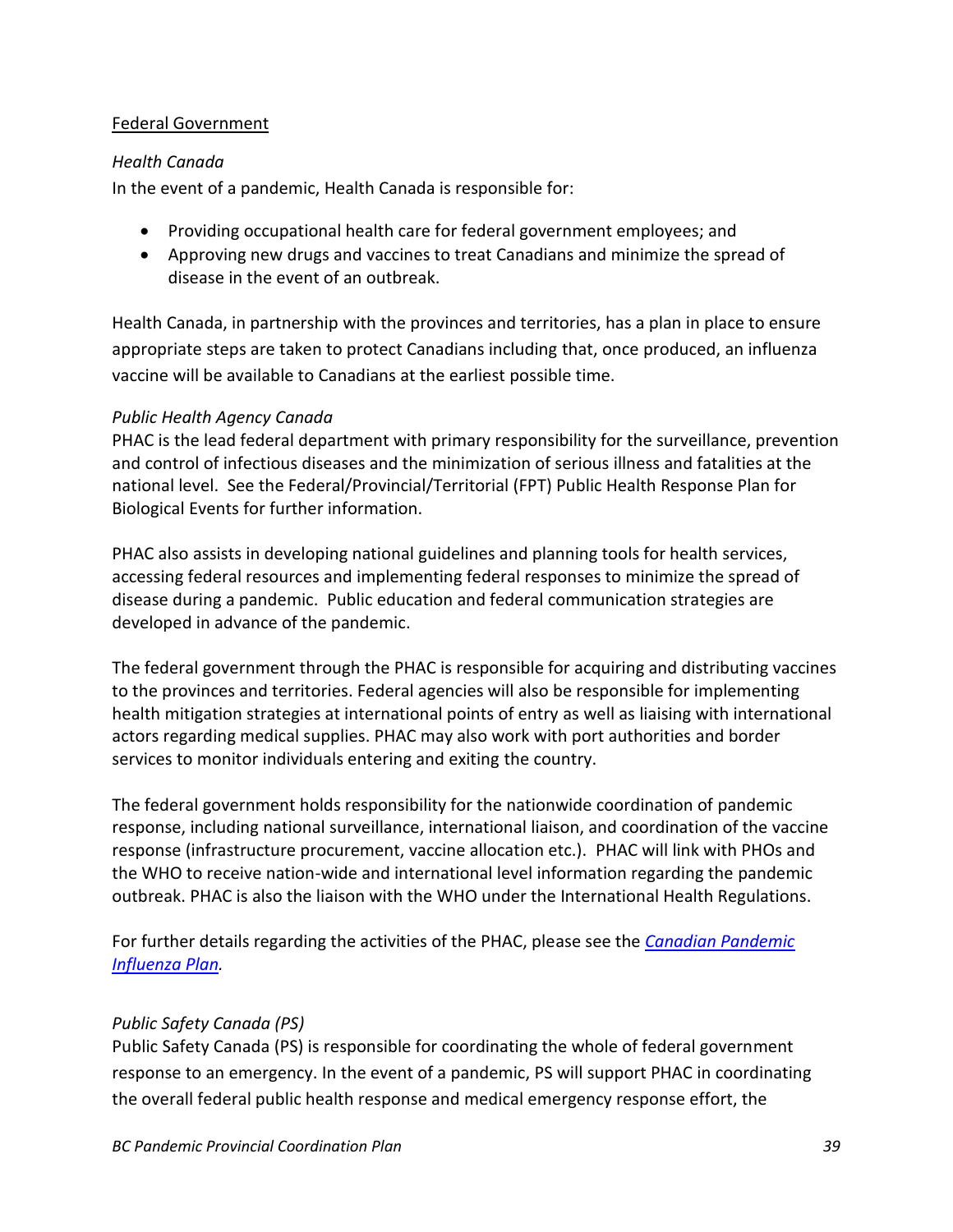Federal Government

*Health Canada*

In the event of a pandemic, Health Canada is responsible for:

- Providing occupational health care for federal government employees; and
- Approving new drugs and vaccines to treat Canadians and minimize the spread of disease in the event of an outbreak.

Health Canada, in partnership with the provinces and territories, has a plan in place to ensure appropriate steps are taken to protect Canadians including that, once produced, an influenza vaccine will be available to Canadians at the earliest possible time.

*Public Health Agency Canada*

PHAC is the lead federal department with primary responsibility for the surveillance, prevention and control of infectious diseases and the minimization of serious illness and fatalities at the national level. See the Federal/Provincial/Territorial (FPT) Public Health Response Plan for Biological Events for further information.

PHAC also assists in developing national guidelines and planning tools for health services, accessing federal resources and implementing federal responses to minimize the spread of disease during a pandemic. Public education and federal communication strategies are developed in advance of the pandemic.

The federal government through the PHAC is responsible for acquiring and distributing vaccines to the provinces and territories. Federal agencies will also be responsible for implementing health mitigation strategies at international points of entry as well as liaising with international actors regarding medical supplies. PHAC may also work with port authorities and border services to monitor individuals entering and exiting the country.

The federal government holds responsibility for the nationwide coordination of pandemic response, including national surveillance, international liaison, and coordination of the vaccine response (infrastructure procurement, vaccine allocation etc.). PHAC will link with PHOs and the WHO to receive nation-wide and international level information regarding the pandemic outbreak. PHAC is also the liaison with the WHO under the International Health Regulations.

For further details regarding the activities of the PHAC, please see the *Canadian Pandemic Influenza Plan.*

*Public Safety Canada (PS)*

Public Safety Canada (PS) is responsible for coordinating the whole of federal government response to an emergency. In the event of a pandemic, PS will support PHAC in coordinating the overall federal public health response and medical emergency response effort, the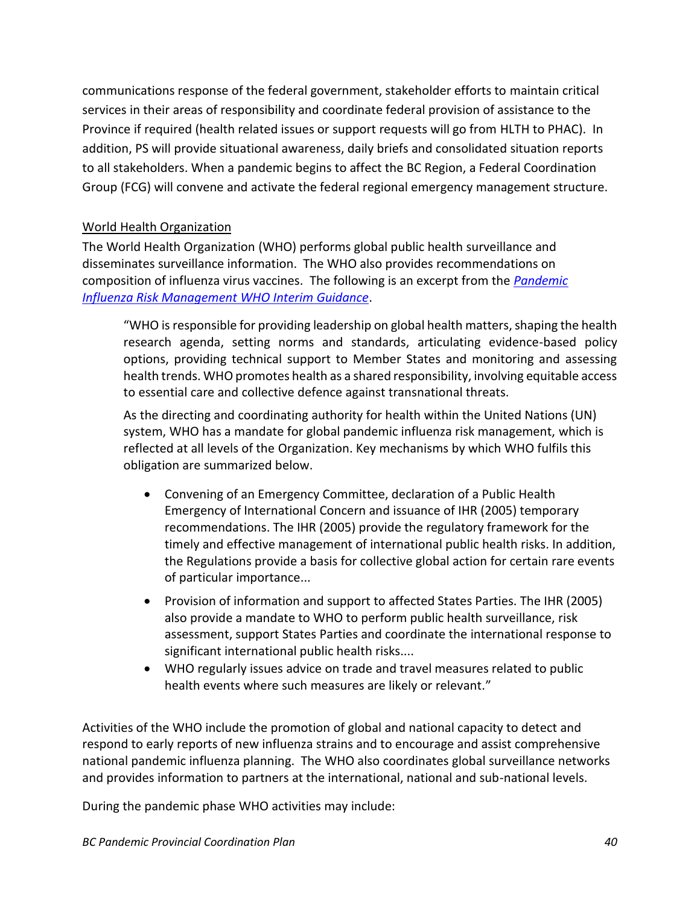communications response of the federal government, stakeholder efforts to maintain critical services in their areas of responsibility and coordinate federal provision of assistance to the Province if required (health related issues or support requests will go from HLTH to PHAC). In addition, PS will provide situational awareness, daily briefs and consolidated situation reports to all stakeholders. When a pandemic begins to affect the BC Region, a Federal Coordination Group (FCG) will convene and activate the federal regional emergency management structure.

World Health Organization

The World Health Organization (WHO) performs global public health surveillance and disseminates surveillance information. The WHO also provides recommendations on composition of influenza virus vaccines. The following is an excerpt from the [*Pandemic Influenza Risk Management WHO Interim Guidance*](#).

> "WHO is responsible for providing leadership on global health matters, shaping the health research agenda, setting norms and standards, articulating evidence-based policy options, providing technical support to Member States and monitoring and assessing health trends. WHO promotes health as a shared responsibility, involving equitable access to essential care and collective defence against transnational threats.
>
> As the directing and coordinating authority for health within the United Nations (UN) system, WHO has a mandate for global pandemic influenza risk management, which is reflected at all levels of the Organization. Key mechanisms by which WHO fulfils this obligation are summarized below.
>
> - Convening of an Emergency Committee, declaration of a Public Health Emergency of International Concern and issuance of IHR (2005) temporary recommendations. The IHR (2005) provide the regulatory framework for the timely and effective management of international public health risks. In addition, the Regulations provide a basis for collective global action for certain rare events of particular importance...
> - Provision of information and support to affected States Parties. The IHR (2005) also provide a mandate to WHO to perform public health surveillance, risk assessment, support States Parties and coordinate the international response to significant international public health risks....
> - WHO regularly issues advice on trade and travel measures related to public health events where such measures are likely or relevant."

Activities of the WHO include the promotion of global and national capacity to detect and respond to early reports of new influenza strains and to encourage and assist comprehensive national pandemic influenza planning. The WHO also coordinates global surveillance networks and provides information to partners at the international, national and sub-national levels.

During the pandemic phase WHO activities may include: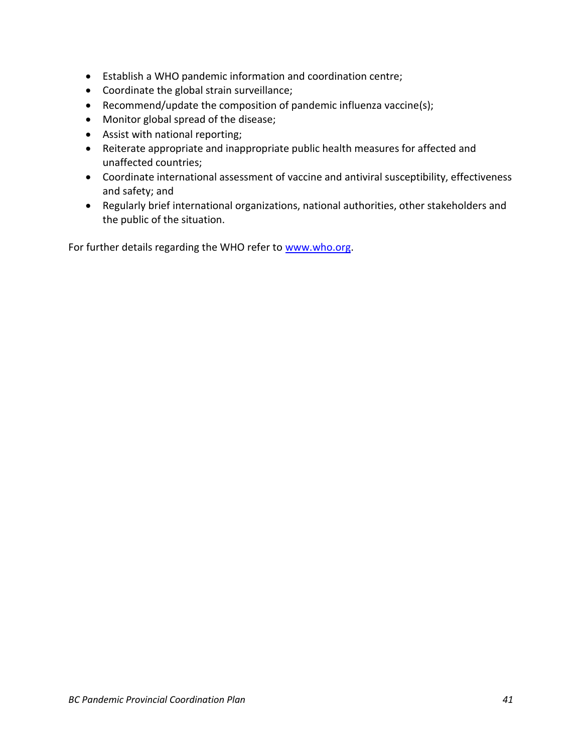- Establish a WHO pandemic information and coordination centre;
- Coordinate the global strain surveillance;
- Recommend/update the composition of pandemic influenza vaccine(s);
- Monitor global spread of the disease;
- Assist with national reporting;
- Reiterate appropriate and inappropriate public health measures for affected and unaffected countries;
- Coordinate international assessment of vaccine and antiviral susceptibility, effectiveness and safety; and
- Regularly brief international organizations, national authorities, other stakeholders and the public of the situation.

For further details regarding the WHO refer to [www.who.org](http://www.who.org).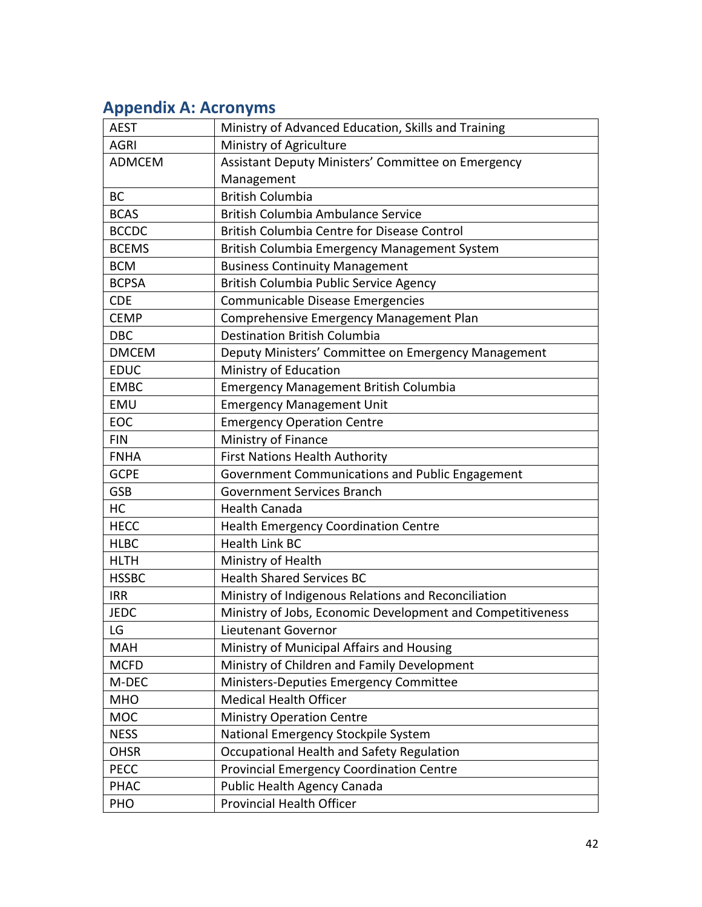## Appendix A: Acronyms

| | |
|---|---|
| AEST | Ministry of Advanced Education, Skills and Training |
| AGRI | Ministry of Agriculture |
| ADMCEM | Assistant Deputy Ministers' Committee on Emergency Management |
| BC | British Columbia |
| BCAS | British Columbia Ambulance Service |
| BCCDC | British Columbia Centre for Disease Control |
| BCEMS | British Columbia Emergency Management System |
| BCM | Business Continuity Management |
| BCPSA | British Columbia Public Service Agency |
| CDE | Communicable Disease Emergencies |
| CEMP | Comprehensive Emergency Management Plan |
| DBC | Destination British Columbia |
| DMCEM | Deputy Ministers' Committee on Emergency Management |
| EDUC | Ministry of Education |
| EMBC | Emergency Management British Columbia |
| EMU | Emergency Management Unit |
| EOC | Emergency Operation Centre |
| FIN | Ministry of Finance |
| FNHA | First Nations Health Authority |
| GCPE | Government Communications and Public Engagement |
| GSB | Government Services Branch |
| HC | Health Canada |
| HECC | Health Emergency Coordination Centre |
| HLBC | Health Link BC |
| HLTH | Ministry of Health |
| HSSBC | Health Shared Services BC |
| IRR | Ministry of Indigenous Relations and Reconciliation |
| JEDC | Ministry of Jobs, Economic Development and Competitiveness |
| LG | Lieutenant Governor |
| MAH | Ministry of Municipal Affairs and Housing |
| MCFD | Ministry of Children and Family Development |
| M-DEC | Ministers-Deputies Emergency Committee |
| MHO | Medical Health Officer |
| MOC | Ministry Operation Centre |
| NESS | National Emergency Stockpile System |
| OHSR | Occupational Health and Safety Regulation |
| PECC | Provincial Emergency Coordination Centre |
| PHAC | Public Health Agency Canada |
| PHO | Provincial Health Officer |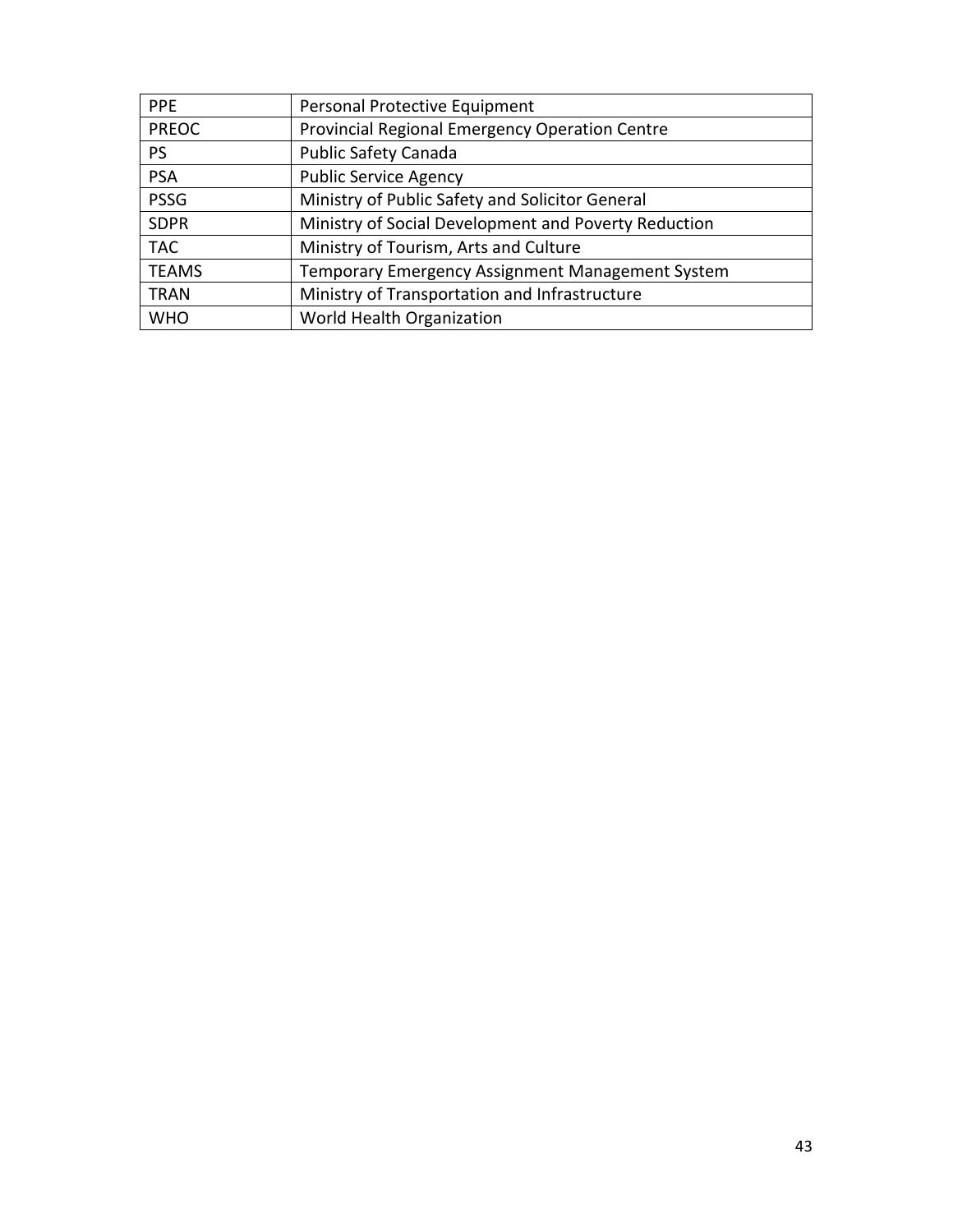| PPE | Personal Protective Equipment |
|---|---|
| PREOC | Provincial Regional Emergency Operation Centre |
| PS | Public Safety Canada |
| PSA | Public Service Agency |
| PSSG | Ministry of Public Safety and Solicitor General |
| SDPR | Ministry of Social Development and Poverty Reduction |
| TAC | Ministry of Tourism, Arts and Culture |
| TEAMS | Temporary Emergency Assignment Management System |
| TRAN | Ministry of Transportation and Infrastructure |
| WHO | World Health Organization |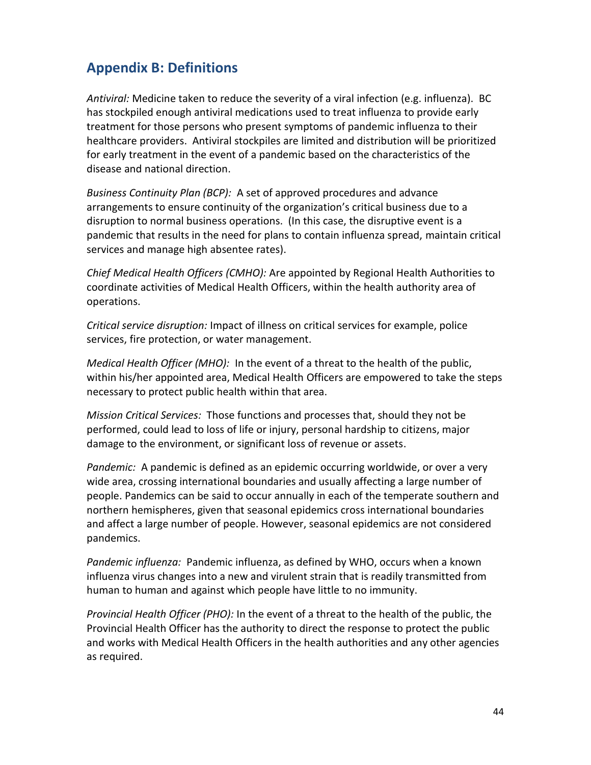## Appendix B: Definitions

*Antiviral:* Medicine taken to reduce the severity of a viral infection (e.g. influenza). BC has stockpiled enough antiviral medications used to treat influenza to provide early treatment for those persons who present symptoms of pandemic influenza to their healthcare providers. Antiviral stockpiles are limited and distribution will be prioritized for early treatment in the event of a pandemic based on the characteristics of the disease and national direction.

*Business Continuity Plan (BCP):* A set of approved procedures and advance arrangements to ensure continuity of the organization's critical business due to a disruption to normal business operations. (In this case, the disruptive event is a pandemic that results in the need for plans to contain influenza spread, maintain critical services and manage high absentee rates).

*Chief Medical Health Officers (CMHO):* Are appointed by Regional Health Authorities to coordinate activities of Medical Health Officers, within the health authority area of operations.

*Critical service disruption:* Impact of illness on critical services for example, police services, fire protection, or water management.

*Medical Health Officer (MHO):* In the event of a threat to the health of the public, within his/her appointed area, Medical Health Officers are empowered to take the steps necessary to protect public health within that area.

*Mission Critical Services:* Those functions and processes that, should they not be performed, could lead to loss of life or injury, personal hardship to citizens, major damage to the environment, or significant loss of revenue or assets.

*Pandemic:* A pandemic is defined as an epidemic occurring worldwide, or over a very wide area, crossing international boundaries and usually affecting a large number of people. Pandemics can be said to occur annually in each of the temperate southern and northern hemispheres, given that seasonal epidemics cross international boundaries and affect a large number of people. However, seasonal epidemics are not considered pandemics.

*Pandemic influenza:* Pandemic influenza, as defined by WHO, occurs when a known influenza virus changes into a new and virulent strain that is readily transmitted from human to human and against which people have little to no immunity.

*Provincial Health Officer (PHO):* In the event of a threat to the health of the public, the Provincial Health Officer has the authority to direct the response to protect the public and works with Medical Health Officers in the health authorities and any other agencies as required.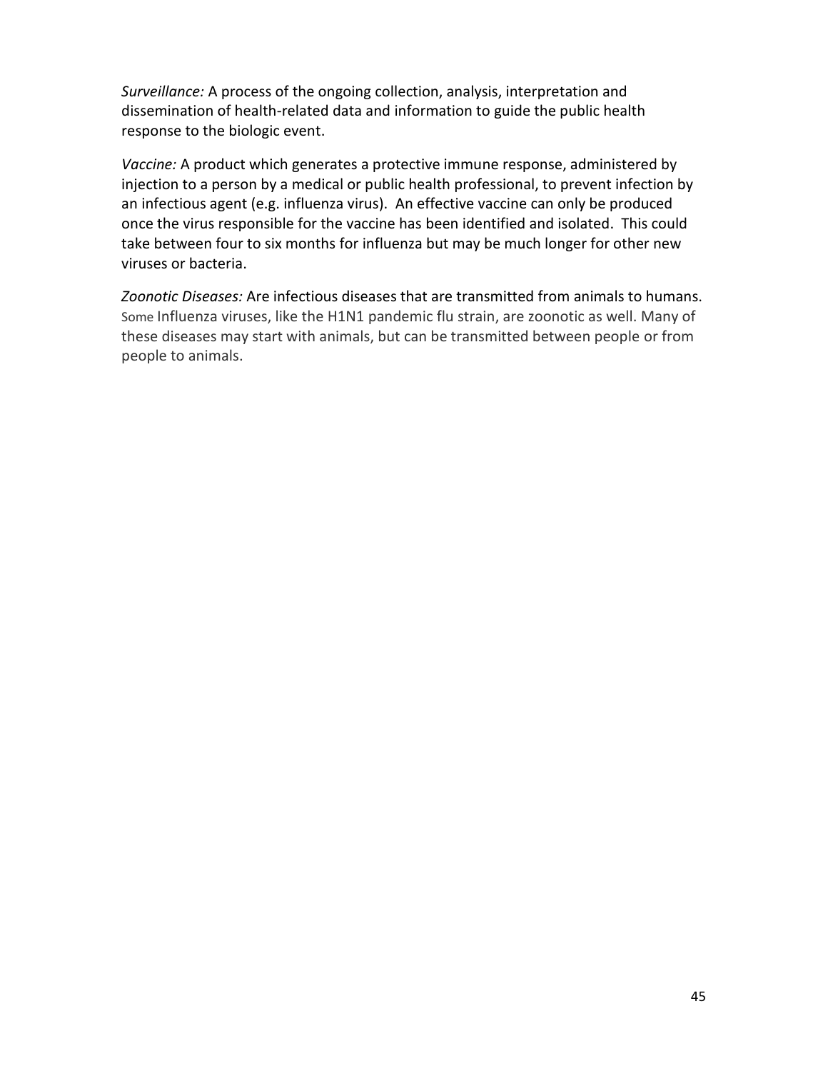*Surveillance:* A process of the ongoing collection, analysis, interpretation and dissemination of health-related data and information to guide the public health response to the biologic event.

*Vaccine:* A product which generates a protective immune response, administered by injection to a person by a medical or public health professional, to prevent infection by an infectious agent (e.g. influenza virus). An effective vaccine can only be produced once the virus responsible for the vaccine has been identified and isolated. This could take between four to six months for influenza but may be much longer for other new viruses or bacteria.

*Zoonotic Diseases:* Are infectious diseases that are transmitted from animals to humans. Some Influenza viruses, like the H1N1 pandemic flu strain, are zoonotic as well. Many of these diseases may start with animals, but can be transmitted between people or from people to animals.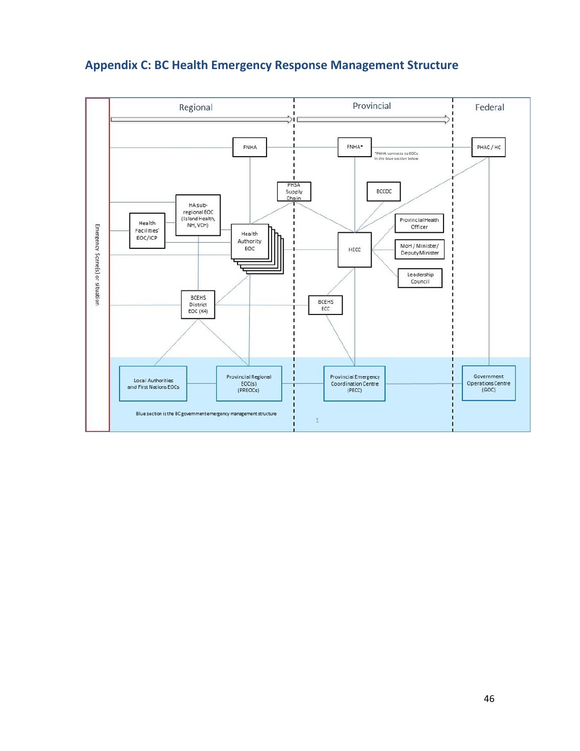## Appendix C: BC Health Emergency Response Management Structure

Regional | Provincial | Federal

Emergency Scene(s) or situation

FNHA

FNHA*

*FNHA connects to EOCs in the blue section below

PHAC / HC

PHSA Supply Chain

BCCDC

HA sub-regional EOC (Island Health, NH, VCH)

Health Facilities' EOC/ICP

Health Authority EOC

HECC

Provincial Health Officer

MoH / Minister/ Deputy Minister

Leadership Council

BCEHS District EOC (X4)

BCEHS ECC

Local Authorities and First Nations EOCs

Provincial Regional EOC(s) (PREOCs)

Provincial Emergency Coordination Centre (PECC)

Government Operations Centre (GOC)

Blue section is the BC government emergency management structure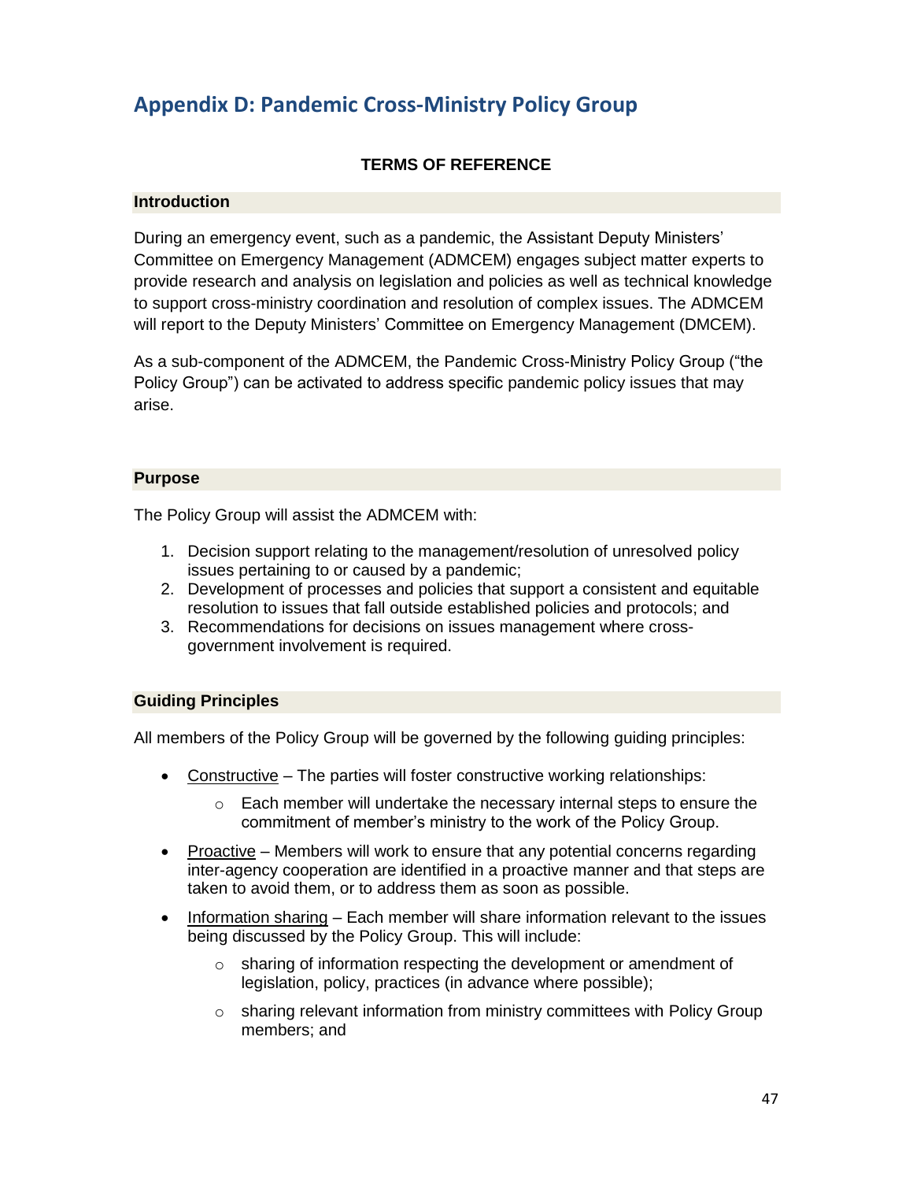# Appendix D: Pandemic Cross-Ministry Policy Group

**TERMS OF REFERENCE**

## Introduction

During an emergency event, such as a pandemic, the Assistant Deputy Ministers' Committee on Emergency Management (ADMCEM) engages subject matter experts to provide research and analysis on legislation and policies as well as technical knowledge to support cross-ministry coordination and resolution of complex issues. The ADMCEM will report to the Deputy Ministers' Committee on Emergency Management (DMCEM).

As a sub-component of the ADMCEM, the Pandemic Cross-Ministry Policy Group ("the Policy Group") can be activated to address specific pandemic policy issues that may arise.

## Purpose

The Policy Group will assist the ADMCEM with:

1. Decision support relating to the management/resolution of unresolved policy issues pertaining to or caused by a pandemic;
2. Development of processes and policies that support a consistent and equitable resolution to issues that fall outside established policies and protocols; and
3. Recommendations for decisions on issues management where cross-government involvement is required.

## Guiding Principles

All members of the Policy Group will be governed by the following guiding principles:

- Constructive – The parties will foster constructive working relationships:
    - Each member will undertake the necessary internal steps to ensure the commitment of member's ministry to the work of the Policy Group.
- Proactive – Members will work to ensure that any potential concerns regarding inter-agency cooperation are identified in a proactive manner and that steps are taken to avoid them, or to address them as soon as possible.
- Information sharing – Each member will share information relevant to the issues being discussed by the Policy Group. This will include:
    - sharing of information respecting the development or amendment of legislation, policy, practices (in advance where possible);
    - sharing relevant information from ministry committees with Policy Group members; and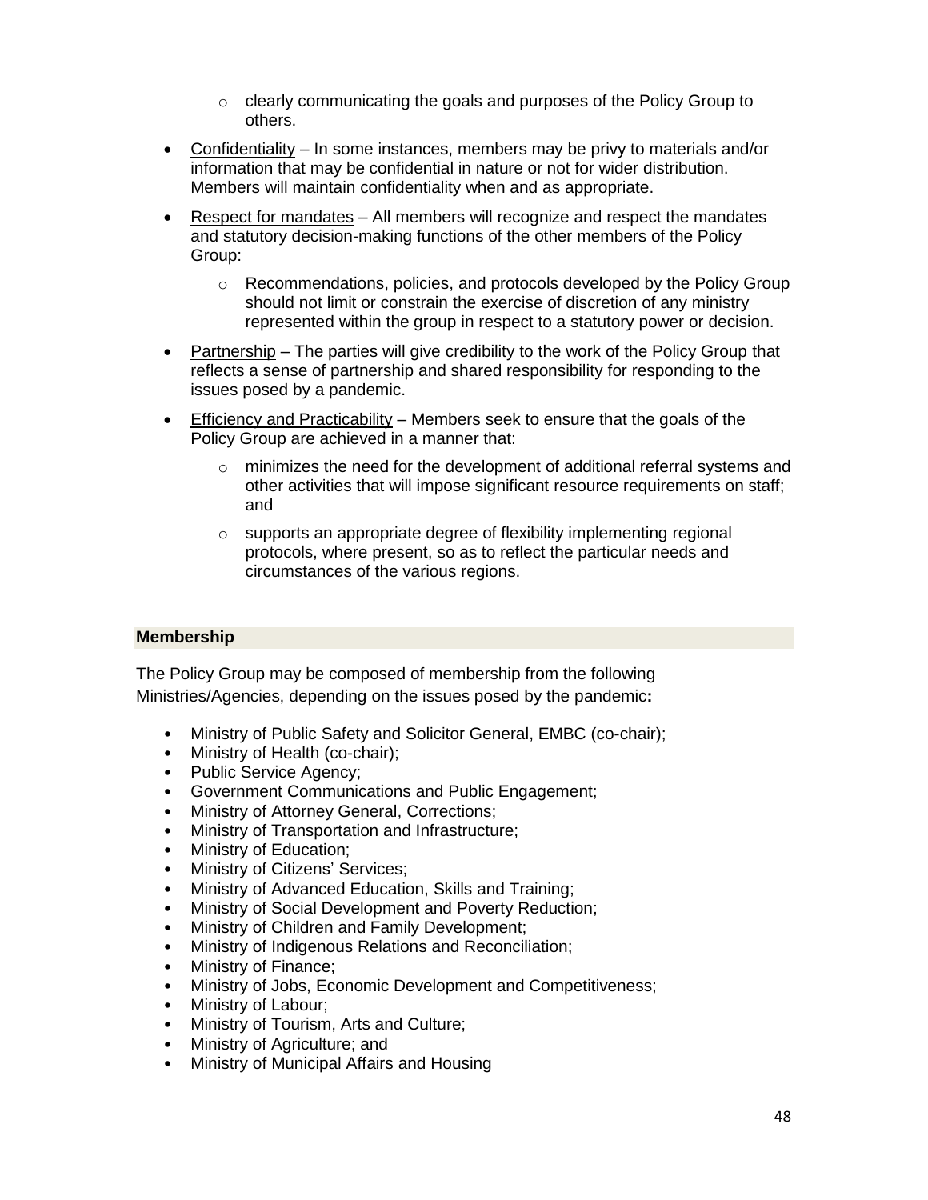- clearly communicating the goals and purposes of the Policy Group to others.

- Confidentiality – In some instances, members may be privy to materials and/or information that may be confidential in nature or not for wider distribution. Members will maintain confidentiality when and as appropriate.

- Respect for mandates – All members will recognize and respect the mandates and statutory decision-making functions of the other members of the Policy Group:
  - Recommendations, policies, and protocols developed by the Policy Group should not limit or constrain the exercise of discretion of any ministry represented within the group in respect to a statutory power or decision.

- Partnership – The parties will give credibility to the work of the Policy Group that reflects a sense of partnership and shared responsibility for responding to the issues posed by a pandemic.

- Efficiency and Practicability – Members seek to ensure that the goals of the Policy Group are achieved in a manner that:
  - minimizes the need for the development of additional referral systems and other activities that will impose significant resource requirements on staff; and
  - supports an appropriate degree of flexibility implementing regional protocols, where present, so as to reflect the particular needs and circumstances of the various regions.

## Membership

The Policy Group may be composed of membership from the following Ministries/Agencies, depending on the issues posed by the pandemic**:**

- Ministry of Public Safety and Solicitor General, EMBC (co-chair);
- Ministry of Health (co-chair);
- Public Service Agency;
- Government Communications and Public Engagement;
- Ministry of Attorney General, Corrections;
- Ministry of Transportation and Infrastructure;
- Ministry of Education;
- Ministry of Citizens' Services;
- Ministry of Advanced Education, Skills and Training;
- Ministry of Social Development and Poverty Reduction;
- Ministry of Children and Family Development;
- Ministry of Indigenous Relations and Reconciliation;
- Ministry of Finance;
- Ministry of Jobs, Economic Development and Competitiveness;
- Ministry of Labour;
- Ministry of Tourism, Arts and Culture;
- Ministry of Agriculture; and
- Ministry of Municipal Affairs and Housing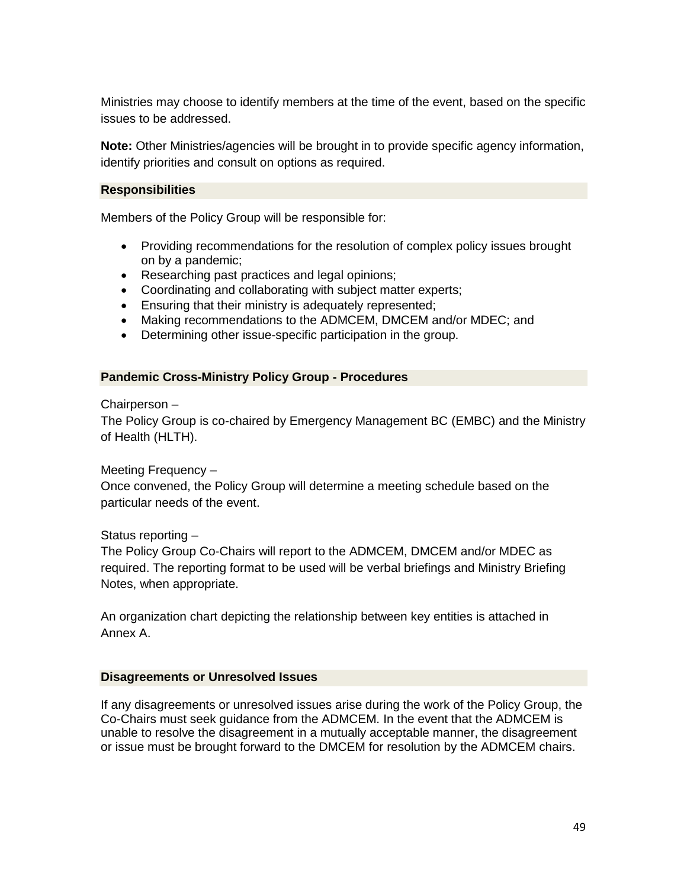Ministries may choose to identify members at the time of the event, based on the specific issues to be addressed.

**Note:** Other Ministries/agencies will be brought in to provide specific agency information, identify priorities and consult on options as required.

### Responsibilities

Members of the Policy Group will be responsible for:

- Providing recommendations for the resolution of complex policy issues brought on by a pandemic;
- Researching past practices and legal opinions;
- Coordinating and collaborating with subject matter experts;
- Ensuring that their ministry is adequately represented;
- Making recommendations to the ADMCEM, DMCEM and/or MDEC; and
- Determining other issue-specific participation in the group.

### Pandemic Cross-Ministry Policy Group - Procedures

Chairperson –
The Policy Group is co-chaired by Emergency Management BC (EMBC) and the Ministry of Health (HLTH).

Meeting Frequency –
Once convened, the Policy Group will determine a meeting schedule based on the particular needs of the event.

Status reporting –
The Policy Group Co-Chairs will report to the ADMCEM, DMCEM and/or MDEC as required. The reporting format to be used will be verbal briefings and Ministry Briefing Notes, when appropriate.

An organization chart depicting the relationship between key entities is attached in Annex A.

### Disagreements or Unresolved Issues

If any disagreements or unresolved issues arise during the work of the Policy Group, the Co-Chairs must seek guidance from the ADMCEM. In the event that the ADMCEM is unable to resolve the disagreement in a mutually acceptable manner, the disagreement or issue must be brought forward to the DMCEM for resolution by the ADMCEM chairs.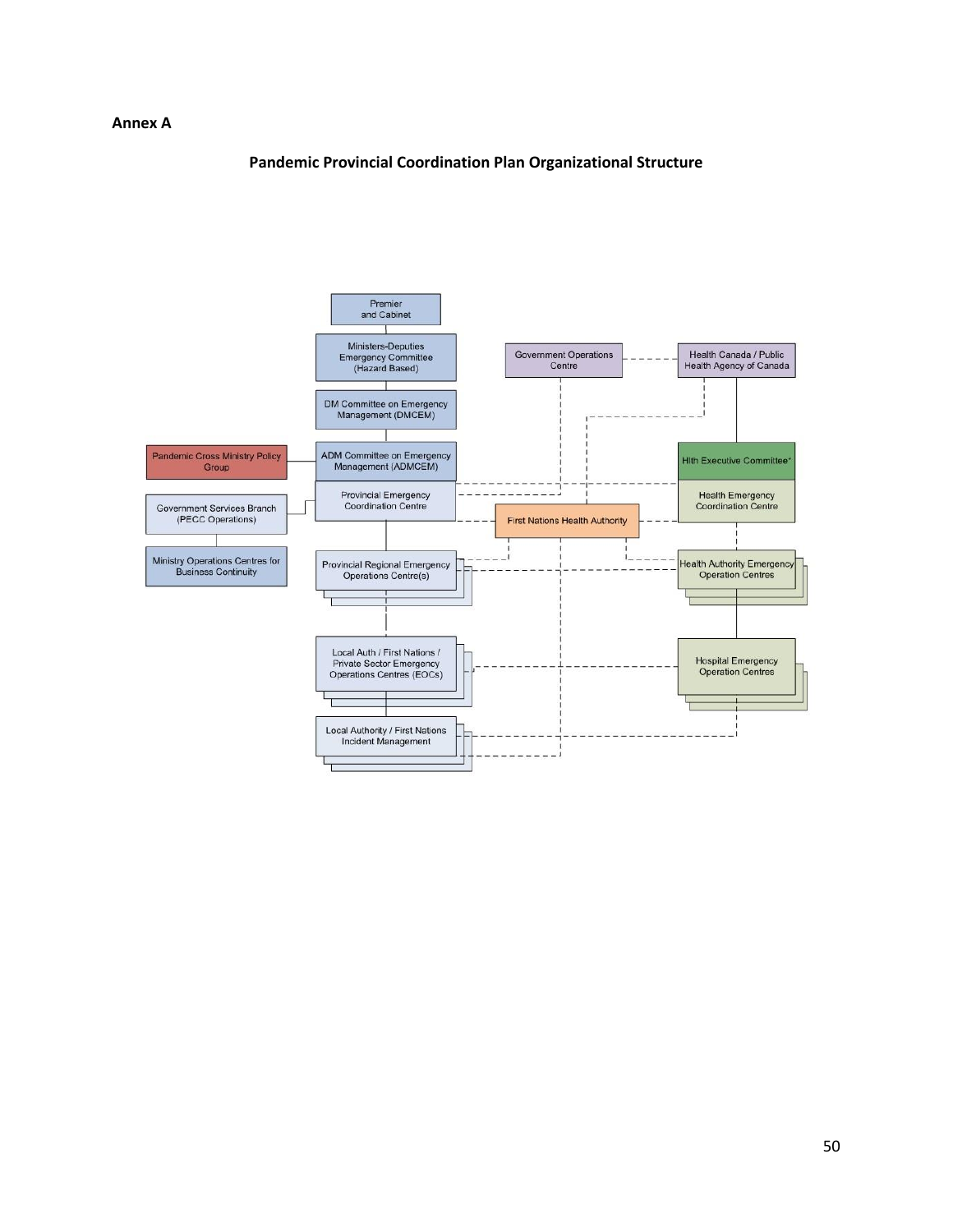**Annex A**

**Pandemic Provincial Coordination Plan Organizational Structure**

Premier and Cabinet

Ministers-Deputies Emergency Committee (Hazard Based)

DM Committee on Emergency Management (DMCEM)

Pandemic Cross Ministry Policy Group

ADM Committee on Emergency Management (ADMCEM)

Provincial Emergency Coordination Centre

Government Services Branch (PECC Operations)

Ministry Operations Centres for Business Continuity

Provincial Regional Emergency Operations Centre(s)

Local Auth / First Nations / Private Sector Emergency Operations Centres (EOCs)

Local Authority / First Nations Incident Management

Government Operations Centre

Health Canada / Public Health Agency of Canada

First Nations Health Authority

Hlth Executive Committee*

Health Emergency Coordination Centre

Health Authority Emergency Operation Centres

Hospital Emergency Operation Centres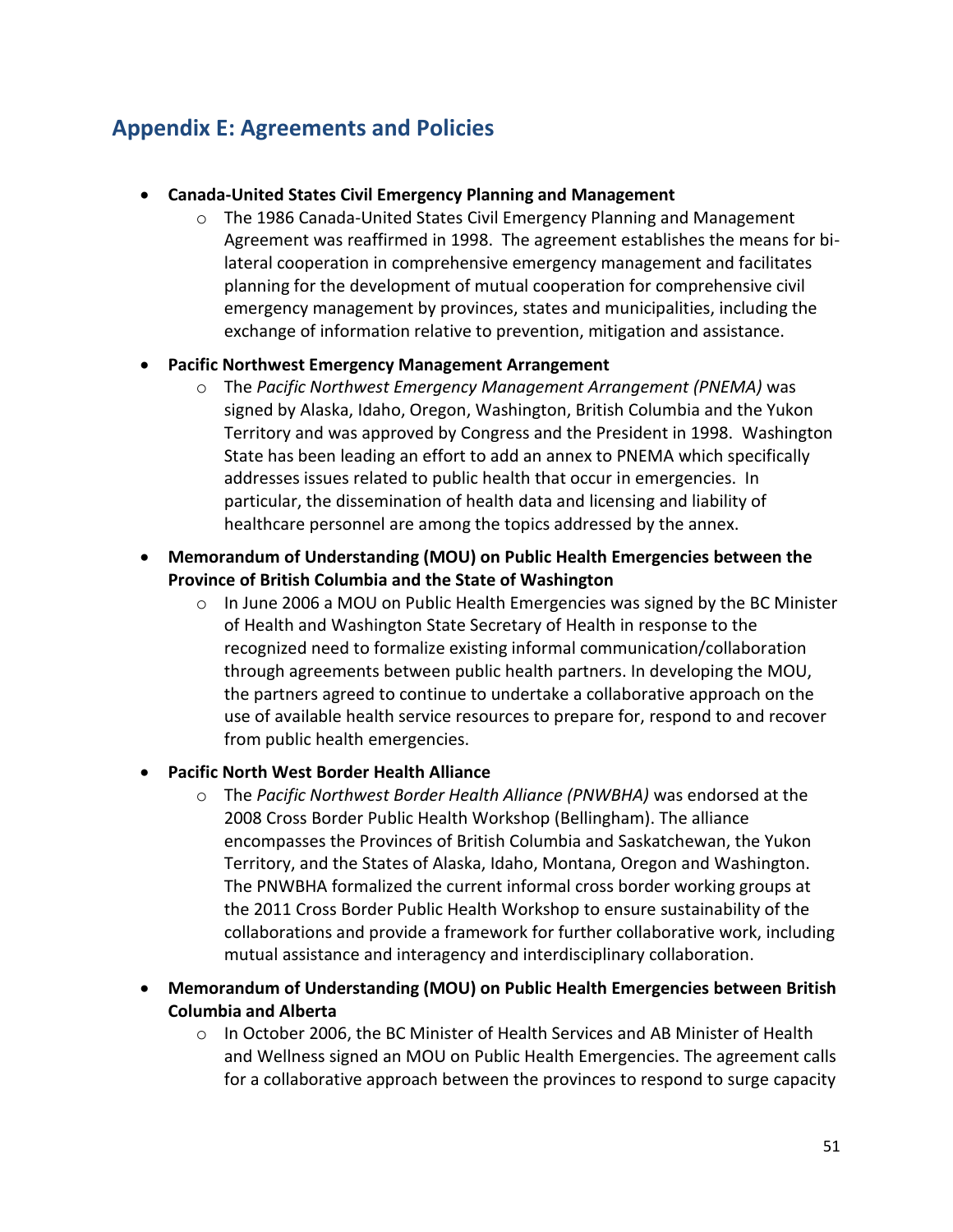## Appendix E: Agreements and Policies

- **Canada-United States Civil Emergency Planning and Management**
    - The 1986 Canada-United States Civil Emergency Planning and Management Agreement was reaffirmed in 1998. The agreement establishes the means for bi-lateral cooperation in comprehensive emergency management and facilitates planning for the development of mutual cooperation for comprehensive civil emergency management by provinces, states and municipalities, including the exchange of information relative to prevention, mitigation and assistance.
- **Pacific Northwest Emergency Management Arrangement**
    - The *Pacific Northwest Emergency Management Arrangement (PNEMA)* was signed by Alaska, Idaho, Oregon, Washington, British Columbia and the Yukon Territory and was approved by Congress and the President in 1998. Washington State has been leading an effort to add an annex to PNEMA which specifically addresses issues related to public health that occur in emergencies. In particular, the dissemination of health data and licensing and liability of healthcare personnel are among the topics addressed by the annex.
- **Memorandum of Understanding (MOU) on Public Health Emergencies between the Province of British Columbia and the State of Washington**
    - In June 2006 a MOU on Public Health Emergencies was signed by the BC Minister of Health and Washington State Secretary of Health in response to the recognized need to formalize existing informal communication/collaboration through agreements between public health partners. In developing the MOU, the partners agreed to continue to undertake a collaborative approach on the use of available health service resources to prepare for, respond to and recover from public health emergencies.
- **Pacific North West Border Health Alliance**
    - The *Pacific Northwest Border Health Alliance (PNWBHA)* was endorsed at the 2008 Cross Border Public Health Workshop (Bellingham). The alliance encompasses the Provinces of British Columbia and Saskatchewan, the Yukon Territory, and the States of Alaska, Idaho, Montana, Oregon and Washington. The PNWBHA formalized the current informal cross border working groups at the 2011 Cross Border Public Health Workshop to ensure sustainability of the collaborations and provide a framework for further collaborative work, including mutual assistance and interagency and interdisciplinary collaboration.
- **Memorandum of Understanding (MOU) on Public Health Emergencies between British Columbia and Alberta**
    - In October 2006, the BC Minister of Health Services and AB Minister of Health and Wellness signed an MOU on Public Health Emergencies. The agreement calls for a collaborative approach between the provinces to respond to surge capacity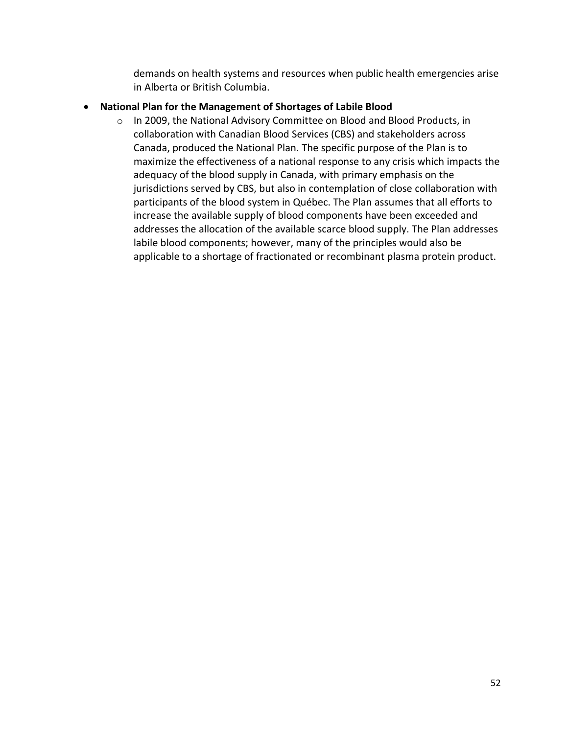demands on health systems and resources when public health emergencies arise in Alberta or British Columbia.

- **National Plan for the Management of Shortages of Labile Blood**
  - In 2009, the National Advisory Committee on Blood and Blood Products, in collaboration with Canadian Blood Services (CBS) and stakeholders across Canada, produced the National Plan. The specific purpose of the Plan is to maximize the effectiveness of a national response to any crisis which impacts the adequacy of the blood supply in Canada, with primary emphasis on the jurisdictions served by CBS, but also in contemplation of close collaboration with participants of the blood system in Québec. The Plan assumes that all efforts to increase the available supply of blood components have been exceeded and addresses the allocation of the available scarce blood supply. The Plan addresses labile blood components; however, many of the principles would also be applicable to a shortage of fractionated or recombinant plasma protein product.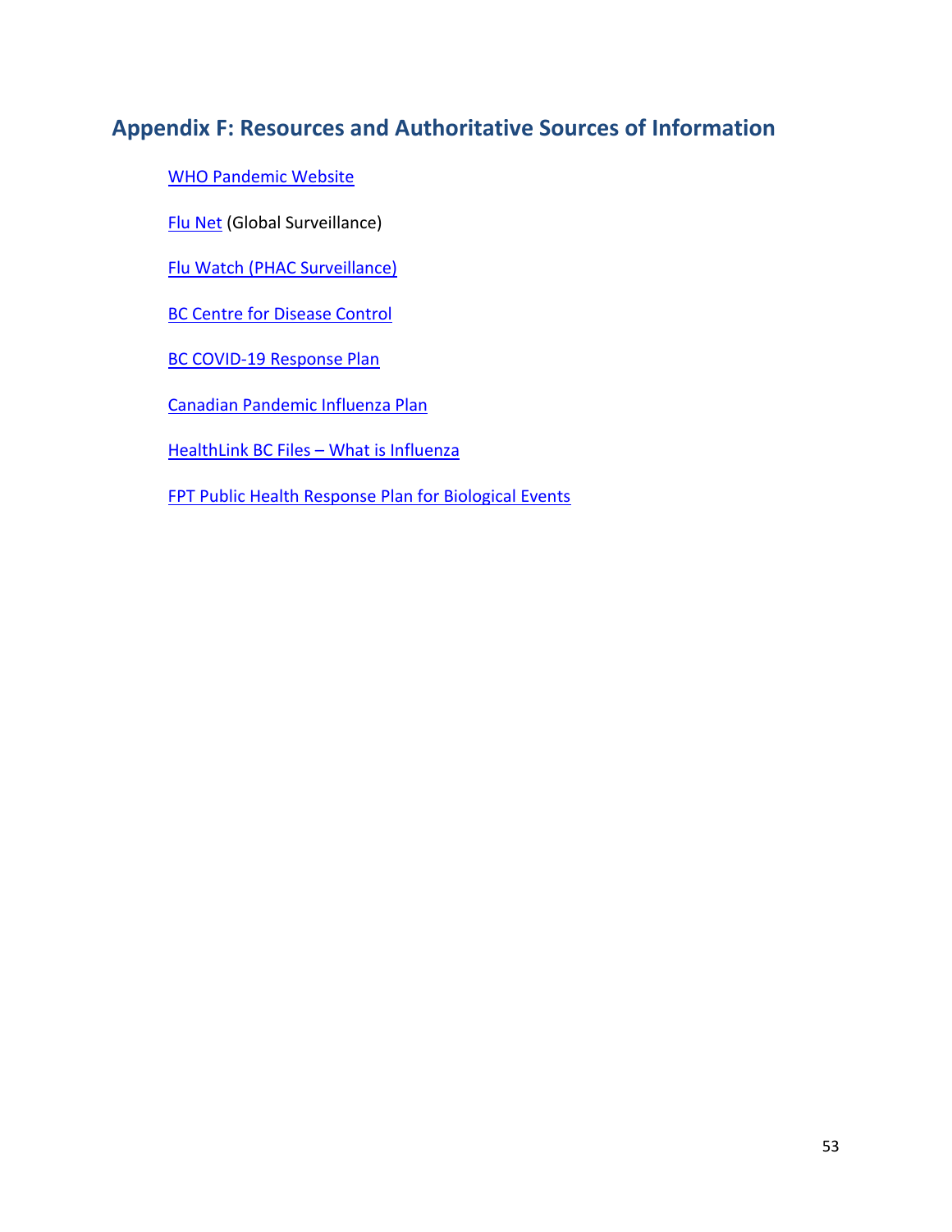## Appendix F: Resources and Authoritative Sources of Information

WHO Pandemic Website

Flu Net (Global Surveillance)

Flu Watch (PHAC Surveillance)

BC Centre for Disease Control

BC COVID-19 Response Plan

Canadian Pandemic Influenza Plan

HealthLink BC Files – What is Influenza

FPT Public Health Response Plan for Biological Events